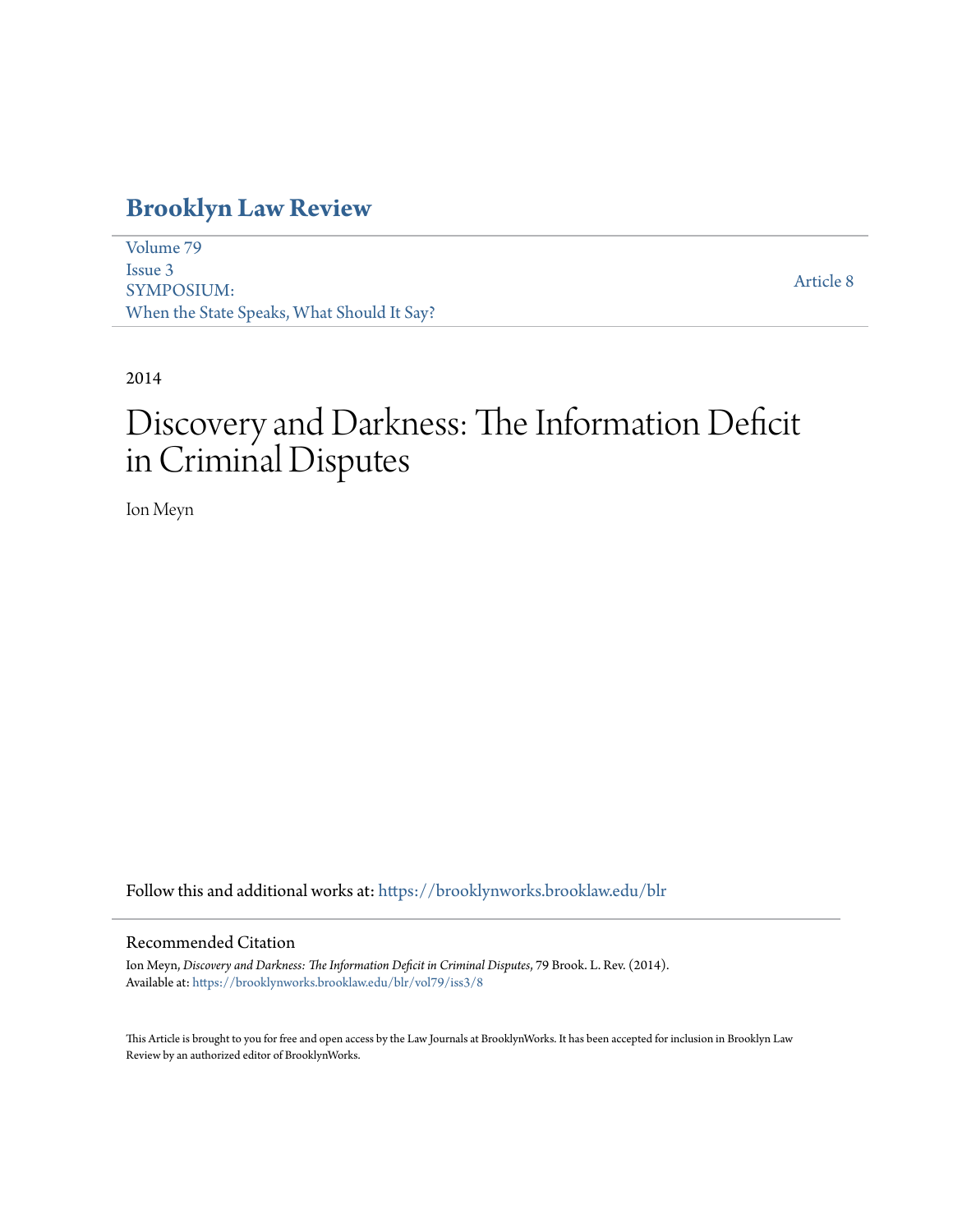# Brooklyn Law Review

Volume 79
Issue 3
SYMPOSIUM:
When the State Speaks, What Should It Say?

Article 8

2014

# Discovery and Darkness: The Information Deficit in Criminal Disputes

Ion Meyn

Follow this and additional works at: https://brooklynworks.brooklaw.edu/blr

## Recommended Citation

Ion Meyn, *Discovery and Darkness: The Information Deficit in Criminal Disputes*, 79 Brook. L. Rev. (2014).
Available at: https://brooklynworks.brooklaw.edu/blr/vol79/iss3/8

This Article is brought to you for free and open access by the Law Journals at BrooklynWorks. It has been accepted for inclusion in Brooklyn Law Review by an authorized editor of BrooklynWorks.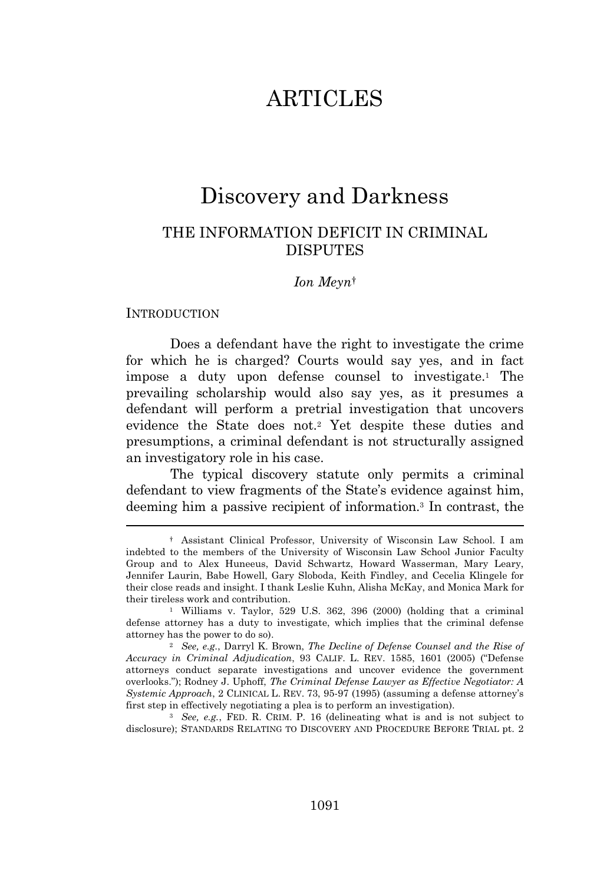# ARTICLES

# Discovery and Darkness

## THE INFORMATION DEFICIT IN CRIMINAL DISPUTES

*Ion Meyn*†

INTRODUCTION

Does a defendant have the right to investigate the crime for which he is charged? Courts would say yes, and in fact impose a duty upon defense counsel to investigate.[1] The prevailing scholarship would also say yes, as it presumes a defendant will perform a pretrial investigation that uncovers evidence the State does not.[2] Yet despite these duties and presumptions, a criminal defendant is not structurally assigned an investigatory role in his case.

The typical discovery statute only permits a criminal defendant to view fragments of the State's evidence against him, deeming him a passive recipient of information.[3] In contrast, the

---

† Assistant Clinical Professor, University of Wisconsin Law School. I am indebted to the members of the University of Wisconsin Law School Junior Faculty Group and to Alex Huneeus, David Schwartz, Howard Wasserman, Mary Leary, Jennifer Laurin, Babe Howell, Gary Sloboda, Keith Findley, and Cecelia Klingele for their close reads and insight. I thank Leslie Kuhn, Alisha McKay, and Monica Mark for their tireless work and contribution.

[1] Williams v. Taylor, 529 U.S. 362, 396 (2000) (holding that a criminal defense attorney has a duty to investigate, which implies that the criminal defense attorney has the power to do so).

[2] *See, e.g.*, Darryl K. Brown, *The Decline of Defense Counsel and the Rise of Accuracy in Criminal Adjudication*, 93 CALIF. L. REV. 1585, 1601 (2005) ("Defense attorneys conduct separate investigations and uncover evidence the government overlooks."); Rodney J. Uphoff, *The Criminal Defense Lawyer as Effective Negotiator: A Systemic Approach*, 2 CLINICAL L. REV. 73, 95-97 (1995) (assuming a defense attorney's first step in effectively negotiating a plea is to perform an investigation).

[3] *See, e.g.*, FED. R. CRIM. P. 16 (delineating what is and is not subject to disclosure); STANDARDS RELATING TO DISCOVERY AND PROCEDURE BEFORE TRIAL pt. 2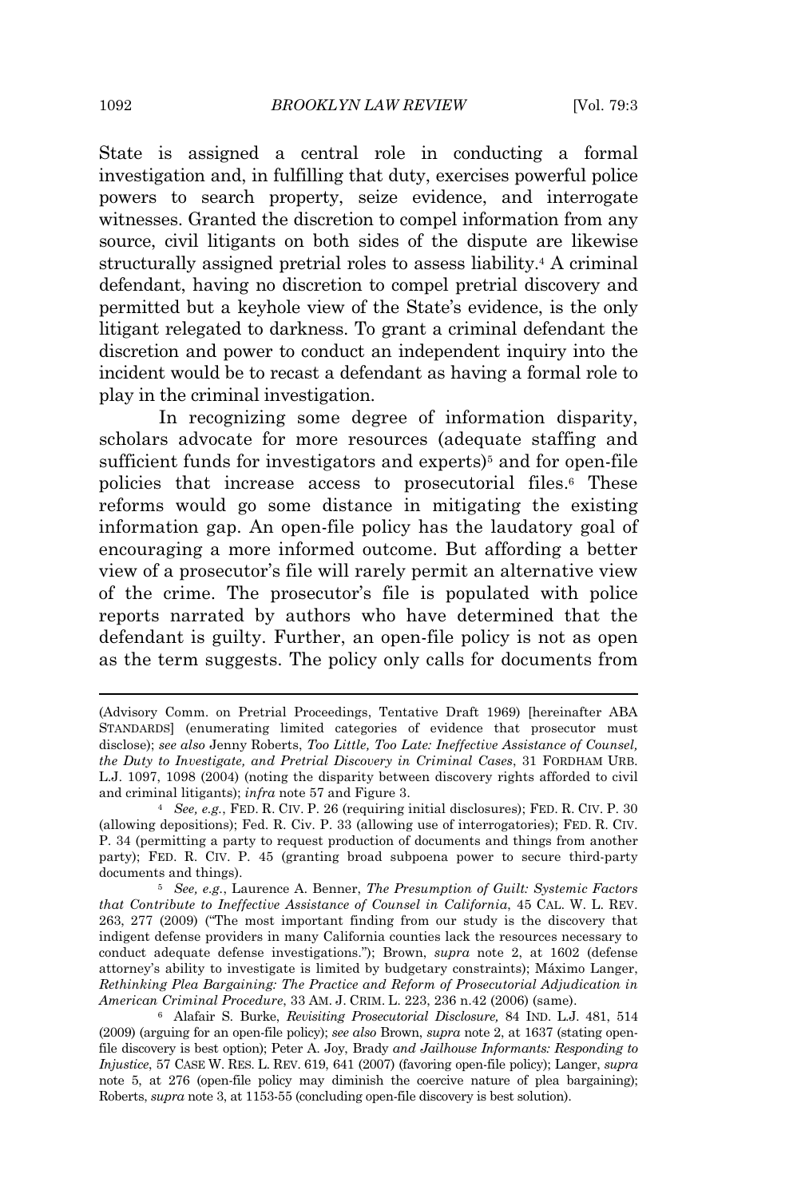State is assigned a central role in conducting a formal investigation and, in fulfilling that duty, exercises powerful police powers to search property, seize evidence, and interrogate witnesses. Granted the discretion to compel information from any source, civil litigants on both sides of the dispute are likewise structurally assigned pretrial roles to assess liability.[4] A criminal defendant, having no discretion to compel pretrial discovery and permitted but a keyhole view of the State's evidence, is the only litigant relegated to darkness. To grant a criminal defendant the discretion and power to conduct an independent inquiry into the incident would be to recast a defendant as having a formal role to play in the criminal investigation.

In recognizing some degree of information disparity, scholars advocate for more resources (adequate staffing and sufficient funds for investigators and experts)[5] and for open-file policies that increase access to prosecutorial files.[6] These reforms would go some distance in mitigating the existing information gap. An open-file policy has the laudatory goal of encouraging a more informed outcome. But affording a better view of a prosecutor's file will rarely permit an alternative view of the crime. The prosecutor's file is populated with police reports narrated by authors who have determined that the defendant is guilty. Further, an open-file policy is not as open as the term suggests. The policy only calls for documents from

---

(Advisory Comm. on Pretrial Proceedings, Tentative Draft 1969) [hereinafter ABA STANDARDS] (enumerating limited categories of evidence that prosecutor must disclose); *see also* Jenny Roberts, *Too Little, Too Late: Ineffective Assistance of Counsel, the Duty to Investigate, and Pretrial Discovery in Criminal Cases*, 31 FORDHAM URB. L.J. 1097, 1098 (2004) (noting the disparity between discovery rights afforded to civil and criminal litigants); *infra* note 57 and Figure 3.

[4] *See, e.g.*, FED. R. CIV. P. 26 (requiring initial disclosures); FED. R. CIV. P. 30 (allowing depositions); Fed. R. Civ. P. 33 (allowing use of interrogatories); FED. R. CIV. P. 34 (permitting a party to request production of documents and things from another party); FED. R. CIV. P. 45 (granting broad subpoena power to secure third-party documents and things).

[5] *See, e.g.*, Laurence A. Benner, *The Presumption of Guilt: Systemic Factors that Contribute to Ineffective Assistance of Counsel in California*, 45 CAL. W. L. REV. 263, 277 (2009) ("The most important finding from our study is the discovery that indigent defense providers in many California counties lack the resources necessary to conduct adequate defense investigations."); Brown, *supra* note 2, at 1602 (defense attorney's ability to investigate is limited by budgetary constraints); Máximo Langer, *Rethinking Plea Bargaining: The Practice and Reform of Prosecutorial Adjudication in American Criminal Procedure*, 33 AM. J. CRIM. L. 223, 236 n.42 (2006) (same).

[6] Alafair S. Burke, *Revisiting Prosecutorial Disclosure,* 84 IND. L.J. 481, 514 (2009) (arguing for an open-file policy); *see also* Brown, *supra* note 2, at 1637 (stating open-file discovery is best option); Peter A. Joy, Brady *and Jailhouse Informants: Responding to Injustice*, 57 CASE W. RES. L. REV. 619, 641 (2007) (favoring open-file policy); Langer, *supra* note 5, at 276 (open-file policy may diminish the coercive nature of plea bargaining); Roberts, *supra* note 3, at 1153-55 (concluding open-file discovery is best solution).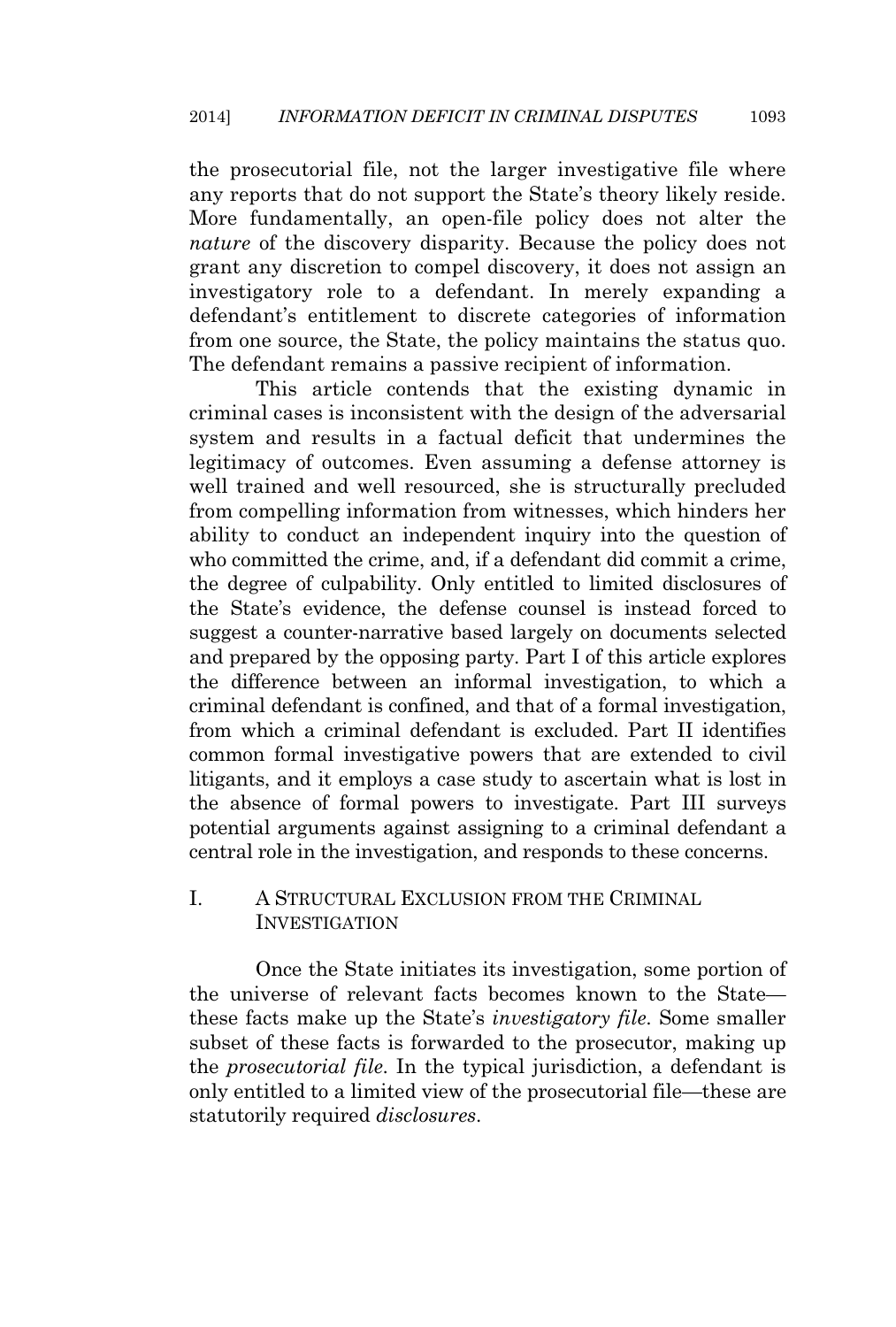the prosecutorial file, not the larger investigative file where any reports that do not support the State's theory likely reside. More fundamentally, an open-file policy does not alter the *nature* of the discovery disparity. Because the policy does not grant any discretion to compel discovery, it does not assign an investigatory role to a defendant. In merely expanding a defendant's entitlement to discrete categories of information from one source, the State, the policy maintains the status quo. The defendant remains a passive recipient of information.

This article contends that the existing dynamic in criminal cases is inconsistent with the design of the adversarial system and results in a factual deficit that undermines the legitimacy of outcomes. Even assuming a defense attorney is well trained and well resourced, she is structurally precluded from compelling information from witnesses, which hinders her ability to conduct an independent inquiry into the question of who committed the crime, and, if a defendant did commit a crime, the degree of culpability. Only entitled to limited disclosures of the State's evidence, the defense counsel is instead forced to suggest a counter-narrative based largely on documents selected and prepared by the opposing party. Part I of this article explores the difference between an informal investigation, to which a criminal defendant is confined, and that of a formal investigation, from which a criminal defendant is excluded. Part II identifies common formal investigative powers that are extended to civil litigants, and it employs a case study to ascertain what is lost in the absence of formal powers to investigate. Part III surveys potential arguments against assigning to a criminal defendant a central role in the investigation, and responds to these concerns.

## I. A STRUCTURAL EXCLUSION FROM THE CRIMINAL INVESTIGATION

Once the State initiates its investigation, some portion of the universe of relevant facts becomes known to the State—these facts make up the State's *investigatory file*. Some smaller subset of these facts is forwarded to the prosecutor, making up the *prosecutorial file*. In the typical jurisdiction, a defendant is only entitled to a limited view of the prosecutorial file—these are statutorily required *disclosures*.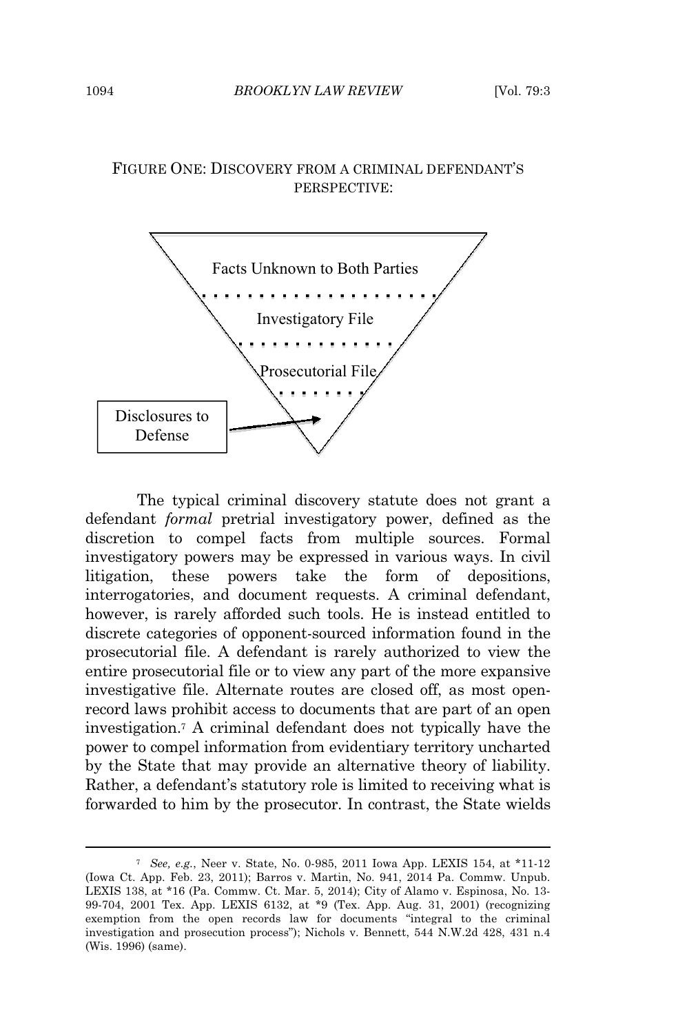FIGURE ONE: DISCOVERY FROM A CRIMINAL DEFENDANT'S PERSPECTIVE:

Facts Unknown to Both Parties

Investigatory File

Prosecutorial File

Disclosures to Defense

The typical criminal discovery statute does not grant a defendant *formal* pretrial investigatory power, defined as the discretion to compel facts from multiple sources. Formal investigatory powers may be expressed in various ways. In civil litigation, these powers take the form of depositions, interrogatories, and document requests. A criminal defendant, however, is rarely afforded such tools. He is instead entitled to discrete categories of opponent-sourced information found in the prosecutorial file. A defendant is rarely authorized to view the entire prosecutorial file or to view any part of the more expansive investigative file. Alternate routes are closed off, as most open-record laws prohibit access to documents that are part of an open investigation.[7] A criminal defendant does not typically have the power to compel information from evidentiary territory uncharted by the State that may provide an alternative theory of liability. Rather, a defendant's statutory role is limited to receiving what is forwarded to him by the prosecutor. In contrast, the State wields

---

[7] *See, e.g.*, Neer v. State, No. 0-985, 2011 Iowa App. LEXIS 154, at *11-12 (Iowa Ct. App. Feb. 23, 2011); Barros v. Martin, No. 941, 2014 Pa. Commw. Unpub. LEXIS 138, at *16 (Pa. Commw. Ct. Mar. 5, 2014); City of Alamo v. Espinosa, No. 13-99-704, 2001 Tex. App. LEXIS 6132, at *9 (Tex. App. Aug. 31, 2001) (recognizing exemption from the open records law for documents "integral to the criminal investigation and prosecution process"); Nichols v. Bennett, 544 N.W.2d 428, 431 n.4 (Wis. 1996) (same).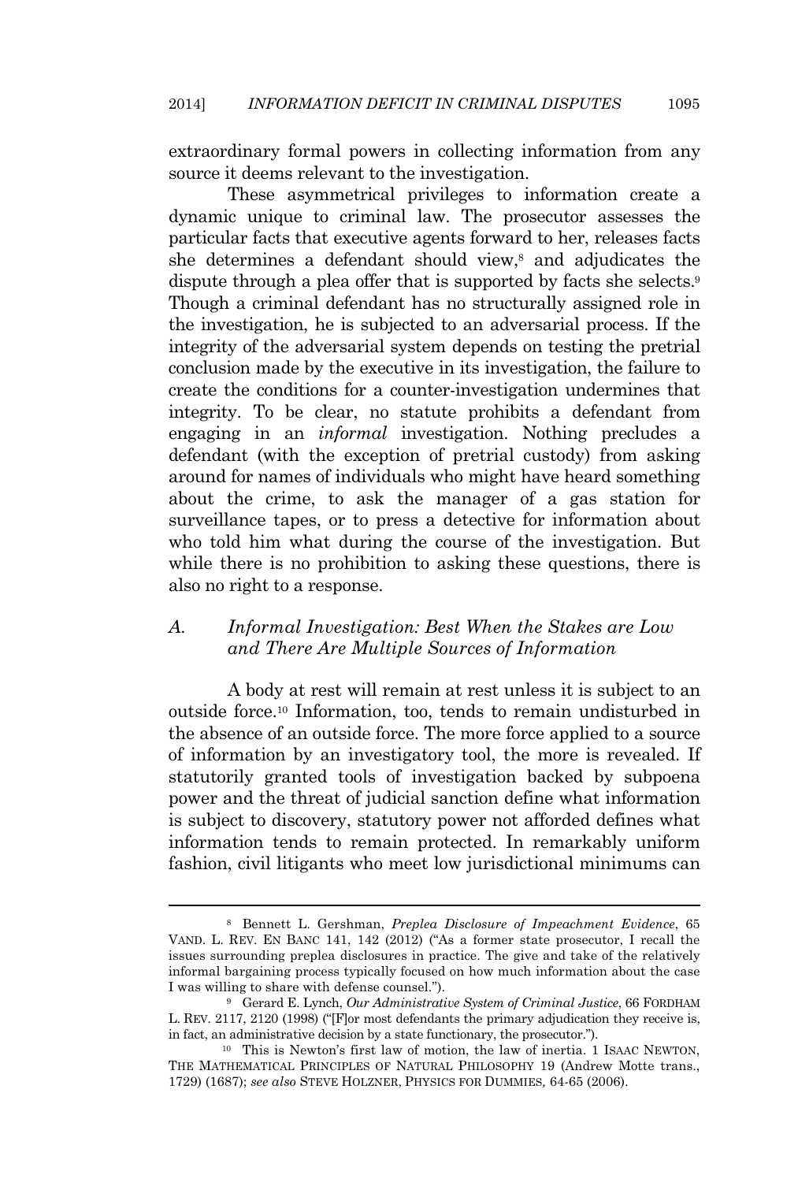extraordinary formal powers in collecting information from any source it deems relevant to the investigation.

These asymmetrical privileges to information create a dynamic unique to criminal law. The prosecutor assesses the particular facts that executive agents forward to her, releases facts she determines a defendant should view,[8] and adjudicates the dispute through a plea offer that is supported by facts she selects.[9] Though a criminal defendant has no structurally assigned role in the investigation, he is subjected to an adversarial process. If the integrity of the adversarial system depends on testing the pretrial conclusion made by the executive in its investigation, the failure to create the conditions for a counter-investigation undermines that integrity. To be clear, no statute prohibits a defendant from engaging in an *informal* investigation. Nothing precludes a defendant (with the exception of pretrial custody) from asking around for names of individuals who might have heard something about the crime, to ask the manager of a gas station for surveillance tapes, or to press a detective for information about who told him what during the course of the investigation. But while there is no prohibition to asking these questions, there is also no right to a response.

### A. *Informal Investigation: Best When the Stakes are Low and There Are Multiple Sources of Information*

A body at rest will remain at rest unless it is subject to an outside force.[10] Information, too, tends to remain undisturbed in the absence of an outside force. The more force applied to a source of information by an investigatory tool, the more is revealed. If statutorily granted tools of investigation backed by subpoena power and the threat of judicial sanction define what information is subject to discovery, statutory power not afforded defines what information tends to remain protected. In remarkably uniform fashion, civil litigants who meet low jurisdictional minimums can

---

[8] Bennett L. Gershman, *Preplea Disclosure of Impeachment Evidence*, 65 VAND. L. REV. EN BANC 141, 142 (2012) ("As a former state prosecutor, I recall the issues surrounding preplea disclosures in practice. The give and take of the relatively informal bargaining process typically focused on how much information about the case I was willing to share with defense counsel.").

[9] Gerard E. Lynch, *Our Administrative System of Criminal Justice*, 66 FORDHAM L. REV. 2117, 2120 (1998) ("[F]or most defendants the primary adjudication they receive is, in fact, an administrative decision by a state functionary, the prosecutor.").

[10] This is Newton's first law of motion, the law of inertia. 1 ISAAC NEWTON, THE MATHEMATICAL PRINCIPLES OF NATURAL PHILOSOPHY 19 (Andrew Motte trans., 1729) (1687); *see also* STEVE HOLZNER, PHYSICS FOR DUMMIES, 64-65 (2006).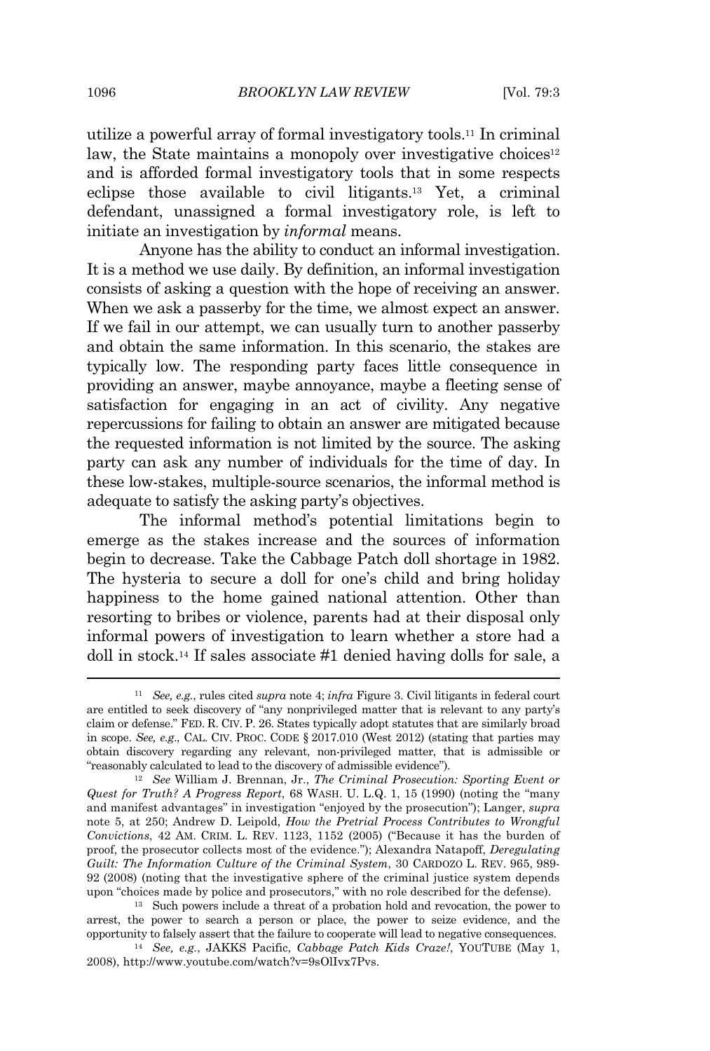utilize a powerful array of formal investigatory tools.[11] In criminal law, the State maintains a monopoly over investigative choices[12] and is afforded formal investigatory tools that in some respects eclipse those available to civil litigants.[13] Yet, a criminal defendant, unassigned a formal investigatory role, is left to initiate an investigation by *informal* means.

Anyone has the ability to conduct an informal investigation. It is a method we use daily. By definition, an informal investigation consists of asking a question with the hope of receiving an answer. When we ask a passerby for the time, we almost expect an answer. If we fail in our attempt, we can usually turn to another passerby and obtain the same information. In this scenario, the stakes are typically low. The responding party faces little consequence in providing an answer, maybe annoyance, maybe a fleeting sense of satisfaction for engaging in an act of civility. Any negative repercussions for failing to obtain an answer are mitigated because the requested information is not limited by the source. The asking party can ask any number of individuals for the time of day. In these low-stakes, multiple-source scenarios, the informal method is adequate to satisfy the asking party's objectives.

The informal method's potential limitations begin to emerge as the stakes increase and the sources of information begin to decrease. Take the Cabbage Patch doll shortage in 1982. The hysteria to secure a doll for one's child and bring holiday happiness to the home gained national attention. Other than resorting to bribes or violence, parents had at their disposal only informal powers of investigation to learn whether a store had a doll in stock.[14] If sales associate #1 denied having dolls for sale, a

---

[11] *See, e.g.*, rules cited *supra* note 4; *infra* Figure 3. Civil litigants in federal court are entitled to seek discovery of "any nonprivileged matter that is relevant to any party's claim or defense." FED. R. CIV. P. 26. States typically adopt statutes that are similarly broad in scope. *See, e.g.*, CAL. CIV. PROC. CODE § 2017.010 (West 2012) (stating that parties may obtain discovery regarding any relevant, non-privileged matter, that is admissible or "reasonably calculated to lead to the discovery of admissible evidence").

[12] *See* William J. Brennan, Jr., *The Criminal Prosecution: Sporting Event or Quest for Truth? A Progress Report*, 68 WASH. U. L.Q. 1, 15 (1990) (noting the "many and manifest advantages" in investigation "enjoyed by the prosecution"); Langer, *supra* note 5, at 250; Andrew D. Leipold, *How the Pretrial Process Contributes to Wrongful Convictions*, 42 AM. CRIM. L. REV. 1123, 1152 (2005) ("Because it has the burden of proof, the prosecutor collects most of the evidence."); Alexandra Natapoff, *Deregulating Guilt: The Information Culture of the Criminal System*, 30 CARDOZO L. REV. 965, 989-92 (2008) (noting that the investigative sphere of the criminal justice system depends upon "choices made by police and prosecutors," with no role described for the defense).

[13] Such powers include a threat of a probation hold and revocation, the power to arrest, the power to search a person or place, the power to seize evidence, and the opportunity to falsely assert that the failure to cooperate will lead to negative consequences.

[14] *See, e.g.*, JAKKS Pacific, *Cabbage Patch Kids Craze!*, YOUTUBE (May 1, 2008), http://www.youtube.com/watch?v=9sOlIvx7Pvs.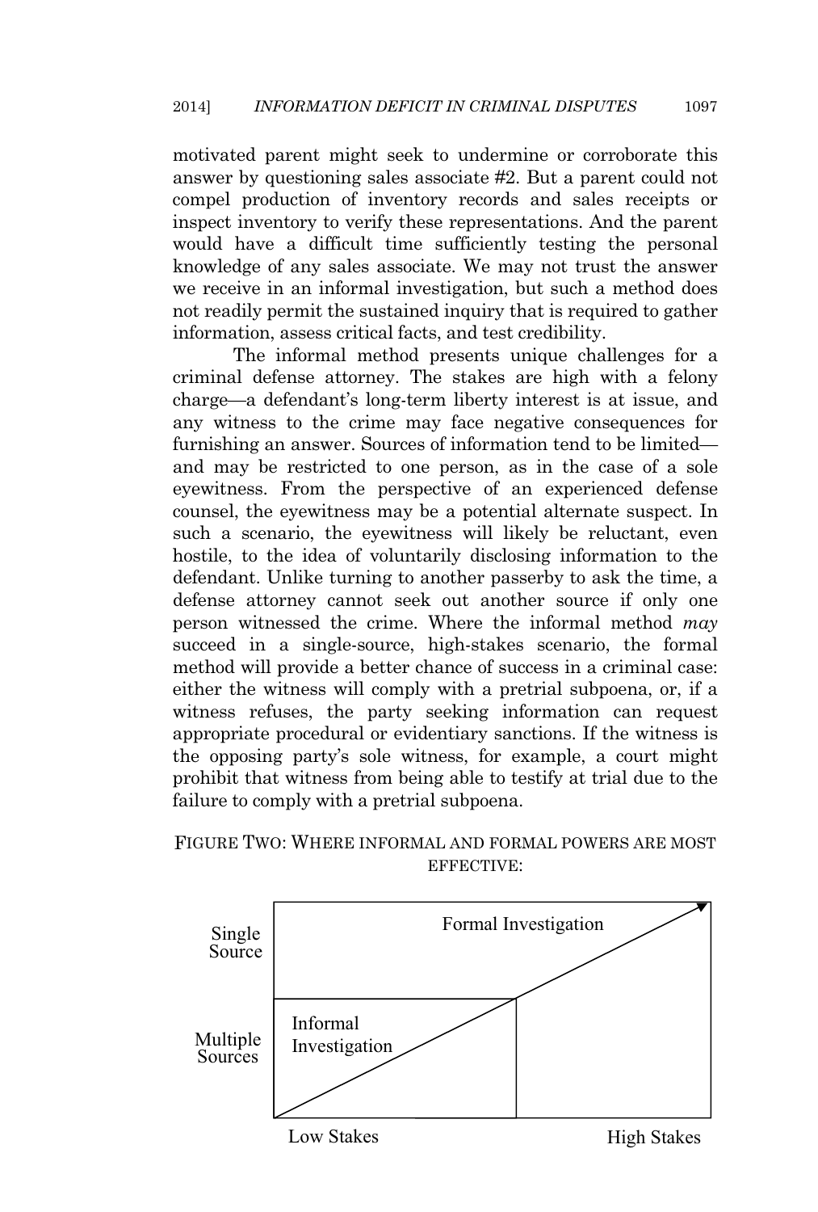motivated parent might seek to undermine or corroborate this answer by questioning sales associate #2. But a parent could not compel production of inventory records and sales receipts or inspect inventory to verify these representations. And the parent would have a difficult time sufficiently testing the personal knowledge of any sales associate. We may not trust the answer we receive in an informal investigation, but such a method does not readily permit the sustained inquiry that is required to gather information, assess critical facts, and test credibility.

The informal method presents unique challenges for a criminal defense attorney. The stakes are high with a felony charge—a defendant's long-term liberty interest is at issue, and any witness to the crime may face negative consequences for furnishing an answer. Sources of information tend to be limited—and may be restricted to one person, as in the case of a sole eyewitness. From the perspective of an experienced defense counsel, the eyewitness may be a potential alternate suspect. In such a scenario, the eyewitness will likely be reluctant, even hostile, to the idea of voluntarily disclosing information to the defendant. Unlike turning to another passerby to ask the time, a defense attorney cannot seek out another source if only one person witnessed the crime. Where the informal method *may* succeed in a single-source, high-stakes scenario, the formal method will provide a better chance of success in a criminal case: either the witness will comply with a pretrial subpoena, or, if a witness refuses, the party seeking information can request appropriate procedural or evidentiary sanctions. If the witness is the opposing party's sole witness, for example, a court might prohibit that witness from being able to testify at trial due to the failure to comply with a pretrial subpoena.

FIGURE TWO: WHERE INFORMAL AND FORMAL POWERS ARE MOST EFFECTIVE:

| | Low Stakes | High Stakes |
|---|---|---|
| Single Source | Formal Investigation | Formal Investigation |
| Multiple Sources | Informal Investigation | |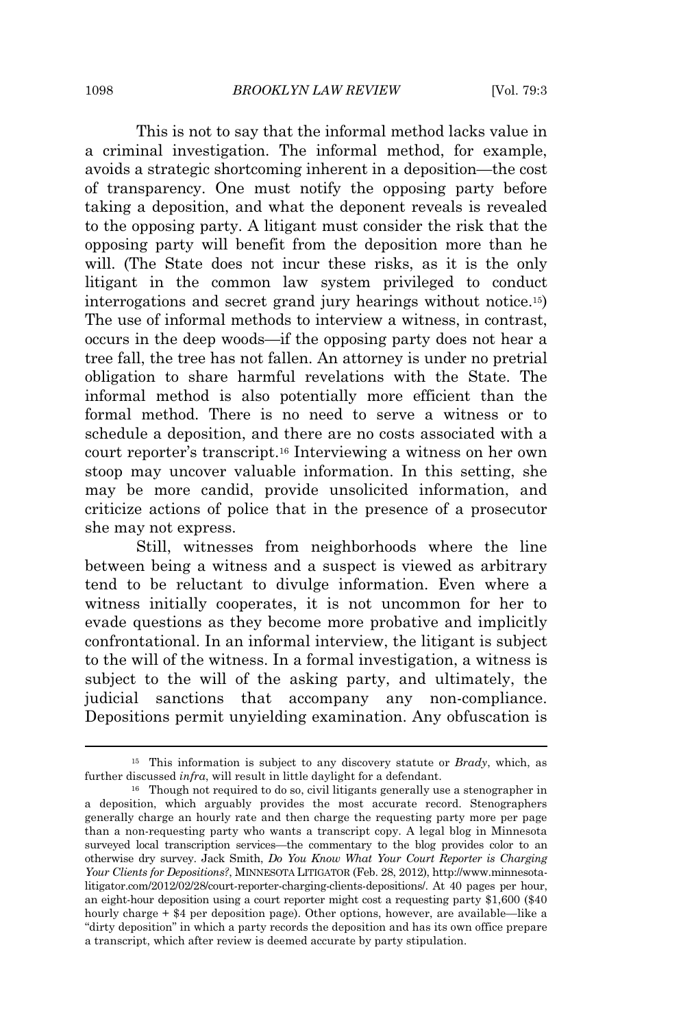This is not to say that the informal method lacks value in a criminal investigation. The informal method, for example, avoids a strategic shortcoming inherent in a deposition—the cost of transparency. One must notify the opposing party before taking a deposition, and what the deponent reveals is revealed to the opposing party. A litigant must consider the risk that the opposing party will benefit from the deposition more than he will. (The State does not incur these risks, as it is the only litigant in the common law system privileged to conduct interrogations and secret grand jury hearings without notice.[15]) The use of informal methods to interview a witness, in contrast, occurs in the deep woods—if the opposing party does not hear a tree fall, the tree has not fallen. An attorney is under no pretrial obligation to share harmful revelations with the State. The informal method is also potentially more efficient than the formal method. There is no need to serve a witness or to schedule a deposition, and there are no costs associated with a court reporter's transcript.[16] Interviewing a witness on her own stoop may uncover valuable information. In this setting, she may be more candid, provide unsolicited information, and criticize actions of police that in the presence of a prosecutor she may not express.

Still, witnesses from neighborhoods where the line between being a witness and a suspect is viewed as arbitrary tend to be reluctant to divulge information. Even where a witness initially cooperates, it is not uncommon for her to evade questions as they become more probative and implicitly confrontational. In an informal interview, the litigant is subject to the will of the witness. In a formal investigation, a witness is subject to the will of the asking party, and ultimately, the judicial sanctions that accompany any non-compliance. Depositions permit unyielding examination. Any obfuscation is

---

[15] This information is subject to any discovery statute or *Brady*, which, as further discussed *infra*, will result in little daylight for a defendant.

[16] Though not required to do so, civil litigants generally use a stenographer in a deposition, which arguably provides the most accurate record. Stenographers generally charge an hourly rate and then charge the requesting party more per page than a non-requesting party who wants a transcript copy. A legal blog in Minnesota surveyed local transcription services—the commentary to the blog provides color to an otherwise dry survey. Jack Smith, *Do You Know What Your Court Reporter is Charging Your Clients for Depositions?*, MINNESOTA LITIGATOR (Feb. 28, 2012), http://www.minnesota-litigator.com/2012/02/28/court-reporter-charging-clients-depositions/. At 40 pages per hour, an eight-hour deposition using a court reporter might cost a requesting party $1,600 ($40 hourly charge + $4 per deposition page). Other options, however, are available—like a "dirty deposition" in which a party records the deposition and has its own office prepare a transcript, which after review is deemed accurate by party stipulation.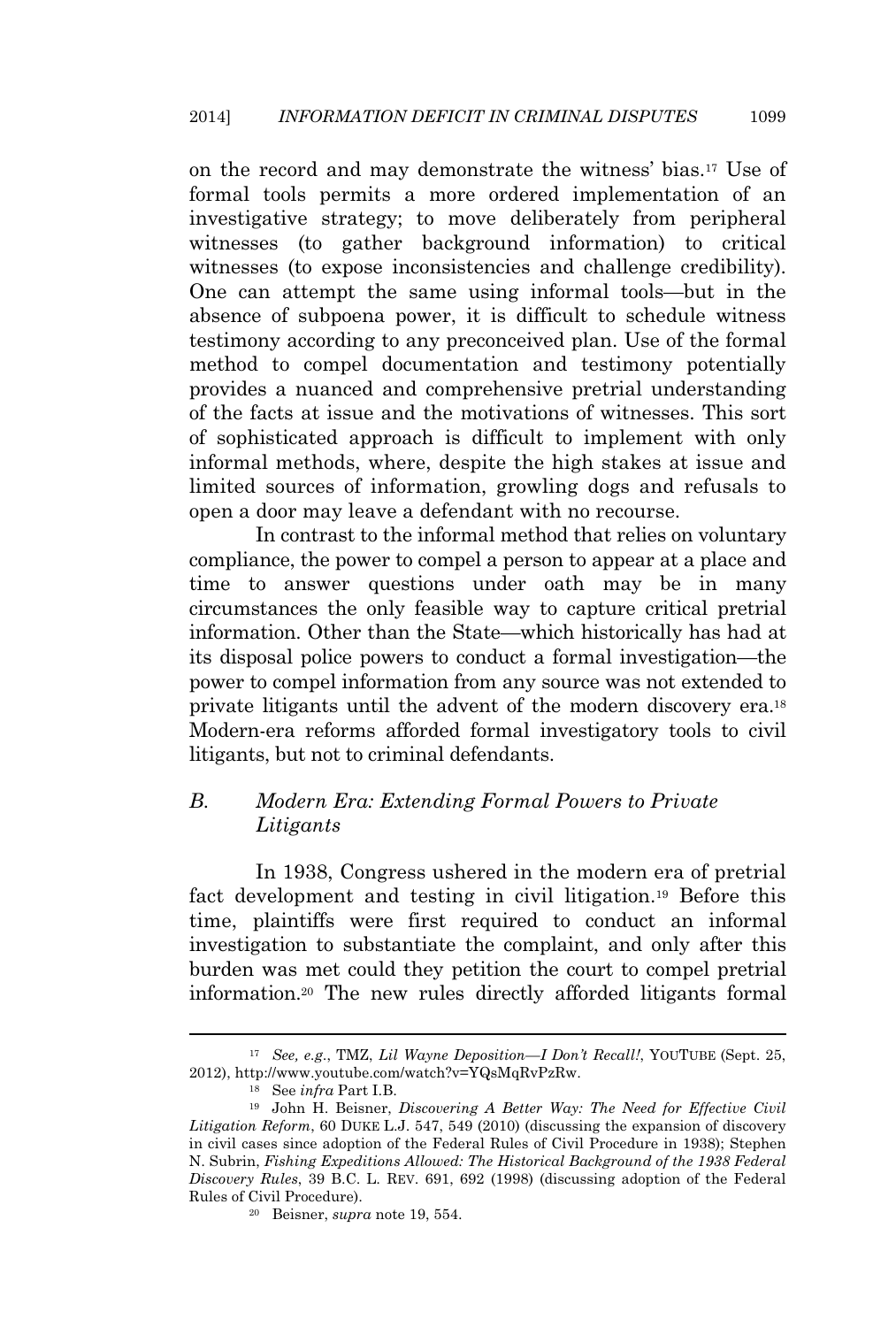on the record and may demonstrate the witness' bias.[17] Use of formal tools permits a more ordered implementation of an investigative strategy; to move deliberately from peripheral witnesses (to gather background information) to critical witnesses (to expose inconsistencies and challenge credibility). One can attempt the same using informal tools—but in the absence of subpoena power, it is difficult to schedule witness testimony according to any preconceived plan. Use of the formal method to compel documentation and testimony potentially provides a nuanced and comprehensive pretrial understanding of the facts at issue and the motivations of witnesses. This sort of sophisticated approach is difficult to implement with only informal methods, where, despite the high stakes at issue and limited sources of information, growling dogs and refusals to open a door may leave a defendant with no recourse.

In contrast to the informal method that relies on voluntary compliance, the power to compel a person to appear at a place and time to answer questions under oath may be in many circumstances the only feasible way to capture critical pretrial information. Other than the State—which historically has had at its disposal police powers to conduct a formal investigation—the power to compel information from any source was not extended to private litigants until the advent of the modern discovery era.[18] Modern-era reforms afforded formal investigatory tools to civil litigants, but not to criminal defendants.

### *B. Modern Era: Extending Formal Powers to Private Litigants*

In 1938, Congress ushered in the modern era of pretrial fact development and testing in civil litigation.[19] Before this time, plaintiffs were first required to conduct an informal investigation to substantiate the complaint, and only after this burden was met could they petition the court to compel pretrial information.[20] The new rules directly afforded litigants formal

---

[17] *See, e.g.*, TMZ, *Lil Wayne Deposition—I Don't Recall!*, YOUTUBE (Sept. 25, 2012), http://www.youtube.com/watch?v=YQsMqRvPzRw.

[18] See *infra* Part I.B.

[19] John H. Beisner, *Discovering A Better Way: The Need for Effective Civil Litigation Reform*, 60 DUKE L.J. 547, 549 (2010) (discussing the expansion of discovery in civil cases since adoption of the Federal Rules of Civil Procedure in 1938); Stephen N. Subrin, *Fishing Expeditions Allowed: The Historical Background of the 1938 Federal Discovery Rules*, 39 B.C. L. REV. 691, 692 (1998) (discussing adoption of the Federal Rules of Civil Procedure).

[20] Beisner, *supra* note 19, 554.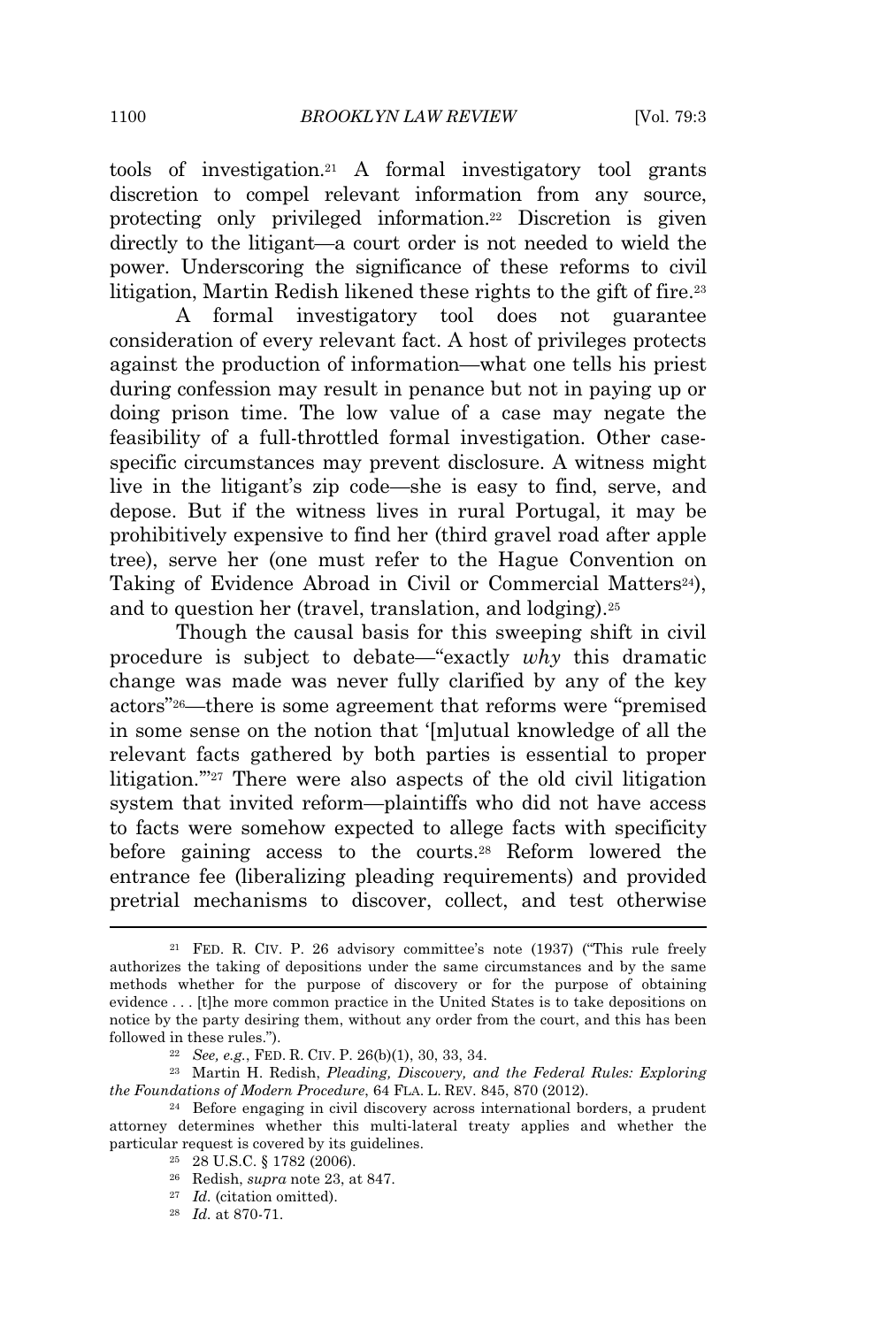tools of investigation.[21] A formal investigatory tool grants discretion to compel relevant information from any source, protecting only privileged information.[22] Discretion is given directly to the litigant—a court order is not needed to wield the power. Underscoring the significance of these reforms to civil litigation, Martin Redish likened these rights to the gift of fire.[23]

A formal investigatory tool does not guarantee consideration of every relevant fact. A host of privileges protects against the production of information—what one tells his priest during confession may result in penance but not in paying up or doing prison time. The low value of a case may negate the feasibility of a full-throttled formal investigation. Other case-specific circumstances may prevent disclosure. A witness might live in the litigant's zip code—she is easy to find, serve, and depose. But if the witness lives in rural Portugal, it may be prohibitively expensive to find her (third gravel road after apple tree), serve her (one must refer to the Hague Convention on Taking of Evidence Abroad in Civil or Commercial Matters[24]), and to question her (travel, translation, and lodging).[25]

Though the causal basis for this sweeping shift in civil procedure is subject to debate—"exactly *why* this dramatic change was made was never fully clarified by any of the key actors"[26]—there is some agreement that reforms were "premised in some sense on the notion that '[m]utual knowledge of all the relevant facts gathered by both parties is essential to proper litigation.'"[27] There were also aspects of the old civil litigation system that invited reform—plaintiffs who did not have access to facts were somehow expected to allege facts with specificity before gaining access to the courts.[28] Reform lowered the entrance fee (liberalizing pleading requirements) and provided pretrial mechanisms to discover, collect, and test otherwise

---

[21] FED. R. CIV. P. 26 advisory committee's note (1937) ("This rule freely authorizes the taking of depositions under the same circumstances and by the same methods whether for the purpose of discovery or for the purpose of obtaining evidence . . . [t]he more common practice in the United States is to take depositions on notice by the party desiring them, without any order from the court, and this has been followed in these rules.").

[22] *See, e.g.*, FED. R. CIV. P. 26(b)(1), 30, 33, 34.

[23] Martin H. Redish, *Pleading, Discovery, and the Federal Rules: Exploring the Foundations of Modern Procedure*, 64 FLA. L. REV. 845, 870 (2012).

[24] Before engaging in civil discovery across international borders, a prudent attorney determines whether this multi-lateral treaty applies and whether the particular request is covered by its guidelines.

[25] 28 U.S.C. § 1782 (2006).

[26] Redish, *supra* note 23, at 847.

[27] *Id.* (citation omitted).

[28] *Id.* at 870-71.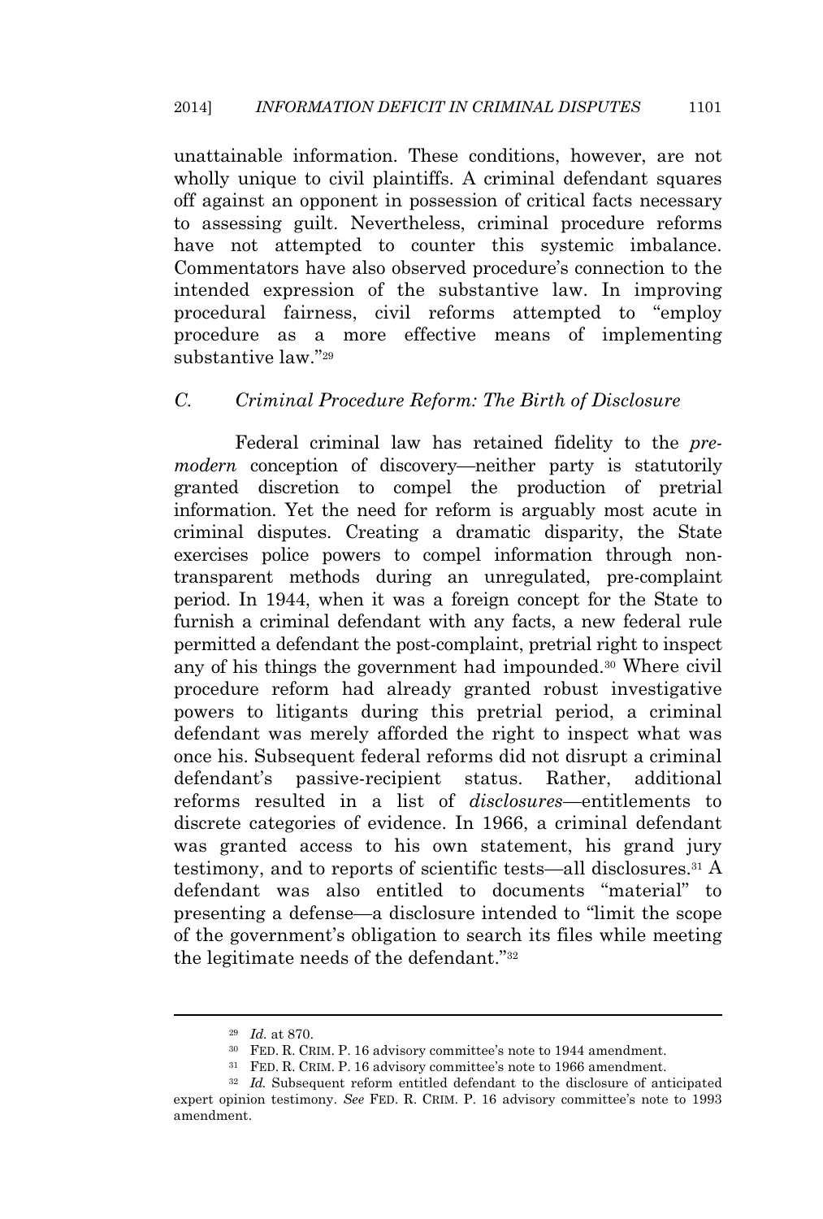unattainable information. These conditions, however, are not wholly unique to civil plaintiffs. A criminal defendant squares off against an opponent in possession of critical facts necessary to assessing guilt. Nevertheless, criminal procedure reforms have not attempted to counter this systemic imbalance. Commentators have also observed procedure's connection to the intended expression of the substantive law. In improving procedural fairness, civil reforms attempted to "employ procedure as a more effective means of implementing substantive law."[29]

### C. Criminal Procedure Reform: The Birth of Disclosure

Federal criminal law has retained fidelity to the *pre-modern* conception of discovery—neither party is statutorily granted discretion to compel the production of pretrial information. Yet the need for reform is arguably most acute in criminal disputes. Creating a dramatic disparity, the State exercises police powers to compel information through non-transparent methods during an unregulated, pre-complaint period. In 1944, when it was a foreign concept for the State to furnish a criminal defendant with any facts, a new federal rule permitted a defendant the post-complaint, pretrial right to inspect any of his things the government had impounded.[30] Where civil procedure reform had already granted robust investigative powers to litigants during this pretrial period, a criminal defendant was merely afforded the right to inspect what was once his. Subsequent federal reforms did not disrupt a criminal defendant's passive-recipient status. Rather, additional reforms resulted in a list of *disclosures*—entitlements to discrete categories of evidence. In 1966, a criminal defendant was granted access to his own statement, his grand jury testimony, and to reports of scientific tests—all disclosures.[31] A defendant was also entitled to documents "material" to presenting a defense—a disclosure intended to "limit the scope of the government's obligation to search its files while meeting the legitimate needs of the defendant."[32]

---

[29] *Id.* at 870.

[30] FED. R. CRIM. P. 16 advisory committee's note to 1944 amendment.

[31] FED. R. CRIM. P. 16 advisory committee's note to 1966 amendment.

[32] *Id.* Subsequent reform entitled defendant to the disclosure of anticipated expert opinion testimony. *See* FED. R. CRIM. P. 16 advisory committee's note to 1993 amendment.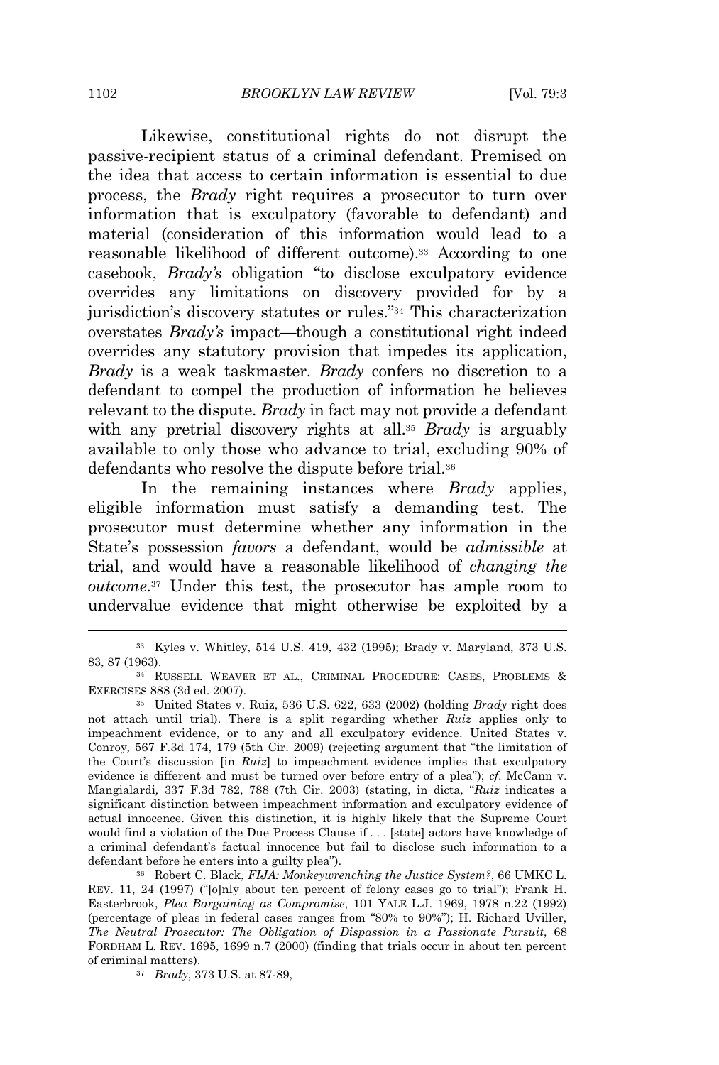Likewise, constitutional rights do not disrupt the passive-recipient status of a criminal defendant. Premised on the idea that access to certain information is essential to due process, the *Brady* right requires a prosecutor to turn over information that is exculpatory (favorable to defendant) and material (consideration of this information would lead to a reasonable likelihood of different outcome).[33] According to one casebook, *Brady's* obligation "to disclose exculpatory evidence overrides any limitations on discovery provided for by a jurisdiction's discovery statutes or rules."[34] This characterization overstates *Brady's* impact—though a constitutional right indeed overrides any statutory provision that impedes its application, *Brady* is a weak taskmaster. *Brady* confers no discretion to a defendant to compel the production of information he believes relevant to the dispute. *Brady* in fact may not provide a defendant with any pretrial discovery rights at all.[35] *Brady* is arguably available to only those who advance to trial, excluding 90% of defendants who resolve the dispute before trial.[36]

In the remaining instances where *Brady* applies, eligible information must satisfy a demanding test. The prosecutor must determine whether any information in the State's possession *favors* a defendant, would be *admissible* at trial, and would have a reasonable likelihood of *changing the outcome*.[37] Under this test, the prosecutor has ample room to undervalue evidence that might otherwise be exploited by a

---

[33] Kyles v. Whitley, 514 U.S. 419, 432 (1995); Brady v. Maryland, 373 U.S. 83, 87 (1963).

[34] RUSSELL WEAVER ET AL., CRIMINAL PROCEDURE: CASES, PROBLEMS & EXERCISES 888 (3d ed. 2007).

[35] United States v. Ruiz, 536 U.S. 622, 633 (2002) (holding *Brady* right does not attach until trial). There is a split regarding whether *Ruiz* applies only to impeachment evidence, or to any and all exculpatory evidence. United States v. Conroy*,* 567 F.3d 174, 179 (5th Cir. 2009) (rejecting argument that "the limitation of the Court's discussion [in *Ruiz*] to impeachment evidence implies that exculpatory evidence is different and must be turned over before entry of a plea"); *cf.* McCann v. Mangialardi*,* 337 F.3d 782, 788 (7th Cir. 2003) (stating, in dicta*,* "*Ruiz* indicates a significant distinction between impeachment information and exculpatory evidence of actual innocence. Given this distinction, it is highly likely that the Supreme Court would find a violation of the Due Process Clause if . . . [state] actors have knowledge of a criminal defendant's factual innocence but fail to disclose such information to a defendant before he enters into a guilty plea").

[36] Robert C. Black, *FIJA: Monkeywrenching the Justice System?*, 66 UMKC L. REV. 11, 24 (1997) ("[o]nly about ten percent of felony cases go to trial"); Frank H. Easterbrook, *Plea Bargaining as Compromise*, 101 YALE L.J. 1969, 1978 n.22 (1992) (percentage of pleas in federal cases ranges from "80% to 90%"); H. Richard Uviller, *The Neutral Prosecutor: The Obligation of Dispassion in a Passionate Pursuit*, 68 FORDHAM L. REV. 1695, 1699 n.7 (2000) (finding that trials occur in about ten percent of criminal matters).

[37] *Brady*, 373 U.S. at 87-89,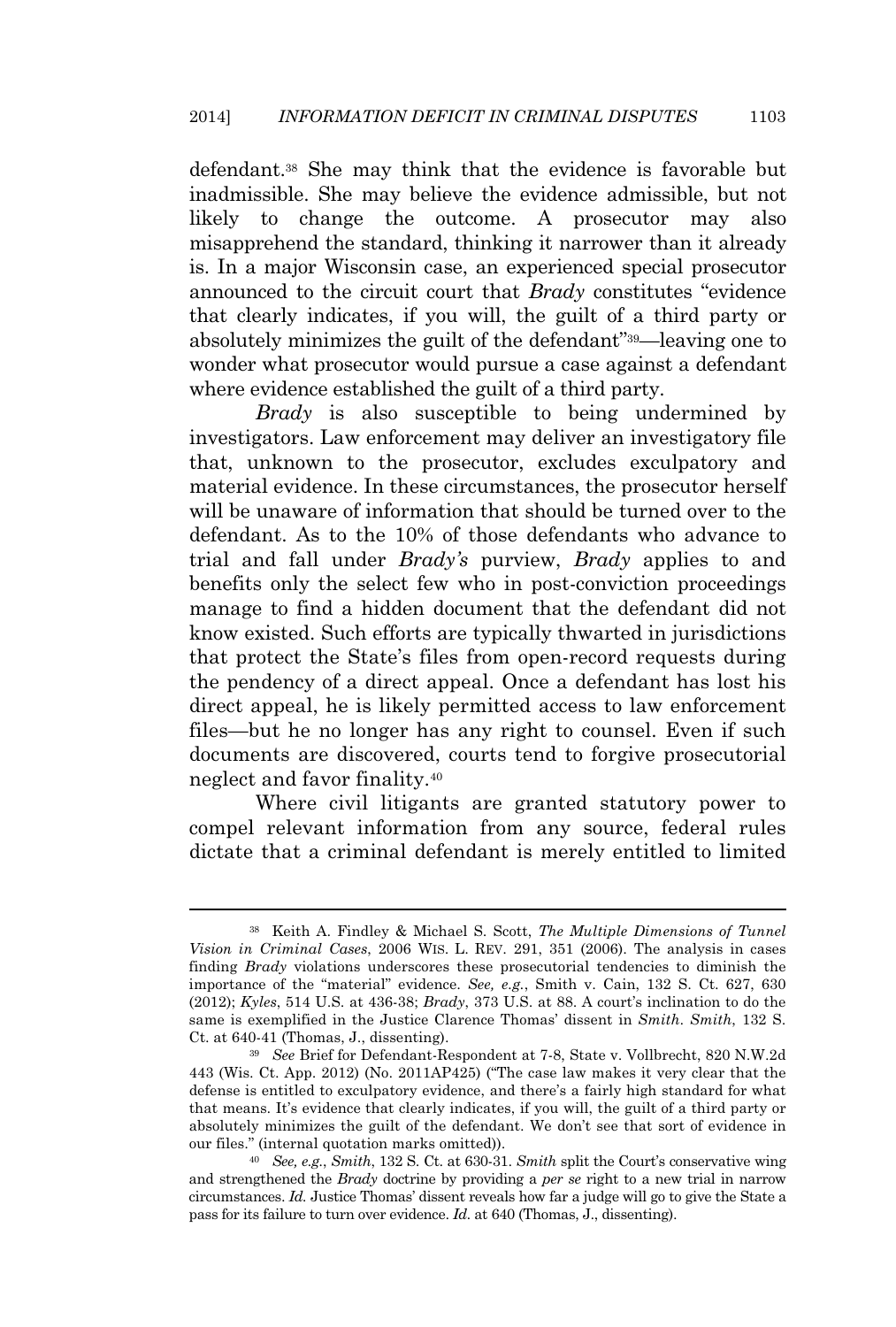defendant.[38] She may think that the evidence is favorable but inadmissible. She may believe the evidence admissible, but not likely to change the outcome. A prosecutor may also misapprehend the standard, thinking it narrower than it already is. In a major Wisconsin case, an experienced special prosecutor announced to the circuit court that *Brady* constitutes "evidence that clearly indicates, if you will, the guilt of a third party or absolutely minimizes the guilt of the defendant"[39]—leaving one to wonder what prosecutor would pursue a case against a defendant where evidence established the guilt of a third party.

*Brady* is also susceptible to being undermined by investigators. Law enforcement may deliver an investigatory file that, unknown to the prosecutor, excludes exculpatory and material evidence. In these circumstances, the prosecutor herself will be unaware of information that should be turned over to the defendant. As to the 10% of those defendants who advance to trial and fall under *Brady's* purview, *Brady* applies to and benefits only the select few who in post-conviction proceedings manage to find a hidden document that the defendant did not know existed. Such efforts are typically thwarted in jurisdictions that protect the State's files from open-record requests during the pendency of a direct appeal. Once a defendant has lost his direct appeal, he is likely permitted access to law enforcement files—but he no longer has any right to counsel. Even if such documents are discovered, courts tend to forgive prosecutorial neglect and favor finality.[40]

Where civil litigants are granted statutory power to compel relevant information from any source, federal rules dictate that a criminal defendant is merely entitled to limited

---

[38] Keith A. Findley & Michael S. Scott, *The Multiple Dimensions of Tunnel Vision in Criminal Cases*, 2006 WIS. L. REV. 291, 351 (2006). The analysis in cases finding *Brady* violations underscores these prosecutorial tendencies to diminish the importance of the "material" evidence. *See, e.g.*, Smith v. Cain, 132 S. Ct. 627, 630 (2012); *Kyles*, 514 U.S. at 436-38; *Brady*, 373 U.S. at 88. A court's inclination to do the same is exemplified in the Justice Clarence Thomas' dissent in *Smith. Smith*, 132 S. Ct. at 640-41 (Thomas, J., dissenting).

[39] *See* Brief for Defendant-Respondent at 7-8, State v. Vollbrecht, 820 N.W.2d 443 (Wis. Ct. App. 2012) (No. 2011AP425) ("The case law makes it very clear that the defense is entitled to exculpatory evidence, and there's a fairly high standard for what that means. It's evidence that clearly indicates, if you will, the guilt of a third party or absolutely minimizes the guilt of the defendant. We don't see that sort of evidence in our files." (internal quotation marks omitted)).

[40] *See, e.g.*, *Smith*, 132 S. Ct. at 630-31. *Smith* split the Court's conservative wing and strengthened the *Brady* doctrine by providing a *per se* right to a new trial in narrow circumstances. *Id.* Justice Thomas' dissent reveals how far a judge will go to give the State a pass for its failure to turn over evidence. *Id.* at 640 (Thomas, J., dissenting).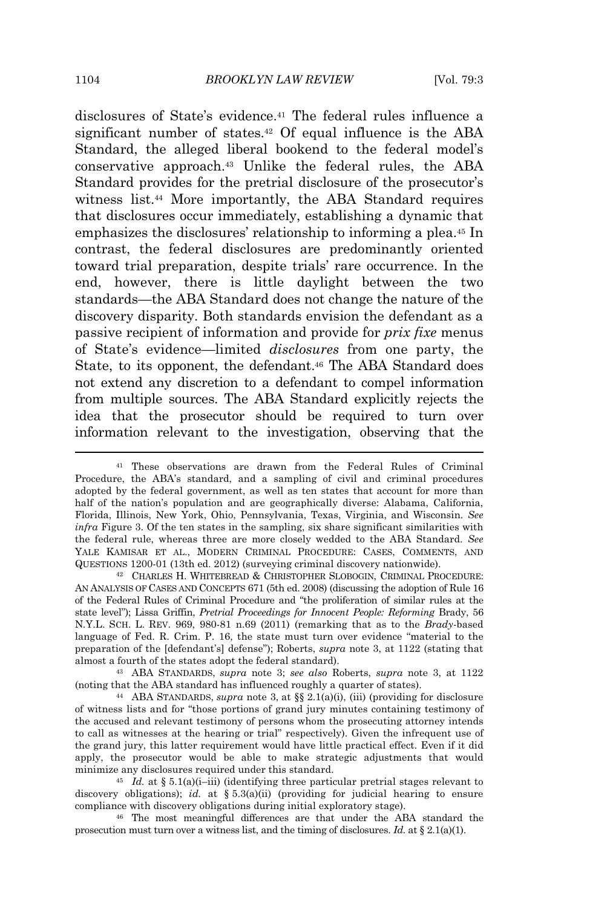disclosures of State's evidence.[41] The federal rules influence a significant number of states.[42] Of equal influence is the ABA Standard, the alleged liberal bookend to the federal model's conservative approach.[43] Unlike the federal rules, the ABA Standard provides for the pretrial disclosure of the prosecutor's witness list.[44] More importantly, the ABA Standard requires that disclosures occur immediately, establishing a dynamic that emphasizes the disclosures' relationship to informing a plea.[45] In contrast, the federal disclosures are predominantly oriented toward trial preparation, despite trials' rare occurrence. In the end, however, there is little daylight between the two standards—the ABA Standard does not change the nature of the discovery disparity. Both standards envision the defendant as a passive recipient of information and provide for *prix fixe* menus of State's evidence—limited *disclosures* from one party, the State, to its opponent, the defendant.[46] The ABA Standard does not extend any discretion to a defendant to compel information from multiple sources. The ABA Standard explicitly rejects the idea that the prosecutor should be required to turn over information relevant to the investigation, observing that the

---

[41] These observations are drawn from the Federal Rules of Criminal Procedure, the ABA's standard, and a sampling of civil and criminal procedures adopted by the federal government, as well as ten states that account for more than half of the nation's population and are geographically diverse: Alabama, California, Florida, Illinois, New York, Ohio, Pennsylvania, Texas, Virginia, and Wisconsin. *See infra* Figure 3. Of the ten states in the sampling, six share significant similarities with the federal rule, whereas three are more closely wedded to the ABA Standard. *See* YALE KAMISAR ET AL., MODERN CRIMINAL PROCEDURE: CASES, COMMENTS, AND QUESTIONS 1200-01 (13th ed. 2012) (surveying criminal discovery nationwide).

[42] CHARLES H. WHITEBREAD & CHRISTOPHER SLOBOGIN, CRIMINAL PROCEDURE: AN ANALYSIS OF CASES AND CONCEPTS 671 (5th ed. 2008) (discussing the adoption of Rule 16 of the Federal Rules of Criminal Procedure and "the proliferation of similar rules at the state level"); Lissa Griffin, *Pretrial Proceedings for Innocent People: Reforming* Brady, 56 N.Y.L. SCH. L. REV. 969, 980-81 n.69 (2011) (remarking that as to the *Brady*-based language of Fed. R. Crim. P. 16, the state must turn over evidence "material to the preparation of the [defendant's] defense"); Roberts, *supra* note 3, at 1122 (stating that almost a fourth of the states adopt the federal standard).

[43] ABA STANDARDS, *supra* note 3; *see also* Roberts, *supra* note 3, at 1122 (noting that the ABA standard has influenced roughly a quarter of states).

[44] ABA STANDARDS, *supra* note 3, at §§ 2.1(a)(i), (iii) (providing for disclosure of witness lists and for "those portions of grand jury minutes containing testimony of the accused and relevant testimony of persons whom the prosecuting attorney intends to call as witnesses at the hearing or trial" respectively). Given the infrequent use of the grand jury, this latter requirement would have little practical effect. Even if it did apply, the prosecutor would be able to make strategic adjustments that would minimize any disclosures required under this standard.

[45] *Id.* at § 5.1(a)(i–iii) (identifying three particular pretrial stages relevant to discovery obligations); *id.* at § 5.3(a)(ii) (providing for judicial hearing to ensure compliance with discovery obligations during initial exploratory stage).

[46] The most meaningful differences are that under the ABA standard the prosecution must turn over a witness list, and the timing of disclosures. *Id.* at § 2.1(a)(1).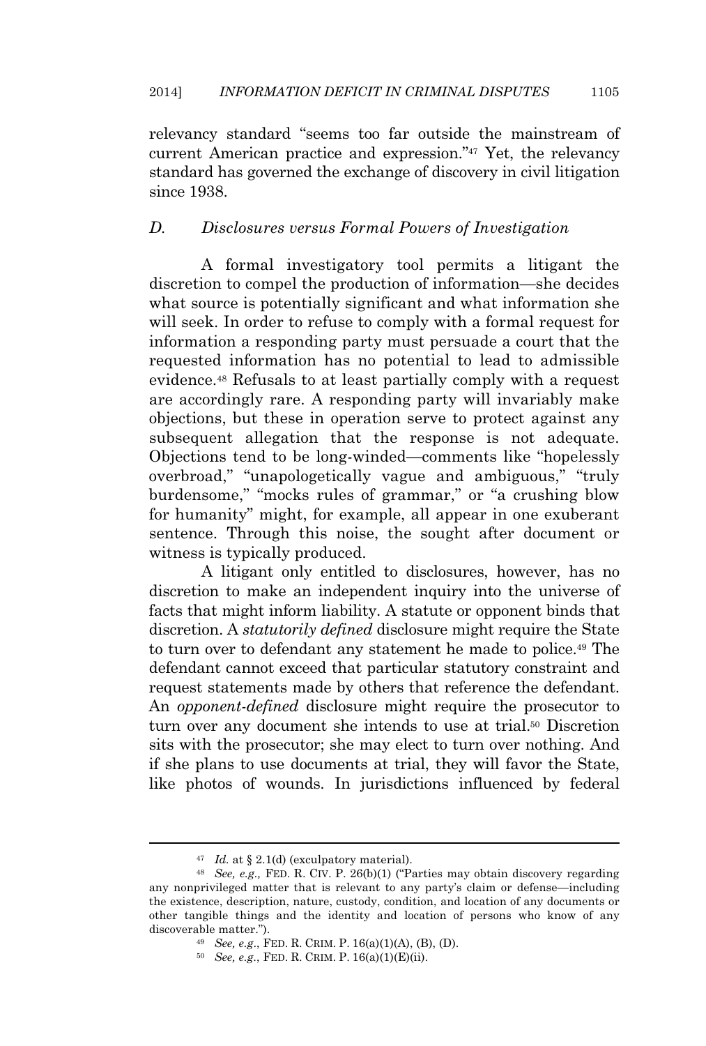relevancy standard "seems too far outside the mainstream of current American practice and expression."[47] Yet, the relevancy standard has governed the exchange of discovery in civil litigation since 1938.

### *D. Disclosures versus Formal Powers of Investigation*

A formal investigatory tool permits a litigant the discretion to compel the production of information—she decides what source is potentially significant and what information she will seek. In order to refuse to comply with a formal request for information a responding party must persuade a court that the requested information has no potential to lead to admissible evidence.[48] Refusals to at least partially comply with a request are accordingly rare. A responding party will invariably make objections, but these in operation serve to protect against any subsequent allegation that the response is not adequate. Objections tend to be long-winded—comments like "hopelessly overbroad," "unapologetically vague and ambiguous," "truly burdensome," "mocks rules of grammar," or "a crushing blow for humanity" might, for example, all appear in one exuberant sentence. Through this noise, the sought after document or witness is typically produced.

A litigant only entitled to disclosures, however, has no discretion to make an independent inquiry into the universe of facts that might inform liability. A statute or opponent binds that discretion. A *statutorily defined* disclosure might require the State to turn over to defendant any statement he made to police.[49] The defendant cannot exceed that particular statutory constraint and request statements made by others that reference the defendant. An *opponent-defined* disclosure might require the prosecutor to turn over any document she intends to use at trial.[50] Discretion sits with the prosecutor; she may elect to turn over nothing. And if she plans to use documents at trial, they will favor the State, like photos of wounds. In jurisdictions influenced by federal

---

[47] *Id.* at § 2.1(d) (exculpatory material).

[48] *See, e.g.,* FED. R. CIV. P. 26(b)(1) ("Parties may obtain discovery regarding any nonprivileged matter that is relevant to any party's claim or defense—including the existence, description, nature, custody, condition, and location of any documents or other tangible things and the identity and location of persons who know of any discoverable matter.").

[49] *See, e.g.*, FED. R. CRIM. P. 16(a)(1)(A), (B), (D).

[50] *See, e.g.*, FED. R. CRIM. P. 16(a)(1)(E)(ii).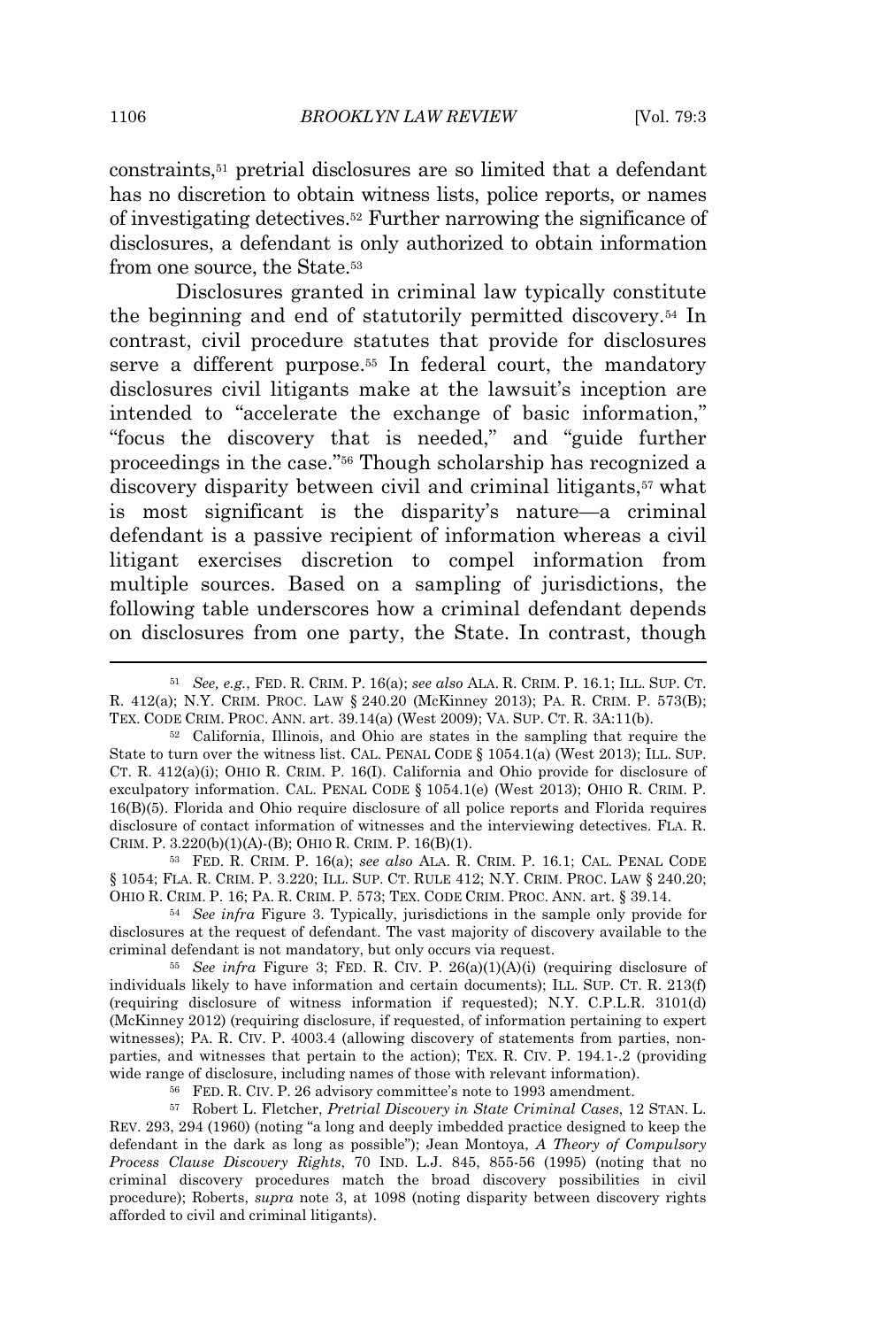constraints,[51] pretrial disclosures are so limited that a defendant has no discretion to obtain witness lists, police reports, or names of investigating detectives.[52] Further narrowing the significance of disclosures, a defendant is only authorized to obtain information from one source, the State.[53]

Disclosures granted in criminal law typically constitute the beginning and end of statutorily permitted discovery.[54] In contrast, civil procedure statutes that provide for disclosures serve a different purpose.[55] In federal court, the mandatory disclosures civil litigants make at the lawsuit's inception are intended to "accelerate the exchange of basic information," "focus the discovery that is needed," and "guide further proceedings in the case."[56] Though scholarship has recognized a discovery disparity between civil and criminal litigants,[57] what is most significant is the disparity's nature—a criminal defendant is a passive recipient of information whereas a civil litigant exercises discretion to compel information from multiple sources. Based on a sampling of jurisdictions, the following table underscores how a criminal defendant depends on disclosures from one party, the State. In contrast, though

---

[51] *See, e.g.*, FED. R. CRIM. P. 16(a); *see also* ALA. R. CRIM. P. 16.1; ILL. SUP. CT. R. 412(a); N.Y. CRIM. PROC. LAW § 240.20 (McKinney 2013); PA. R. CRIM. P. 573(B); TEX. CODE CRIM. PROC. ANN. art. 39.14(a) (West 2009); VA. SUP. CT. R. 3A:11(b).

[52] California, Illinois, and Ohio are states in the sampling that require the State to turn over the witness list. CAL. PENAL CODE § 1054.1(a) (West 2013); ILL. SUP. CT. R. 412(a)(i); OHIO R. CRIM. P. 16(I). California and Ohio provide for disclosure of exculpatory information. CAL. PENAL CODE § 1054.1(e) (West 2013); OHIO R. CRIM. P. 16(B)(5). Florida and Ohio require disclosure of all police reports and Florida requires disclosure of contact information of witnesses and the interviewing detectives. FLA. R. CRIM. P. 3.220(b)(1)(A)-(B); OHIO R. CRIM. P. 16(B)(1).

[53] FED. R. CRIM. P. 16(a); *see also* ALA. R. CRIM. P. 16.1; CAL. PENAL CODE § 1054; FLA. R. CRIM. P. 3.220; ILL. SUP. CT. RULE 412; N.Y. CRIM. PROC. LAW § 240.20; OHIO R. CRIM. P. 16; PA. R. CRIM. P. 573; TEX. CODE CRIM. PROC. ANN. art. § 39.14.

[54] *See infra* Figure 3. Typically, jurisdictions in the sample only provide for disclosures at the request of defendant. The vast majority of discovery available to the criminal defendant is not mandatory, but only occurs via request.

[55] *See infra* Figure 3; FED. R. CIV. P. 26(a)(1)(A)(i) (requiring disclosure of individuals likely to have information and certain documents); ILL. SUP. CT. R. 213(f) (requiring disclosure of witness information if requested); N.Y. C.P.L.R. 3101(d) (McKinney 2012) (requiring disclosure, if requested, of information pertaining to expert witnesses); PA. R. CIV. P. 4003.4 (allowing discovery of statements from parties, non-parties, and witnesses that pertain to the action); TEX. R. CIV. P. 194.1-.2 (providing wide range of disclosure, including names of those with relevant information).

[56] FED. R. CIV. P. 26 advisory committee's note to 1993 amendment.

[57] Robert L. Fletcher, *Pretrial Discovery in State Criminal Cases*, 12 STAN. L. REV. 293, 294 (1960) (noting "a long and deeply imbedded practice designed to keep the defendant in the dark as long as possible"); Jean Montoya, *A Theory of Compulsory Process Clause Discovery Rights*, 70 IND. L.J. 845, 855-56 (1995) (noting that no criminal discovery procedures match the broad discovery possibilities in civil procedure); Roberts, *supra* note 3, at 1098 (noting disparity between discovery rights afforded to civil and criminal litigants).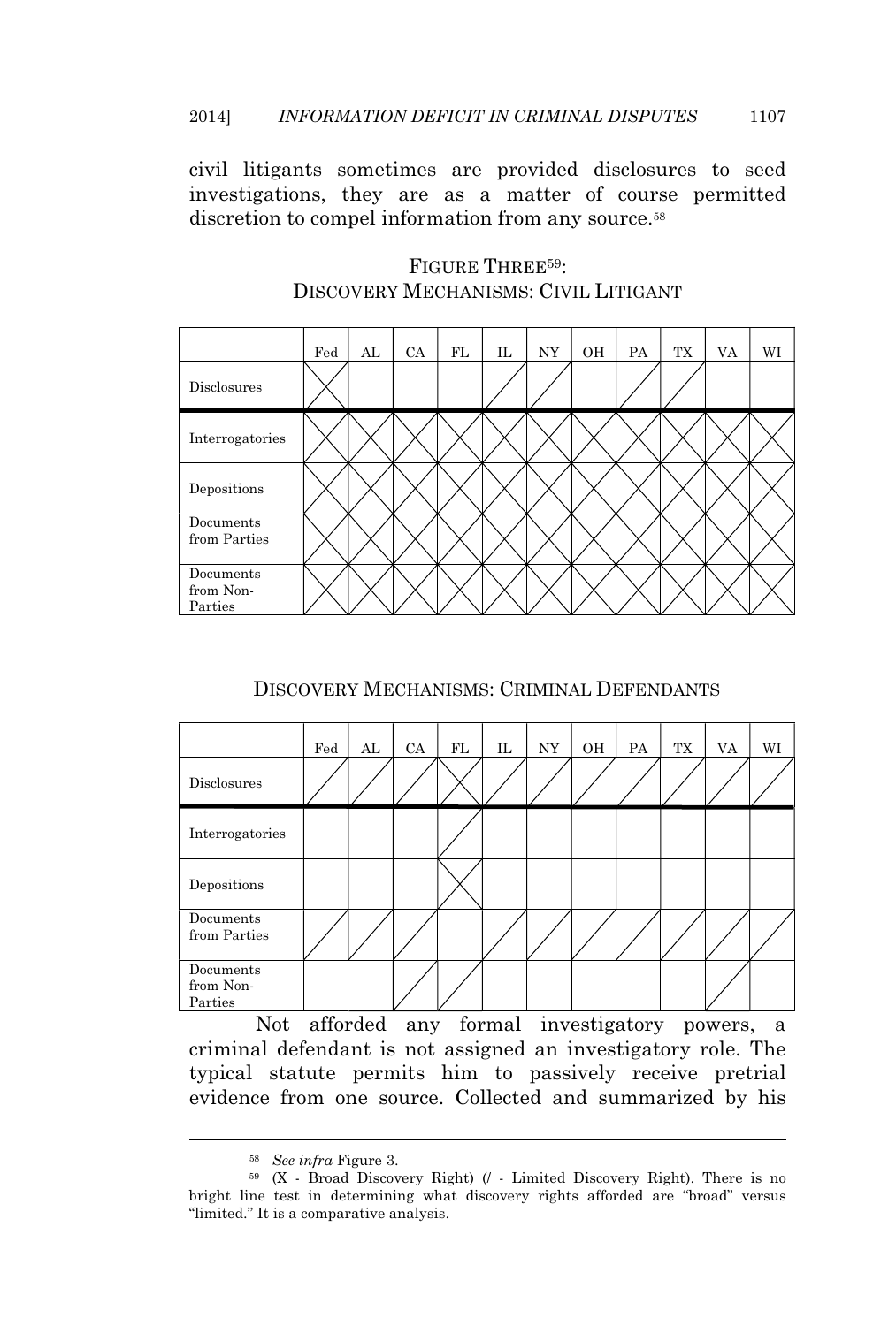civil litigants sometimes are provided disclosures to seed investigations, they are as a matter of course permitted discretion to compel information from any source.[58]

FIGURE THREE[59]:
DISCOVERY MECHANISMS: CIVIL LITIGANT

| | Fed | AL | CA | FL | IL | NY | OH | PA | TX | VA | WI |
|---|---|---|---|---|---|---|---|---|---|---|---|
| Disclosures | X | | | | / | / | | / | / | | |
| Interrogatories | X | X | X | X | X | X | X | X | X | X | X |
| Depositions | X | X | X | X | X | X | X | X | X | X | X |
| Documents from Parties | X | X | X | X | X | X | X | X | X | X | X |
| Documents from Non-Parties | X | X | X | X | X | X | X | X | X | X | X |

DISCOVERY MECHANISMS: CRIMINAL DEFENDANTS

| | Fed | AL | CA | FL | IL | NY | OH | PA | TX | VA | WI |
|---|---|---|---|---|---|---|---|---|---|---|---|
| Disclosures | / | / | / | X | / | / | / | / | / | / | / |
| Interrogatories | | | | / | | | | | | | |
| Depositions | | | | X | | | | | | | |
| Documents from Parties | / | / | / | | / | / | / | / | / | / | / |
| Documents from Non-Parties | | | / | / | | | | | | / | |

Not afforded any formal investigatory powers, a criminal defendant is not assigned an investigatory role. The typical statute permits him to passively receive pretrial evidence from one source. Collected and summarized by his

---

[58] *See infra* Figure 3.

[59] (X - Broad Discovery Right) (/ - Limited Discovery Right). There is no bright line test in determining what discovery rights afforded are "broad" versus "limited." It is a comparative analysis.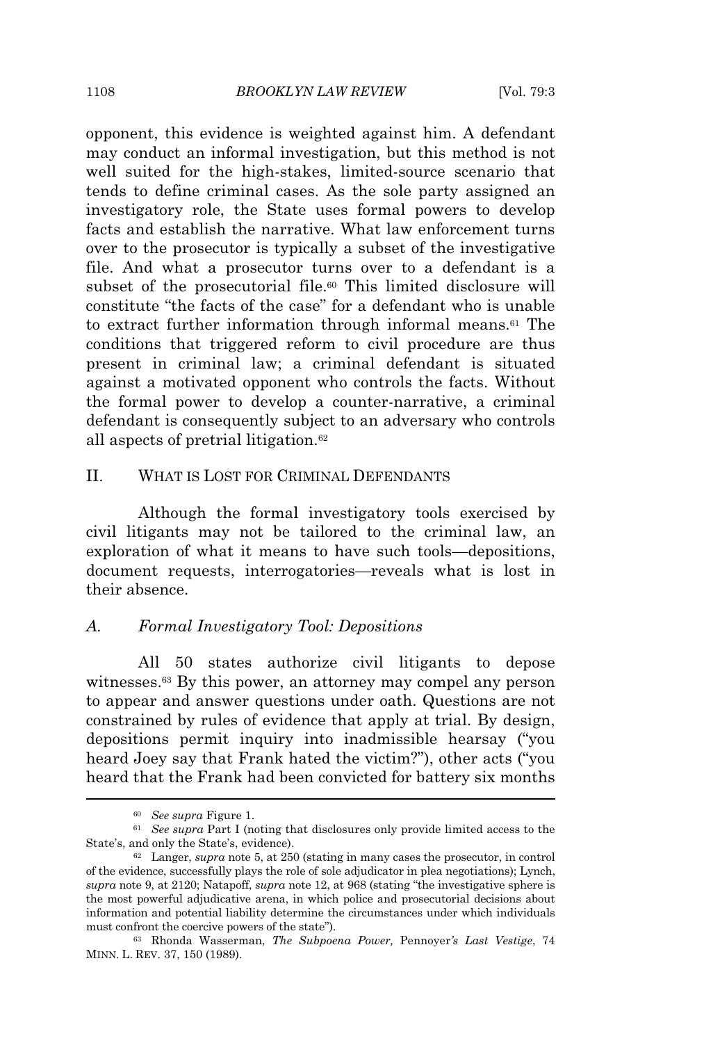opponent, this evidence is weighted against him. A defendant may conduct an informal investigation, but this method is not well suited for the high-stakes, limited-source scenario that tends to define criminal cases. As the sole party assigned an investigatory role, the State uses formal powers to develop facts and establish the narrative. What law enforcement turns over to the prosecutor is typically a subset of the investigative file. And what a prosecutor turns over to a defendant is a subset of the prosecutorial file.[60] This limited disclosure will constitute "the facts of the case" for a defendant who is unable to extract further information through informal means.[61] The conditions that triggered reform to civil procedure are thus present in criminal law; a criminal defendant is situated against a motivated opponent who controls the facts. Without the formal power to develop a counter-narrative, a criminal defendant is consequently subject to an adversary who controls all aspects of pretrial litigation.[62]

## II. WHAT IS LOST FOR CRIMINAL DEFENDANTS

Although the formal investigatory tools exercised by civil litigants may not be tailored to the criminal law, an exploration of what it means to have such tools—depositions, document requests, interrogatories—reveals what is lost in their absence.

### A. *Formal Investigatory Tool: Depositions*

All 50 states authorize civil litigants to depose witnesses.[63] By this power, an attorney may compel any person to appear and answer questions under oath. Questions are not constrained by rules of evidence that apply at trial. By design, depositions permit inquiry into inadmissible hearsay ("you heard Joey say that Frank hated the victim?"), other acts ("you heard that the Frank had been convicted for battery six months

---

[60] *See supra* Figure 1.

[61] *See supra* Part I (noting that disclosures only provide limited access to the State's, and only the State's, evidence).

[62] Langer, *supra* note 5, at 250 (stating in many cases the prosecutor, in control of the evidence, successfully plays the role of sole adjudicator in plea negotiations); Lynch, *supra* note 9, at 2120; Natapoff, *supra* note 12, at 968 (stating "the investigative sphere is the most powerful adjudicative arena, in which police and prosecutorial decisions about information and potential liability determine the circumstances under which individuals must confront the coercive powers of the state").

[63] Rhonda Wasserman, *The Subpoena Power,* Pennoyer*'s Last Vestige*, 74 MINN. L. REV. 37, 150 (1989).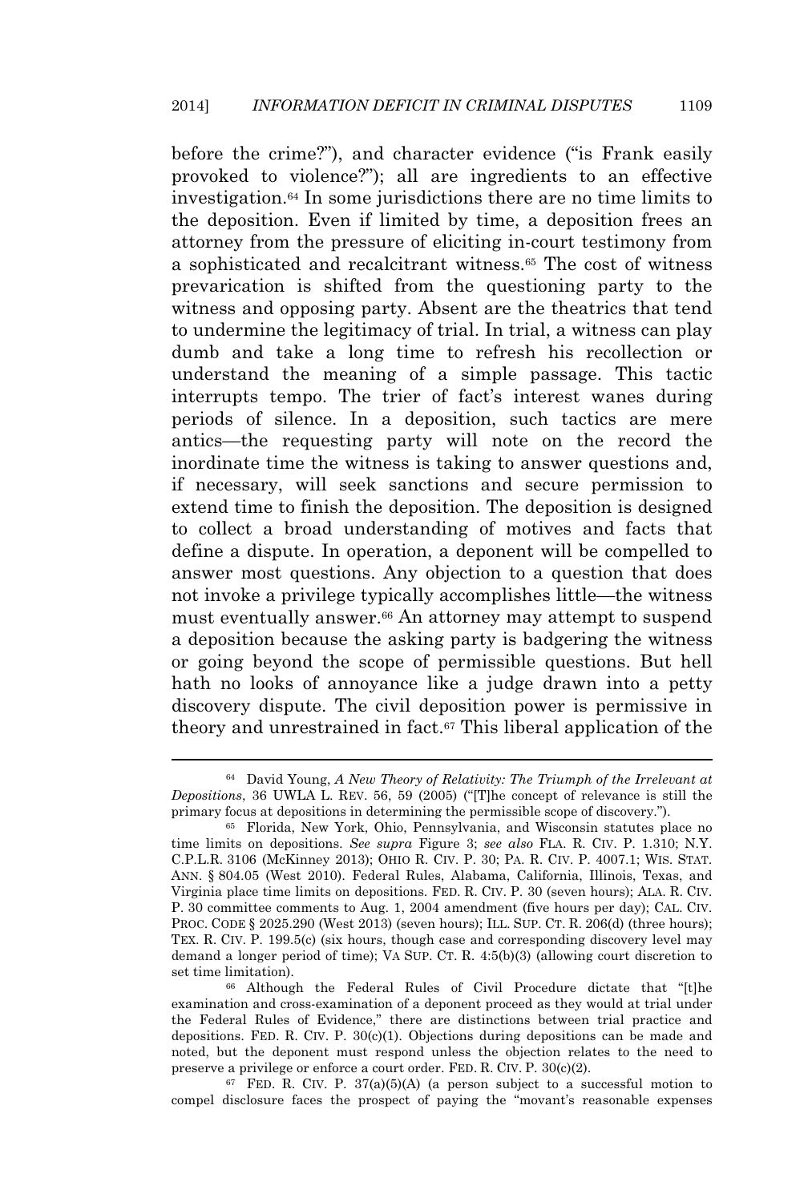before the crime?"), and character evidence ("is Frank easily provoked to violence?"); all are ingredients to an effective investigation.[64] In some jurisdictions there are no time limits to the deposition. Even if limited by time, a deposition frees an attorney from the pressure of eliciting in-court testimony from a sophisticated and recalcitrant witness.[65] The cost of witness prevarication is shifted from the questioning party to the witness and opposing party. Absent are the theatrics that tend to undermine the legitimacy of trial. In trial, a witness can play dumb and take a long time to refresh his recollection or understand the meaning of a simple passage. This tactic interrupts tempo. The trier of fact's interest wanes during periods of silence. In a deposition, such tactics are mere antics—the requesting party will note on the record the inordinate time the witness is taking to answer questions and, if necessary, will seek sanctions and secure permission to extend time to finish the deposition. The deposition is designed to collect a broad understanding of motives and facts that define a dispute. In operation, a deponent will be compelled to answer most questions. Any objection to a question that does not invoke a privilege typically accomplishes little—the witness must eventually answer.[66] An attorney may attempt to suspend a deposition because the asking party is badgering the witness or going beyond the scope of permissible questions. But hell hath no looks of annoyance like a judge drawn into a petty discovery dispute. The civil deposition power is permissive in theory and unrestrained in fact.[67] This liberal application of the

---

[64] David Young, *A New Theory of Relativity: The Triumph of the Irrelevant at Depositions*, 36 UWLA L. REV. 56, 59 (2005) ("[T]he concept of relevance is still the primary focus at depositions in determining the permissible scope of discovery.").

[65] Florida, New York, Ohio, Pennsylvania, and Wisconsin statutes place no time limits on depositions. *See supra* Figure 3; *see also* FLA. R. CIV. P. 1.310; N.Y. C.P.L.R. 3106 (McKinney 2013); OHIO R. CIV. P. 30; PA. R. CIV. P. 4007.1; WIS. STAT. ANN. § 804.05 (West 2010). Federal Rules, Alabama, California, Illinois, Texas, and Virginia place time limits on depositions. FED. R. CIV. P. 30 (seven hours); ALA. R. CIV. P. 30 committee comments to Aug. 1, 2004 amendment (five hours per day); CAL. CIV. PROC. CODE § 2025.290 (West 2013) (seven hours); ILL. SUP. CT. R. 206(d) (three hours); TEX. R. CIV. P. 199.5(c) (six hours, though case and corresponding discovery level may demand a longer period of time); VA SUP. CT. R. 4:5(b)(3) (allowing court discretion to set time limitation).

[66] Although the Federal Rules of Civil Procedure dictate that "[t]he examination and cross-examination of a deponent proceed as they would at trial under the Federal Rules of Evidence," there are distinctions between trial practice and depositions. FED. R. CIV. P. 30(c)(1). Objections during depositions can be made and noted, but the deponent must respond unless the objection relates to the need to preserve a privilege or enforce a court order. FED. R. CIV. P. 30(c)(2).

[67] FED. R. CIV. P. 37(a)(5)(A) (a person subject to a successful motion to compel disclosure faces the prospect of paying the "movant's reasonable expenses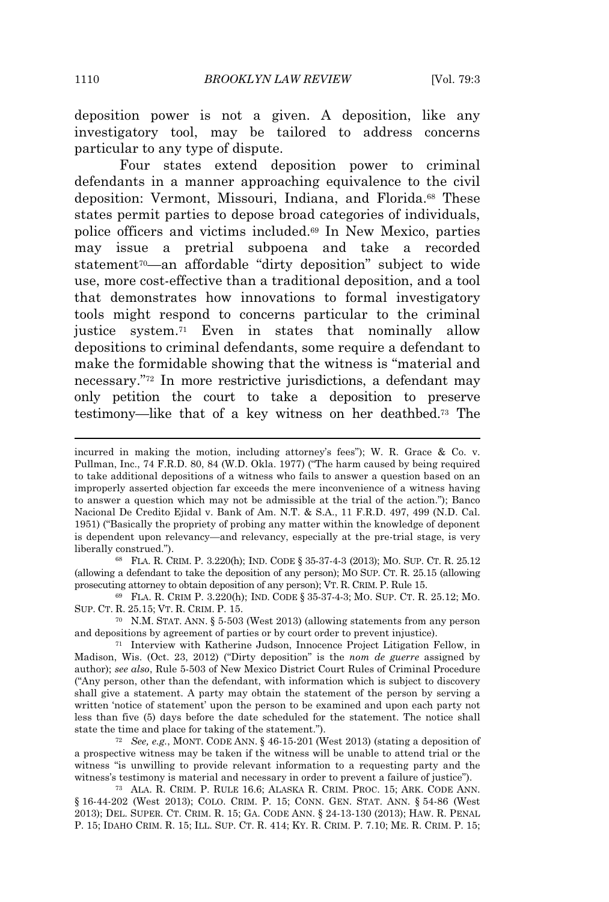deposition power is not a given. A deposition, like any investigatory tool, may be tailored to address concerns particular to any type of dispute.

Four states extend deposition power to criminal defendants in a manner approaching equivalence to the civil deposition: Vermont, Missouri, Indiana, and Florida.[68] These states permit parties to depose broad categories of individuals, police officers and victims included.[69] In New Mexico, parties may issue a pretrial subpoena and take a recorded statement[70]—an affordable "dirty deposition" subject to wide use, more cost-effective than a traditional deposition, and a tool that demonstrates how innovations to formal investigatory tools might respond to concerns particular to the criminal justice system.[71] Even in states that nominally allow depositions to criminal defendants, some require a defendant to make the formidable showing that the witness is "material and necessary."[72] In more restrictive jurisdictions, a defendant may only petition the court to take a deposition to preserve testimony—like that of a key witness on her deathbed.[73] The

---

incurred in making the motion, including attorney's fees"); W. R. Grace & Co. v. Pullman, Inc., 74 F.R.D. 80, 84 (W.D. Okla. 1977) ("The harm caused by being required to take additional depositions of a witness who fails to answer a question based on an improperly asserted objection far exceeds the mere inconvenience of a witness having to answer a question which may not be admissible at the trial of the action."); Banco Nacional De Credito Ejidal v. Bank of Am. N.T. & S.A., 11 F.R.D. 497, 499 (N.D. Cal. 1951) ("Basically the propriety of probing any matter within the knowledge of deponent is dependent upon relevancy—and relevancy, especially at the pre-trial stage, is very liberally construed.").

[68] FLA. R. CRIM. P. 3.220(h); IND. CODE § 35-37-4-3 (2013); MO. SUP. CT. R. 25.12 (allowing a defendant to take the deposition of any person); MO SUP. CT. R. 25.15 (allowing prosecuting attorney to obtain deposition of any person); VT. R. CRIM. P. Rule 15.

[69] FLA. R. CRIM P. 3.220(h); IND. CODE § 35-37-4-3; MO. SUP. CT. R. 25.12; MO. SUP. CT. R. 25.15; VT. R. CRIM. P. 15.

[70] N.M. STAT. ANN. § 5-503 (West 2013) (allowing statements from any person and depositions by agreement of parties or by court order to prevent injustice).

[71] Interview with Katherine Judson, Innocence Project Litigation Fellow, in Madison, Wis. (Oct. 23, 2012) ("Dirty deposition" is the *nom de guerre* assigned by author); *see also*, Rule 5-503 of New Mexico District Court Rules of Criminal Procedure ("Any person, other than the defendant, with information which is subject to discovery shall give a statement. A party may obtain the statement of the person by serving a written 'notice of statement' upon the person to be examined and upon each party not less than five (5) days before the date scheduled for the statement. The notice shall state the time and place for taking of the statement.").

[72] *See, e.g.*, MONT. CODE ANN. § 46-15-201 (West 2013) (stating a deposition of a prospective witness may be taken if the witness will be unable to attend trial or the witness "is unwilling to provide relevant information to a requesting party and the witness's testimony is material and necessary in order to prevent a failure of justice").

[73] ALA. R. CRIM. P. RULE 16.6; ALASKA R. CRIM. PROC. 15; ARK. CODE ANN. § 16-44-202 (West 2013); COLO. CRIM. P. 15; CONN. GEN. STAT. ANN. § 54-86 (West 2013); DEL. SUPER. CT. CRIM. R. 15; GA. CODE ANN. § 24-13-130 (2013); HAW. R. PENAL P. 15; IDAHO CRIM. R. 15; ILL. SUP. CT. R. 414; KY. R. CRIM. P. 7.10; ME. R. CRIM. P. 15;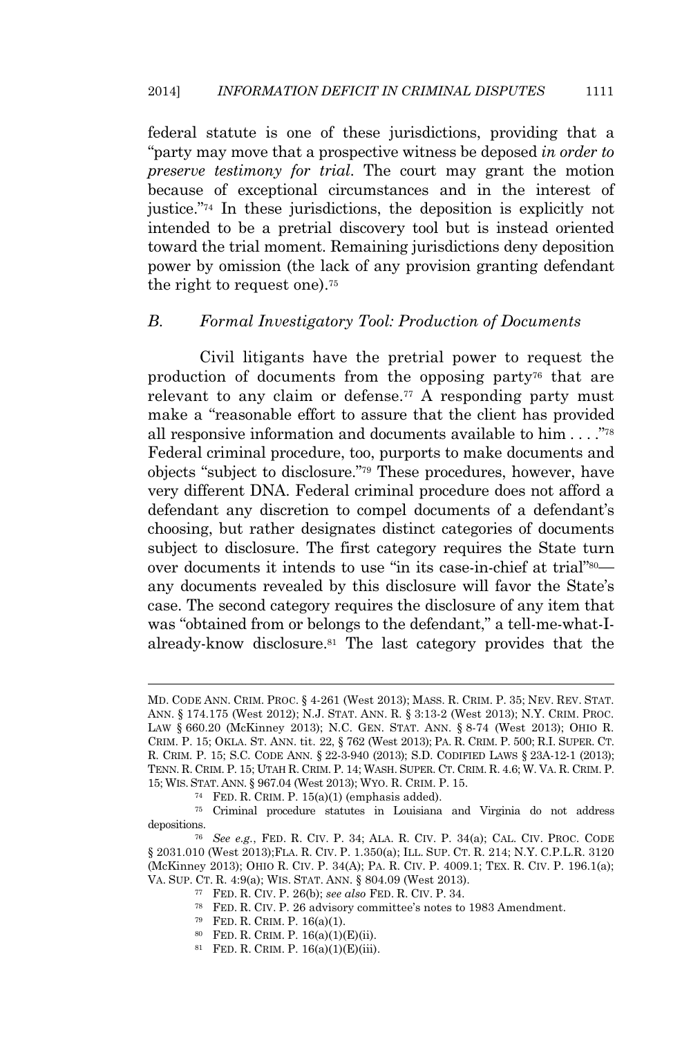federal statute is one of these jurisdictions, providing that a "party may move that a prospective witness be deposed *in order to preserve testimony for trial*. The court may grant the motion because of exceptional circumstances and in the interest of justice."[74] In these jurisdictions, the deposition is explicitly not intended to be a pretrial discovery tool but is instead oriented toward the trial moment. Remaining jurisdictions deny deposition power by omission (the lack of any provision granting defendant the right to request one).[75]

### B. Formal Investigatory Tool: Production of Documents

Civil litigants have the pretrial power to request the production of documents from the opposing party[76] that are relevant to any claim or defense.[77] A responding party must make a "reasonable effort to assure that the client has provided all responsive information and documents available to him . . . ."[78] Federal criminal procedure, too, purports to make documents and objects "subject to disclosure."[79] These procedures, however, have very different DNA. Federal criminal procedure does not afford a defendant any discretion to compel documents of a defendant's choosing, but rather designates distinct categories of documents subject to disclosure. The first category requires the State turn over documents it intends to use "in its case-in-chief at trial"[80]—any documents revealed by this disclosure will favor the State's case. The second category requires the disclosure of any item that was "obtained from or belongs to the defendant," a tell-me-what-I-already-know disclosure.[81] The last category provides that the

---

MD. CODE ANN. CRIM. PROC. § 4-261 (West 2013); MASS. R. CRIM. P. 35; NEV. REV. STAT. ANN. § 174.175 (West 2012); N.J. STAT. ANN. R. § 3:13-2 (West 2013); N.Y. CRIM. PROC. LAW § 660.20 (McKinney 2013); N.C. GEN. STAT. ANN. § 8-74 (West 2013); OHIO R. CRIM. P. 15; OKLA. ST. ANN. tit. 22, § 762 (West 2013); PA. R. CRIM. P. 500; R.I. SUPER. CT. R. CRIM. P. 15; S.C. CODE ANN. § 22-3-940 (2013); S.D. CODIFIED LAWS § 23A-12-1 (2013); TENN. R. CRIM. P. 15; UTAH R. CRIM. P. 14; WASH. SUPER. CT. CRIM. R. 4.6; W. VA. R. CRIM. P. 15; WIS. STAT. ANN. § 967.04 (West 2013); WYO. R. CRIM. P. 15.

[74] FED. R. CRIM. P. 15(a)(1) (emphasis added).

[75] Criminal procedure statutes in Louisiana and Virginia do not address depositions.

[76] *See e.g.*, FED. R. CIV. P. 34; ALA. R. CIV. P. 34(a); CAL. CIV. PROC. CODE § 2031.010 (West 2013);FLA. R. CIV. P. 1.350(a); ILL. SUP. CT. R. 214; N.Y. C.P.L.R. 3120 (McKinney 2013); OHIO R. CIV. P. 34(A); PA. R. CIV. P. 4009.1; TEX. R. CIV. P. 196.1(a); VA. SUP. CT. R. 4:9(a); WIS. STAT. ANN. § 804.09 (West 2013).

[77] FED. R. CIV. P. 26(b); *see also* FED. R. CIV. P. 34.

[78] FED. R. CIV. P. 26 advisory committee's notes to 1983 Amendment.

[79] FED. R. CRIM. P. 16(a)(1).

[80] FED. R. CRIM. P. 16(a)(1)(E)(ii).

[81] FED. R. CRIM. P. 16(a)(1)(E)(iii).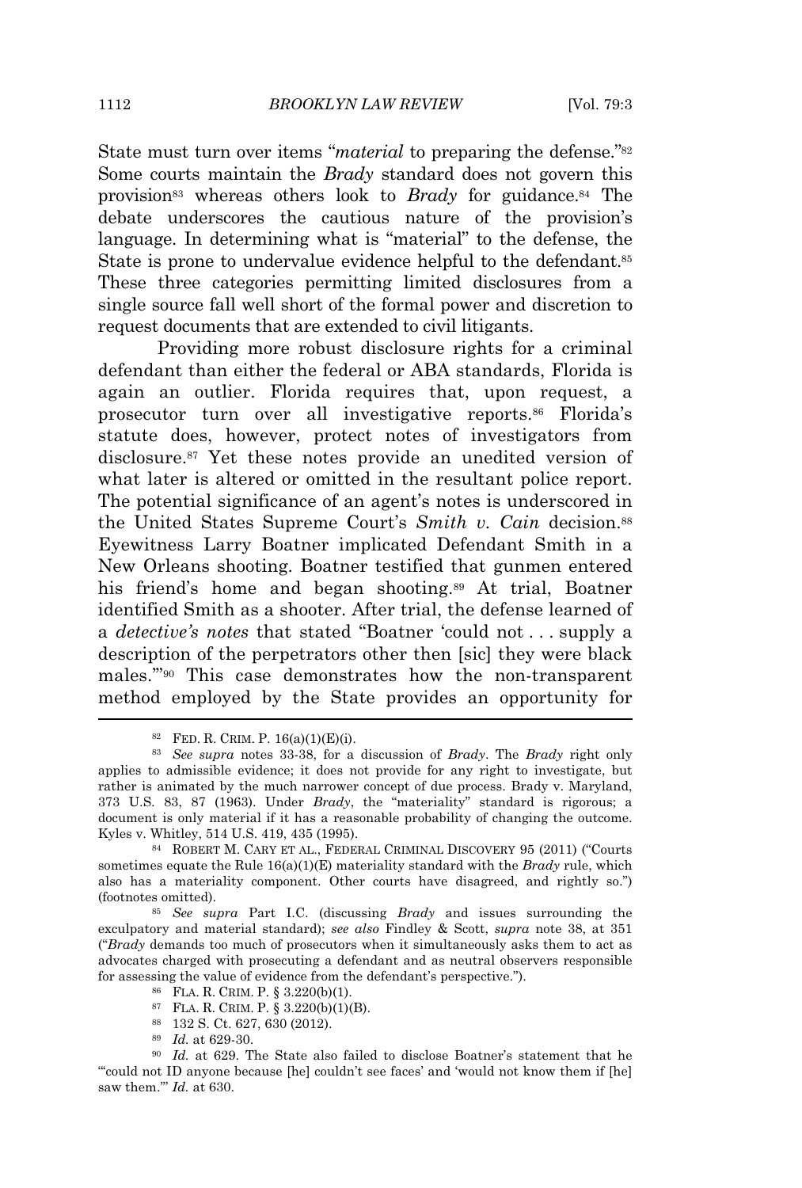State must turn over items "*material* to preparing the defense."[82] Some courts maintain the *Brady* standard does not govern this provision[83] whereas others look to *Brady* for guidance.[84] The debate underscores the cautious nature of the provision's language. In determining what is "material" to the defense, the State is prone to undervalue evidence helpful to the defendant.[85] These three categories permitting limited disclosures from a single source fall well short of the formal power and discretion to request documents that are extended to civil litigants.

Providing more robust disclosure rights for a criminal defendant than either the federal or ABA standards, Florida is again an outlier. Florida requires that, upon request, a prosecutor turn over all investigative reports.[86] Florida's statute does, however, protect notes of investigators from disclosure.[87] Yet these notes provide an unedited version of what later is altered or omitted in the resultant police report. The potential significance of an agent's notes is underscored in the United States Supreme Court's *Smith v. Cain* decision.[88] Eyewitness Larry Boatner implicated Defendant Smith in a New Orleans shooting. Boatner testified that gunmen entered his friend's home and began shooting.[89] At trial, Boatner identified Smith as a shooter. After trial, the defense learned of a *detective's notes* that stated "Boatner 'could not . . . supply a description of the perpetrators other then [sic] they were black males.'"[90] This case demonstrates how the non-transparent method employed by the State provides an opportunity for

---

[82] FED. R. CRIM. P. 16(a)(1)(E)(i).

[83] *See supra* notes 33-38, for a discussion of *Brady*. The *Brady* right only applies to admissible evidence; it does not provide for any right to investigate, but rather is animated by the much narrower concept of due process. Brady v. Maryland, 373 U.S. 83, 87 (1963). Under *Brady*, the "materiality" standard is rigorous; a document is only material if it has a reasonable probability of changing the outcome. Kyles v. Whitley, 514 U.S. 419, 435 (1995).

[84] ROBERT M. CARY ET AL., FEDERAL CRIMINAL DISCOVERY 95 (2011) ("Courts sometimes equate the Rule 16(a)(1)(E) materiality standard with the *Brady* rule, which also has a materiality component. Other courts have disagreed, and rightly so.") (footnotes omitted).

[85] *See supra* Part I.C. (discussing *Brady* and issues surrounding the exculpatory and material standard); *see also* Findley & Scott, *supra* note 38, at 351 ("*Brady* demands too much of prosecutors when it simultaneously asks them to act as advocates charged with prosecuting a defendant and as neutral observers responsible for assessing the value of evidence from the defendant's perspective.").

[86] FLA. R. CRIM. P. § 3.220(b)(1).

[87] FLA. R. CRIM. P. § 3.220(b)(1)(B).

[88] 132 S. Ct. 627, 630 (2012).

[89] *Id.* at 629-30.

[90] *Id.* at 629. The State also failed to disclose Boatner's statement that he "'could not ID anyone because [he] couldn't see faces' and 'would not know them if [he] saw them.'" *Id.* at 630.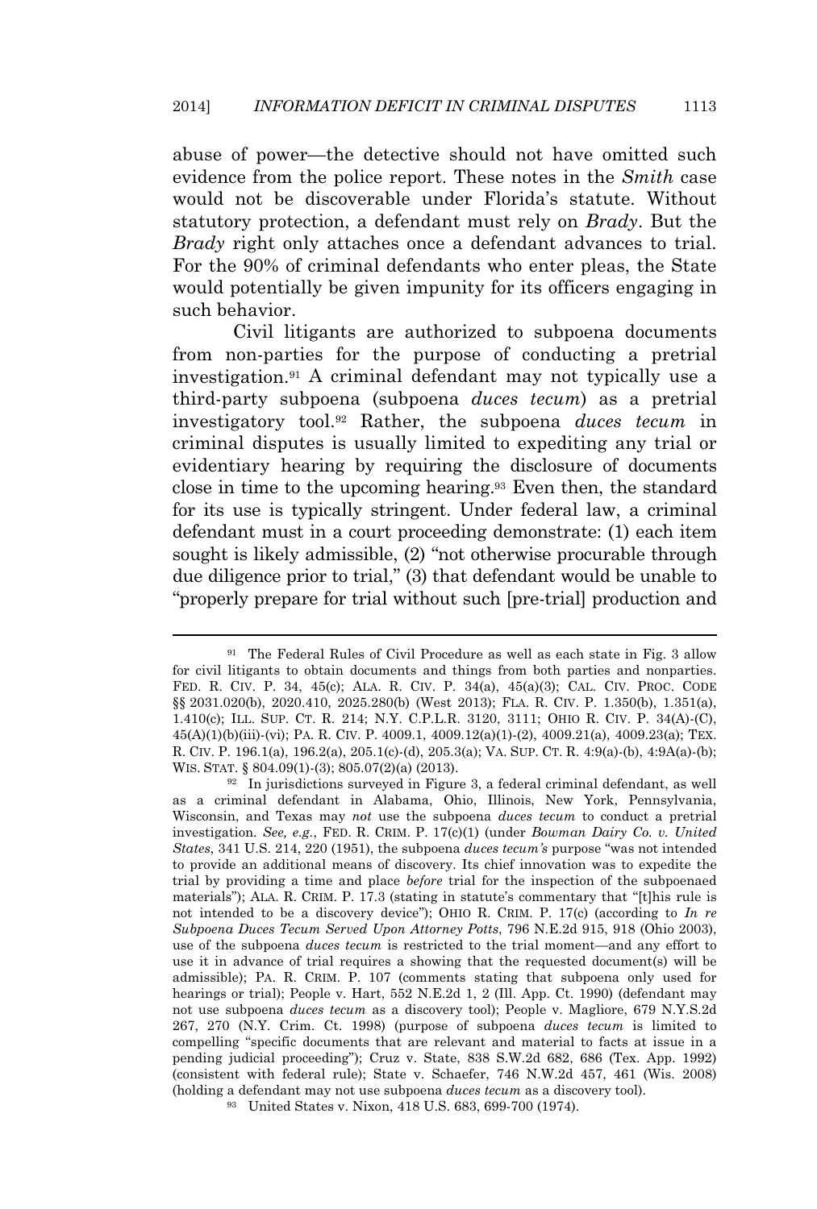abuse of power—the detective should not have omitted such evidence from the police report. These notes in the *Smith* case would not be discoverable under Florida's statute. Without statutory protection, a defendant must rely on *Brady*. But the *Brady* right only attaches once a defendant advances to trial. For the 90% of criminal defendants who enter pleas, the State would potentially be given impunity for its officers engaging in such behavior.

Civil litigants are authorized to subpoena documents from non-parties for the purpose of conducting a pretrial investigation.[91] A criminal defendant may not typically use a third-party subpoena (subpoena *duces tecum*) as a pretrial investigatory tool.[92] Rather, the subpoena *duces tecum* in criminal disputes is usually limited to expediting any trial or evidentiary hearing by requiring the disclosure of documents close in time to the upcoming hearing.[93] Even then, the standard for its use is typically stringent. Under federal law, a criminal defendant must in a court proceeding demonstrate: (1) each item sought is likely admissible, (2) "not otherwise procurable through due diligence prior to trial," (3) that defendant would be unable to "properly prepare for trial without such [pre-trial] production and

---

[91] The Federal Rules of Civil Procedure as well as each state in Fig. 3 allow for civil litigants to obtain documents and things from both parties and nonparties. FED. R. CIV. P. 34, 45(c); ALA. R. CIV. P. 34(a), 45(a)(3); CAL. CIV. PROC. CODE §§ 2031.020(b), 2020.410, 2025.280(b) (West 2013); FLA. R. CIV. P. 1.350(b), 1.351(a), 1.410(c); ILL. SUP. CT. R. 214; N.Y. C.P.L.R. 3120, 3111; OHIO R. CIV. P. 34(A)-(C), 45(A)(1)(b)(iii)-(vi); PA. R. CIV. P. 4009.1, 4009.12(a)(1)-(2), 4009.21(a), 4009.23(a); TEX. R. CIV. P. 196.1(a), 196.2(a), 205.1(c)-(d), 205.3(a); VA. SUP. CT. R. 4:9(a)-(b), 4:9A(a)-(b); WIS. STAT. § 804.09(1)-(3); 805.07(2)(a) (2013).

[92] In jurisdictions surveyed in Figure 3, a federal criminal defendant, as well as a criminal defendant in Alabama, Ohio, Illinois, New York, Pennsylvania, Wisconsin, and Texas may *not* use the subpoena *duces tecum* to conduct a pretrial investigation. *See, e.g.*, FED. R. CRIM. P. 17(c)(1) (under *Bowman Dairy Co. v. United States*, 341 U.S. 214, 220 (1951), the subpoena *duces tecum's* purpose "was not intended to provide an additional means of discovery. Its chief innovation was to expedite the trial by providing a time and place *before* trial for the inspection of the subpoenaed materials"); ALA. R. CRIM. P. 17.3 (stating in statute's commentary that "[t]his rule is not intended to be a discovery device"); OHIO R. CRIM. P. 17(c) (according to *In re Subpoena Duces Tecum Served Upon Attorney Potts*, 796 N.E.2d 915, 918 (Ohio 2003), use of the subpoena *duces tecum* is restricted to the trial moment—and any effort to use it in advance of trial requires a showing that the requested document(s) will be admissible); PA. R. CRIM. P. 107 (comments stating that subpoena only used for hearings or trial); People v. Hart, 552 N.E.2d 1, 2 (Ill. App. Ct. 1990) (defendant may not use subpoena *duces tecum* as a discovery tool); People v. Magliore, 679 N.Y.S.2d 267, 270 (N.Y. Crim. Ct. 1998) (purpose of subpoena *duces tecum* is limited to compelling "specific documents that are relevant and material to facts at issue in a pending judicial proceeding"); Cruz v. State, 838 S.W.2d 682, 686 (Tex. App. 1992) (consistent with federal rule); State v. Schaefer, 746 N.W.2d 457, 461 (Wis. 2008) (holding a defendant may not use subpoena *duces tecum* as a discovery tool).

[93] United States v. Nixon, 418 U.S. 683, 699-700 (1974).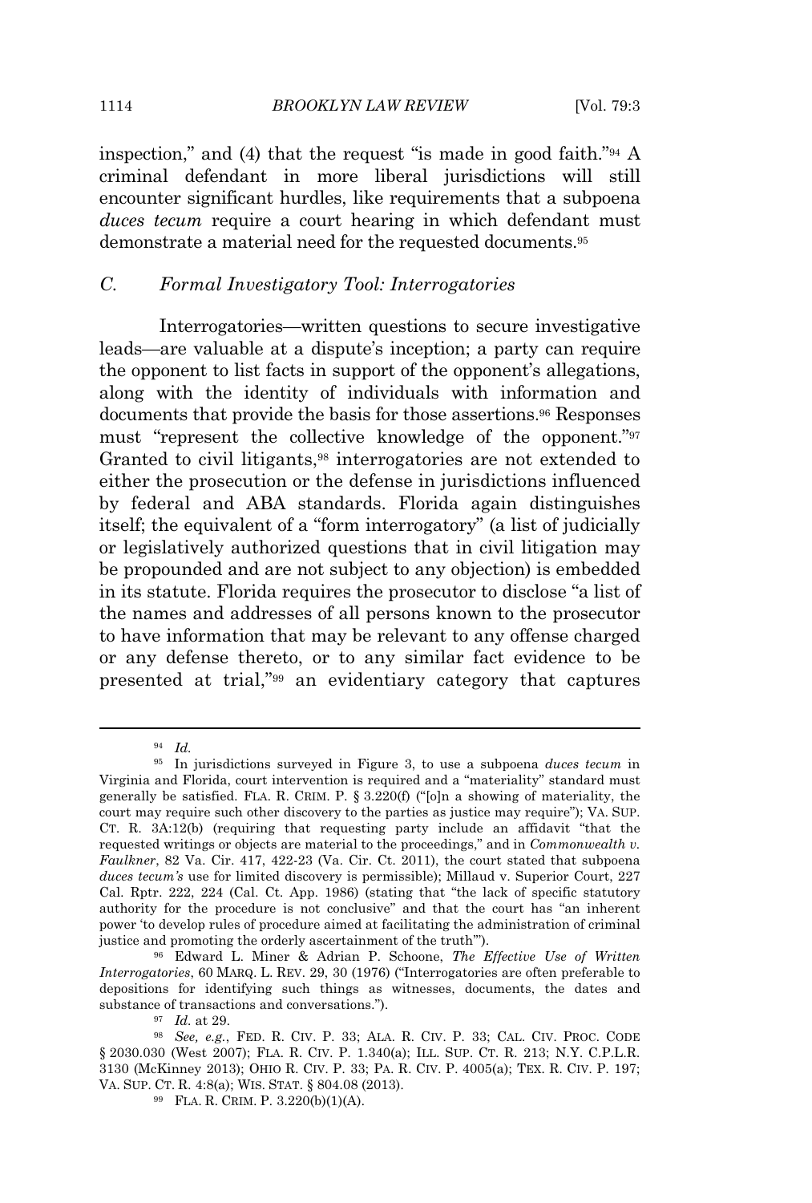inspection," and (4) that the request "is made in good faith."[94] A criminal defendant in more liberal jurisdictions will still encounter significant hurdles, like requirements that a subpoena *duces tecum* require a court hearing in which defendant must demonstrate a material need for the requested documents.[95]

### C. Formal Investigatory Tool: Interrogatories

Interrogatories—written questions to secure investigative leads—are valuable at a dispute's inception; a party can require the opponent to list facts in support of the opponent's allegations, along with the identity of individuals with information and documents that provide the basis for those assertions.[96] Responses must "represent the collective knowledge of the opponent."[97] Granted to civil litigants,[98] interrogatories are not extended to either the prosecution or the defense in jurisdictions influenced by federal and ABA standards. Florida again distinguishes itself; the equivalent of a "form interrogatory" (a list of judicially or legislatively authorized questions that in civil litigation may be propounded and are not subject to any objection) is embedded in its statute. Florida requires the prosecutor to disclose "a list of the names and addresses of all persons known to the prosecutor to have information that may be relevant to any offense charged or any defense thereto, or to any similar fact evidence to be presented at trial,"[99] an evidentiary category that captures

---

[94] *Id.*

[95] In jurisdictions surveyed in Figure 3, to use a subpoena *duces tecum* in Virginia and Florida, court intervention is required and a "materiality" standard must generally be satisfied. FLA. R. CRIM. P. § 3.220(f) ("[o]n a showing of materiality, the court may require such other discovery to the parties as justice may require"); VA. SUP. CT. R. 3A:12(b) (requiring that requesting party include an affidavit "that the requested writings or objects are material to the proceedings," and in *Commonwealth v. Faulkner*, 82 Va. Cir. 417, 422-23 (Va. Cir. Ct. 2011), the court stated that subpoena *duces tecum's* use for limited discovery is permissible); Millaud v. Superior Court, 227 Cal. Rptr. 222, 224 (Cal. Ct. App. 1986) (stating that "the lack of specific statutory authority for the procedure is not conclusive" and that the court has "an inherent power 'to develop rules of procedure aimed at facilitating the administration of criminal justice and promoting the orderly ascertainment of the truth'").

[96] Edward L. Miner & Adrian P. Schoone, *The Effective Use of Written Interrogatories*, 60 MARQ. L. REV. 29, 30 (1976) ("Interrogatories are often preferable to depositions for identifying such things as witnesses, documents, the dates and substance of transactions and conversations.").

[97] *Id.* at 29.

[98] *See, e.g.*, FED. R. CIV. P. 33; ALA. R. CIV. P. 33; CAL. CIV. PROC. CODE § 2030.030 (West 2007); FLA. R. CIV. P. 1.340(a); ILL. SUP. CT. R. 213; N.Y. C.P.L.R. 3130 (McKinney 2013); OHIO R. CIV. P. 33; PA. R. CIV. P. 4005(a); TEX. R. CIV. P. 197; VA. SUP. CT. R. 4:8(a); WIS. STAT. § 804.08 (2013).

[99] FLA. R. CRIM. P. 3.220(b)(1)(A).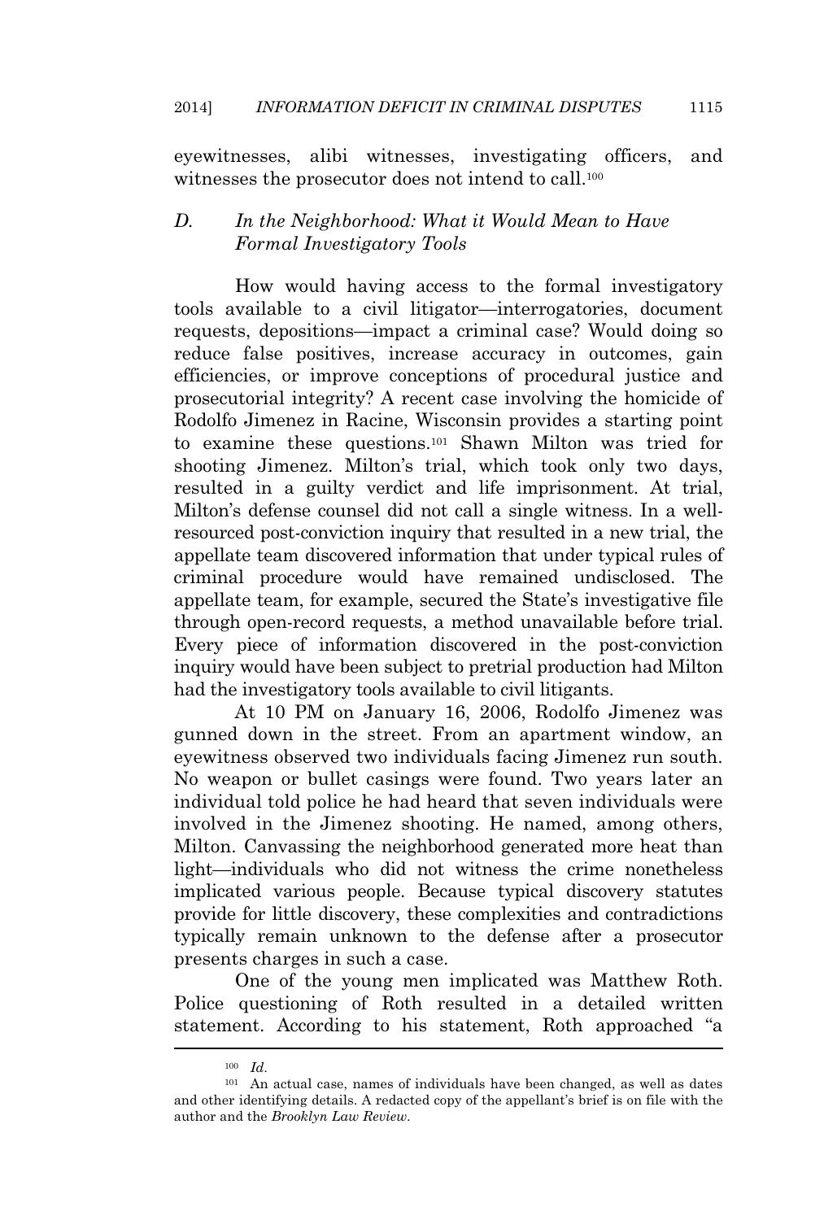eyewitnesses, alibi witnesses, investigating officers, and witnesses the prosecutor does not intend to call.[100]

### D. *In the Neighborhood: What it Would Mean to Have Formal Investigatory Tools*

How would having access to the formal investigatory tools available to a civil litigator—interrogatories, document requests, depositions—impact a criminal case? Would doing so reduce false positives, increase accuracy in outcomes, gain efficiencies, or improve conceptions of procedural justice and prosecutorial integrity? A recent case involving the homicide of Rodolfo Jimenez in Racine, Wisconsin provides a starting point to examine these questions.[101] Shawn Milton was tried for shooting Jimenez. Milton's trial, which took only two days, resulted in a guilty verdict and life imprisonment. At trial, Milton's defense counsel did not call a single witness. In a well-resourced post-conviction inquiry that resulted in a new trial, the appellate team discovered information that under typical rules of criminal procedure would have remained undisclosed. The appellate team, for example, secured the State's investigative file through open-record requests, a method unavailable before trial. Every piece of information discovered in the post-conviction inquiry would have been subject to pretrial production had Milton had the investigatory tools available to civil litigants.

At 10 PM on January 16, 2006, Rodolfo Jimenez was gunned down in the street. From an apartment window, an eyewitness observed two individuals facing Jimenez run south. No weapon or bullet casings were found. Two years later an individual told police he had heard that seven individuals were involved in the Jimenez shooting. He named, among others, Milton. Canvassing the neighborhood generated more heat than light—individuals who did not witness the crime nonetheless implicated various people. Because typical discovery statutes provide for little discovery, these complexities and contradictions typically remain unknown to the defense after a prosecutor presents charges in such a case.

One of the young men implicated was Matthew Roth. Police questioning of Roth resulted in a detailed written statement. According to his statement, Roth approached "a

---

[100] *Id.*

[101] An actual case, names of individuals have been changed, as well as dates and other identifying details. A redacted copy of the appellant's brief is on file with the author and the *Brooklyn Law Review*.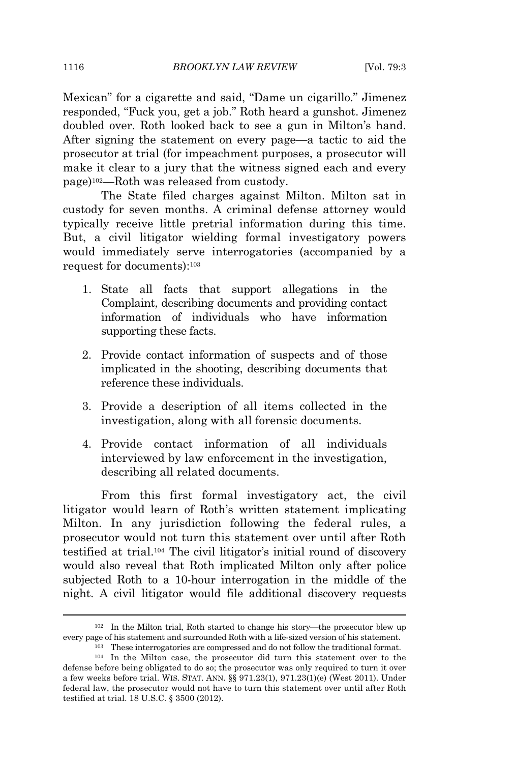Mexican" for a cigarette and said, "Dame un cigarillo." Jimenez responded, "Fuck you, get a job." Roth heard a gunshot. Jimenez doubled over. Roth looked back to see a gun in Milton's hand. After signing the statement on every page—a tactic to aid the prosecutor at trial (for impeachment purposes, a prosecutor will make it clear to a jury that the witness signed each and every page)[102]—Roth was released from custody.

The State filed charges against Milton. Milton sat in custody for seven months. A criminal defense attorney would typically receive little pretrial information during this time. But, a civil litigator wielding formal investigatory powers would immediately serve interrogatories (accompanied by a request for documents):[103]

1. State all facts that support allegations in the Complaint, describing documents and providing contact information of individuals who have information supporting these facts.

2. Provide contact information of suspects and of those implicated in the shooting, describing documents that reference these individuals.

3. Provide a description of all items collected in the investigation, along with all forensic documents.

4. Provide contact information of all individuals interviewed by law enforcement in the investigation, describing all related documents.

From this first formal investigatory act, the civil litigator would learn of Roth's written statement implicating Milton. In any jurisdiction following the federal rules, a prosecutor would not turn this statement over until after Roth testified at trial.[104] The civil litigator's initial round of discovery would also reveal that Roth implicated Milton only after police subjected Roth to a 10-hour interrogation in the middle of the night. A civil litigator would file additional discovery requests

[102] In the Milton trial, Roth started to change his story—the prosecutor blew up every page of his statement and surrounded Roth with a life-sized version of his statement.

[103] These interrogatories are compressed and do not follow the traditional format.

[104] In the Milton case, the prosecutor did turn this statement over to the defense before being obligated to do so; the prosecutor was only required to turn it over a few weeks before trial. WIS. STAT. ANN. §§ 971.23(1), 971.23(1)(e) (West 2011). Under federal law, the prosecutor would not have to turn this statement over until after Roth testified at trial. 18 U.S.C. § 3500 (2012).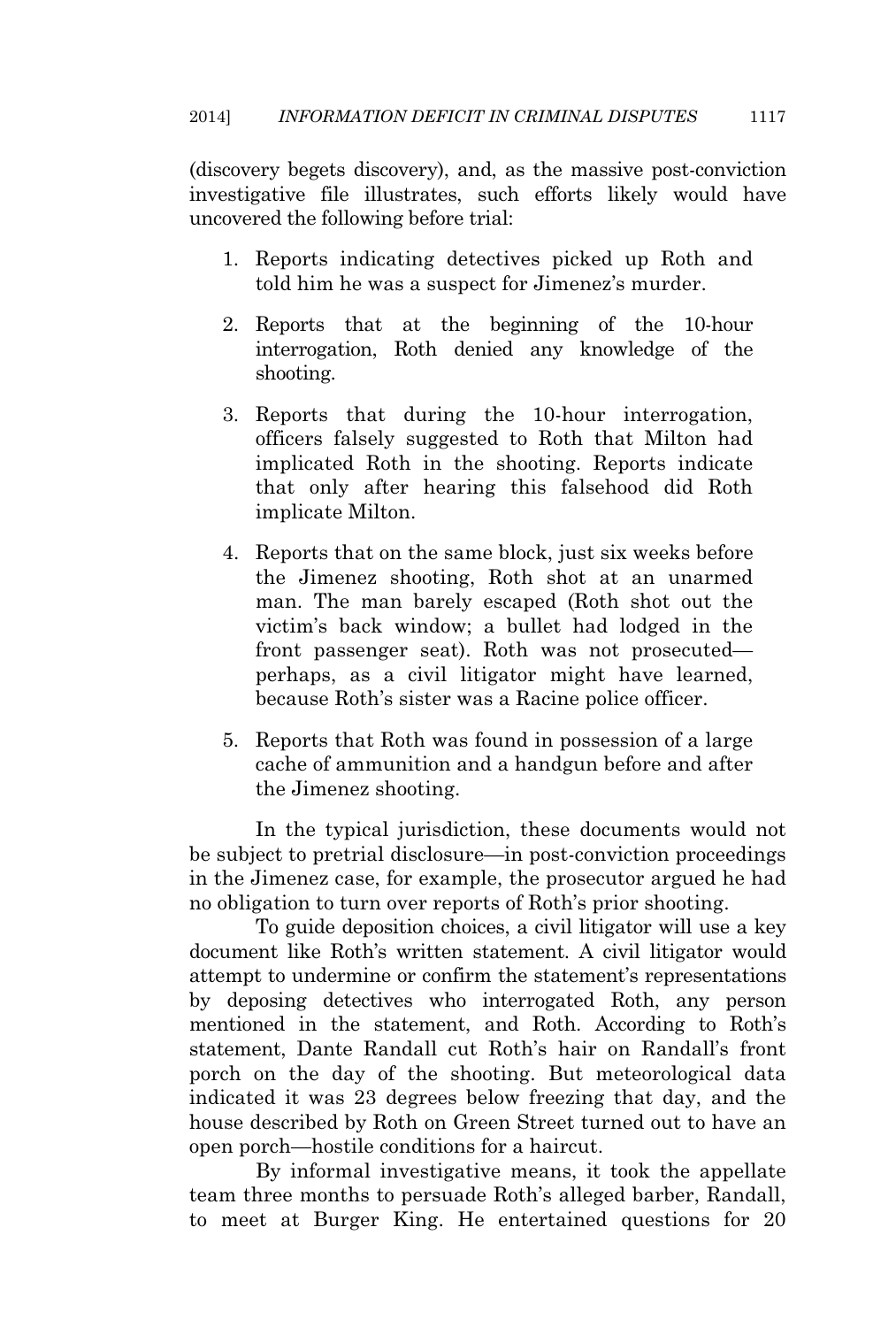(discovery begets discovery), and, as the massive post-conviction investigative file illustrates, such efforts likely would have uncovered the following before trial:

1. Reports indicating detectives picked up Roth and told him he was a suspect for Jimenez's murder.

2. Reports that at the beginning of the 10-hour interrogation, Roth denied any knowledge of the shooting.

3. Reports that during the 10-hour interrogation, officers falsely suggested to Roth that Milton had implicated Roth in the shooting. Reports indicate that only after hearing this falsehood did Roth implicate Milton.

4. Reports that on the same block, just six weeks before the Jimenez shooting, Roth shot at an unarmed man. The man barely escaped (Roth shot out the victim's back window; a bullet had lodged in the front passenger seat). Roth was not prosecuted—perhaps, as a civil litigator might have learned, because Roth's sister was a Racine police officer.

5. Reports that Roth was found in possession of a large cache of ammunition and a handgun before and after the Jimenez shooting.

In the typical jurisdiction, these documents would not be subject to pretrial disclosure—in post-conviction proceedings in the Jimenez case, for example, the prosecutor argued he had no obligation to turn over reports of Roth's prior shooting.

To guide deposition choices, a civil litigator will use a key document like Roth's written statement. A civil litigator would attempt to undermine or confirm the statement's representations by deposing detectives who interrogated Roth, any person mentioned in the statement, and Roth. According to Roth's statement, Dante Randall cut Roth's hair on Randall's front porch on the day of the shooting. But meteorological data indicated it was 23 degrees below freezing that day, and the house described by Roth on Green Street turned out to have an open porch—hostile conditions for a haircut.

By informal investigative means, it took the appellate team three months to persuade Roth's alleged barber, Randall, to meet at Burger King. He entertained questions for 20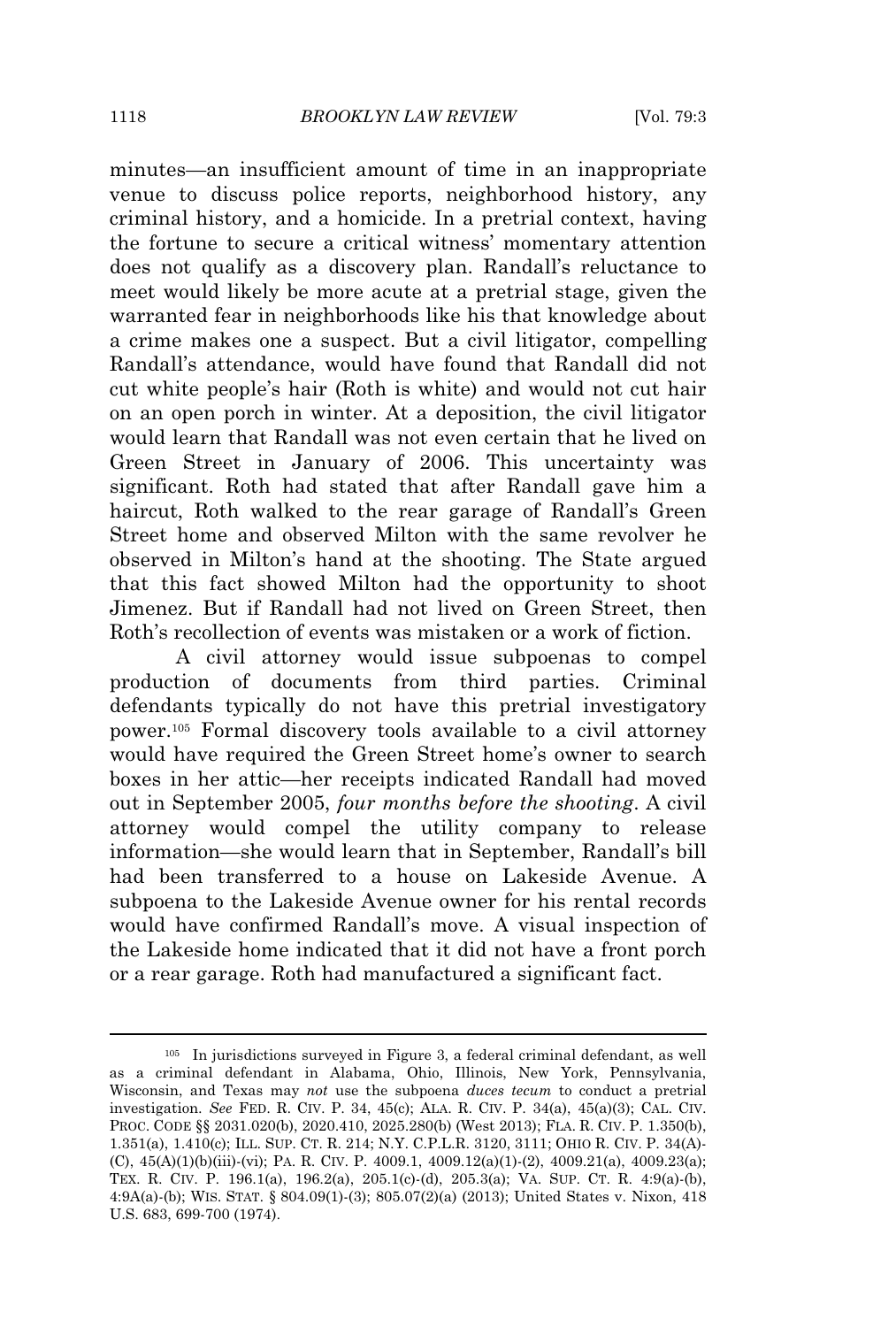minutes—an insufficient amount of time in an inappropriate venue to discuss police reports, neighborhood history, any criminal history, and a homicide. In a pretrial context, having the fortune to secure a critical witness' momentary attention does not qualify as a discovery plan. Randall's reluctance to meet would likely be more acute at a pretrial stage, given the warranted fear in neighborhoods like his that knowledge about a crime makes one a suspect. But a civil litigator, compelling Randall's attendance, would have found that Randall did not cut white people's hair (Roth is white) and would not cut hair on an open porch in winter. At a deposition, the civil litigator would learn that Randall was not even certain that he lived on Green Street in January of 2006. This uncertainty was significant. Roth had stated that after Randall gave him a haircut, Roth walked to the rear garage of Randall's Green Street home and observed Milton with the same revolver he observed in Milton's hand at the shooting. The State argued that this fact showed Milton had the opportunity to shoot Jimenez. But if Randall had not lived on Green Street, then Roth's recollection of events was mistaken or a work of fiction.

A civil attorney would issue subpoenas to compel production of documents from third parties. Criminal defendants typically do not have this pretrial investigatory power.[105] Formal discovery tools available to a civil attorney would have required the Green Street home's owner to search boxes in her attic—her receipts indicated Randall had moved out in September 2005, *four months before the shooting*. A civil attorney would compel the utility company to release information—she would learn that in September, Randall's bill had been transferred to a house on Lakeside Avenue. A subpoena to the Lakeside Avenue owner for his rental records would have confirmed Randall's move. A visual inspection of the Lakeside home indicated that it did not have a front porch or a rear garage. Roth had manufactured a significant fact.

---

[105] In jurisdictions surveyed in Figure 3, a federal criminal defendant, as well as a criminal defendant in Alabama, Ohio, Illinois, New York, Pennsylvania, Wisconsin, and Texas may *not* use the subpoena *duces tecum* to conduct a pretrial investigation. *See* FED. R. CIV. P. 34, 45(c); ALA. R. CIV. P. 34(a), 45(a)(3); CAL. CIV. PROC. CODE §§ 2031.020(b), 2020.410, 2025.280(b) (West 2013); FLA. R. CIV. P. 1.350(b), 1.351(a), 1.410(c); ILL. SUP. CT. R. 214; N.Y. C.P.L.R. 3120, 3111; OHIO R. CIV. P. 34(A)-(C), 45(A)(1)(b)(iii)-(vi); PA. R. CIV. P. 4009.1, 4009.12(a)(1)-(2), 4009.21(a), 4009.23(a); TEX. R. CIV. P. 196.1(a), 196.2(a), 205.1(c)-(d), 205.3(a); VA. SUP. CT. R. 4:9(a)-(b), 4:9A(a)-(b); WIS. STAT. § 804.09(1)-(3); 805.07(2)(a) (2013); United States v. Nixon, 418 U.S. 683, 699-700 (1974).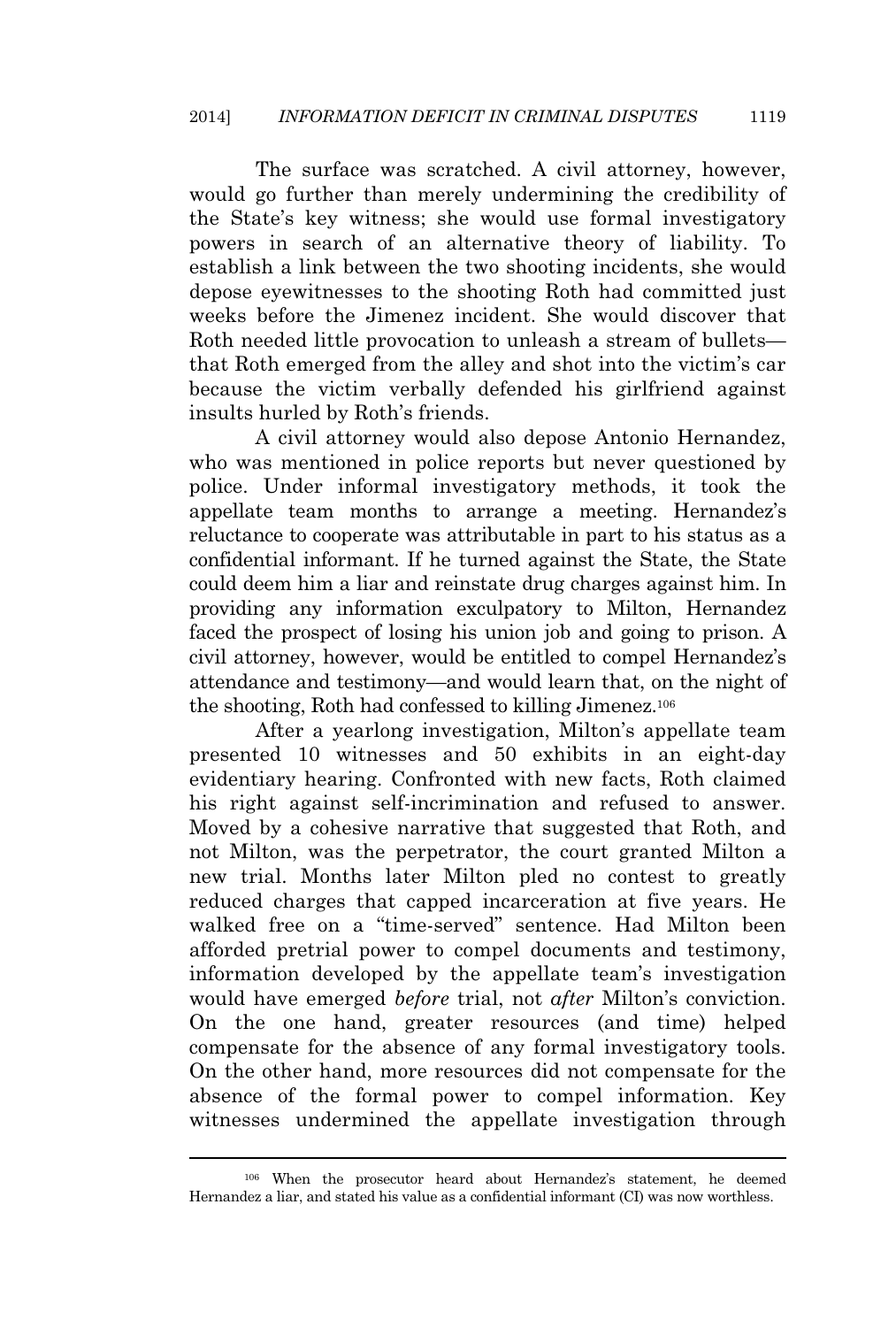The surface was scratched. A civil attorney, however, would go further than merely undermining the credibility of the State's key witness; she would use formal investigatory powers in search of an alternative theory of liability. To establish a link between the two shooting incidents, she would depose eyewitnesses to the shooting Roth had committed just weeks before the Jimenez incident. She would discover that Roth needed little provocation to unleash a stream of bullets—that Roth emerged from the alley and shot into the victim's car because the victim verbally defended his girlfriend against insults hurled by Roth's friends.

A civil attorney would also depose Antonio Hernandez, who was mentioned in police reports but never questioned by police. Under informal investigatory methods, it took the appellate team months to arrange a meeting. Hernandez's reluctance to cooperate was attributable in part to his status as a confidential informant. If he turned against the State, the State could deem him a liar and reinstate drug charges against him. In providing any information exculpatory to Milton, Hernandez faced the prospect of losing his union job and going to prison. A civil attorney, however, would be entitled to compel Hernandez's attendance and testimony—and would learn that, on the night of the shooting, Roth had confessed to killing Jimenez.[106]

After a yearlong investigation, Milton's appellate team presented 10 witnesses and 50 exhibits in an eight-day evidentiary hearing. Confronted with new facts, Roth claimed his right against self-incrimination and refused to answer. Moved by a cohesive narrative that suggested that Roth, and not Milton, was the perpetrator, the court granted Milton a new trial. Months later Milton pled no contest to greatly reduced charges that capped incarceration at five years. He walked free on a "time-served" sentence. Had Milton been afforded pretrial power to compel documents and testimony, information developed by the appellate team's investigation would have emerged *before* trial, not *after* Milton's conviction. On the one hand, greater resources (and time) helped compensate for the absence of any formal investigatory tools. On the other hand, more resources did not compensate for the absence of the formal power to compel information. Key witnesses undermined the appellate investigation through

---

[106] When the prosecutor heard about Hernandez's statement, he deemed Hernandez a liar, and stated his value as a confidential informant (CI) was now worthless.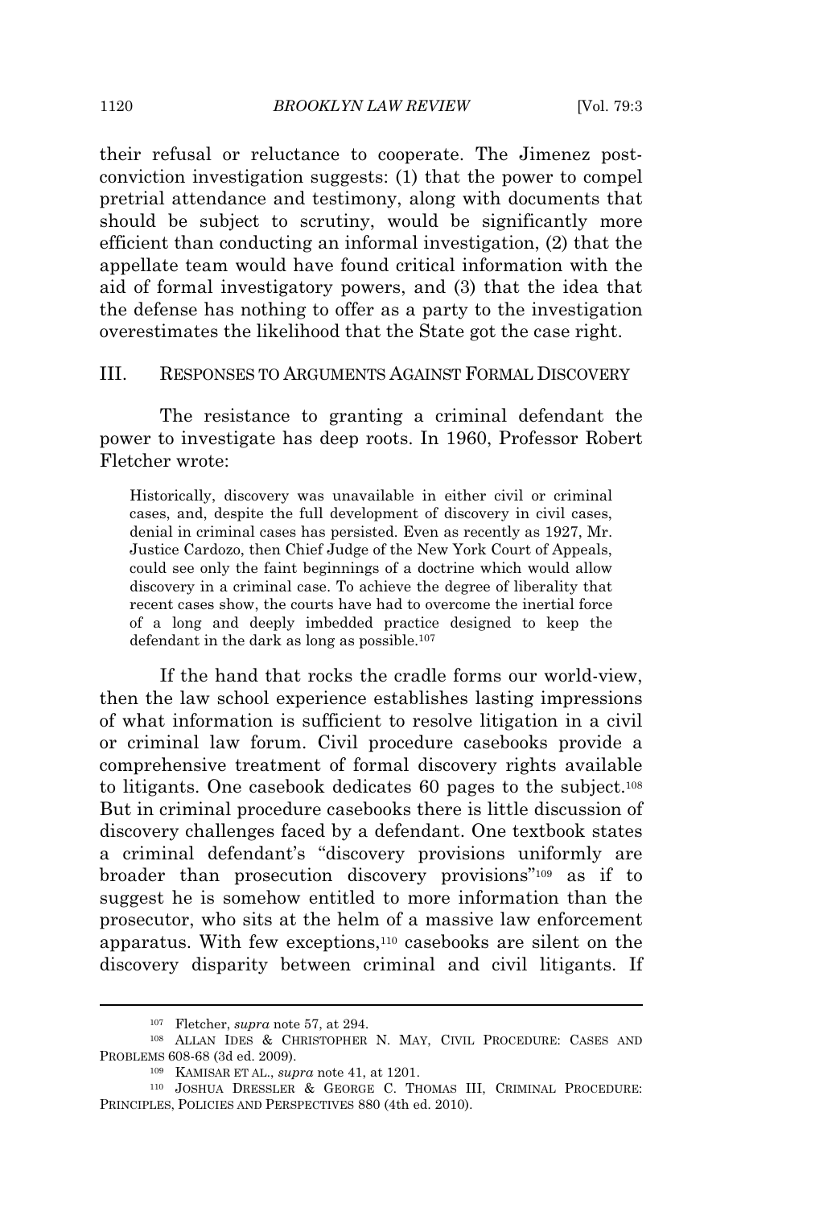their refusal or reluctance to cooperate. The Jimenez post-conviction investigation suggests: (1) that the power to compel pretrial attendance and testimony, along with documents that should be subject to scrutiny, would be significantly more efficient than conducting an informal investigation, (2) that the appellate team would have found critical information with the aid of formal investigatory powers, and (3) that the idea that the defense has nothing to offer as a party to the investigation overestimates the likelihood that the State got the case right.

## III. RESPONSES TO ARGUMENTS AGAINST FORMAL DISCOVERY

The resistance to granting a criminal defendant the power to investigate has deep roots. In 1960, Professor Robert Fletcher wrote:

> Historically, discovery was unavailable in either civil or criminal cases, and, despite the full development of discovery in civil cases, denial in criminal cases has persisted. Even as recently as 1927, Mr. Justice Cardozo, then Chief Judge of the New York Court of Appeals, could see only the faint beginnings of a doctrine which would allow discovery in a criminal case. To achieve the degree of liberality that recent cases show, the courts have had to overcome the inertial force of a long and deeply imbedded practice designed to keep the defendant in the dark as long as possible.[107]

If the hand that rocks the cradle forms our world-view, then the law school experience establishes lasting impressions of what information is sufficient to resolve litigation in a civil or criminal law forum. Civil procedure casebooks provide a comprehensive treatment of formal discovery rights available to litigants. One casebook dedicates 60 pages to the subject.[108] But in criminal procedure casebooks there is little discussion of discovery challenges faced by a defendant. One textbook states a criminal defendant's "discovery provisions uniformly are broader than prosecution discovery provisions"[109] as if to suggest he is somehow entitled to more information than the prosecutor, who sits at the helm of a massive law enforcement apparatus. With few exceptions,[110] casebooks are silent on the discovery disparity between criminal and civil litigants. If

---

[107] Fletcher, *supra* note 57, at 294.

[108] ALLAN IDES & CHRISTOPHER N. MAY, CIVIL PROCEDURE: CASES AND PROBLEMS 608-68 (3d ed. 2009).

[109] KAMISAR ET AL., *supra* note 41, at 1201.

[110] JOSHUA DRESSLER & GEORGE C. THOMAS III, CRIMINAL PROCEDURE: PRINCIPLES, POLICIES AND PERSPECTIVES 880 (4th ed. 2010).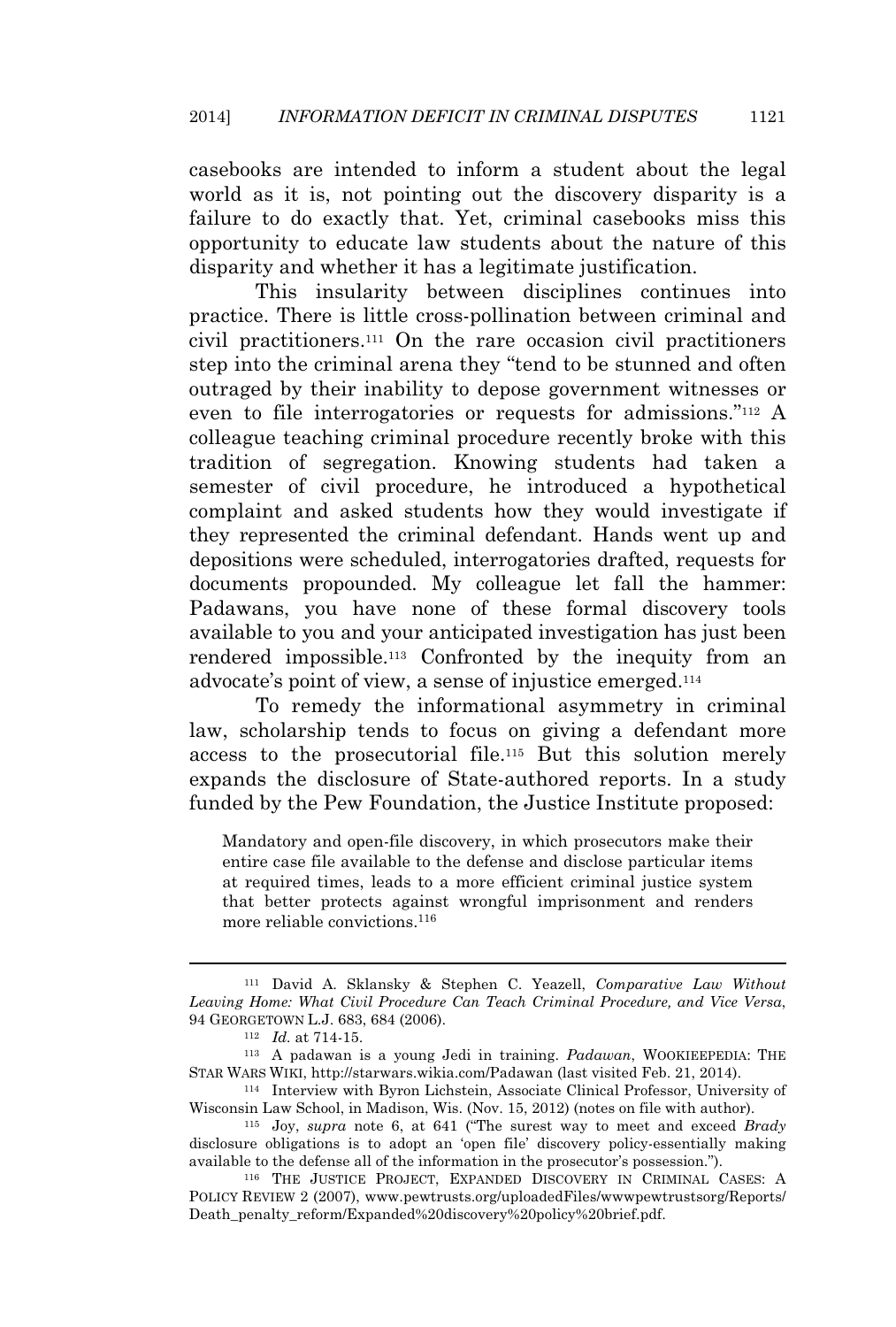casebooks are intended to inform a student about the legal world as it is, not pointing out the discovery disparity is a failure to do exactly that. Yet, criminal casebooks miss this opportunity to educate law students about the nature of this disparity and whether it has a legitimate justification.

This insularity between disciplines continues into practice. There is little cross-pollination between criminal and civil practitioners.[111] On the rare occasion civil practitioners step into the criminal arena they "tend to be stunned and often outraged by their inability to depose government witnesses or even to file interrogatories or requests for admissions."[112] A colleague teaching criminal procedure recently broke with this tradition of segregation. Knowing students had taken a semester of civil procedure, he introduced a hypothetical complaint and asked students how they would investigate if they represented the criminal defendant. Hands went up and depositions were scheduled, interrogatories drafted, requests for documents propounded. My colleague let fall the hammer: Padawans, you have none of these formal discovery tools available to you and your anticipated investigation has just been rendered impossible.[113] Confronted by the inequity from an advocate's point of view, a sense of injustice emerged.[114]

To remedy the informational asymmetry in criminal law, scholarship tends to focus on giving a defendant more access to the prosecutorial file.[115] But this solution merely expands the disclosure of State-authored reports. In a study funded by the Pew Foundation, the Justice Institute proposed:

> Mandatory and open-file discovery, in which prosecutors make their entire case file available to the defense and disclose particular items at required times, leads to a more efficient criminal justice system that better protects against wrongful imprisonment and renders more reliable convictions.[116]

---

[111] David A. Sklansky & Stephen C. Yeazell, *Comparative Law Without Leaving Home: What Civil Procedure Can Teach Criminal Procedure, and Vice Versa*, 94 GEORGETOWN L.J. 683, 684 (2006).

[112] *Id.* at 714-15.

[113] A padawan is a young Jedi in training. *Padawan*, WOOKIEEPEDIA: THE STAR WARS WIKI, http://starwars.wikia.com/Padawan (last visited Feb. 21, 2014).

[114] Interview with Byron Lichstein, Associate Clinical Professor, University of Wisconsin Law School, in Madison, Wis. (Nov. 15, 2012) (notes on file with author).

[115] Joy, *supra* note 6, at 641 ("The surest way to meet and exceed *Brady* disclosure obligations is to adopt an 'open file' discovery policy-essentially making available to the defense all of the information in the prosecutor's possession.").

[116] THE JUSTICE PROJECT, EXPANDED DISCOVERY IN CRIMINAL CASES: A POLICY REVIEW 2 (2007), www.pewtrusts.org/uploadedFiles/wwwpewtrustsorg/Reports/Death_penalty_reform/Expanded%20discovery%20policy%20brief.pdf.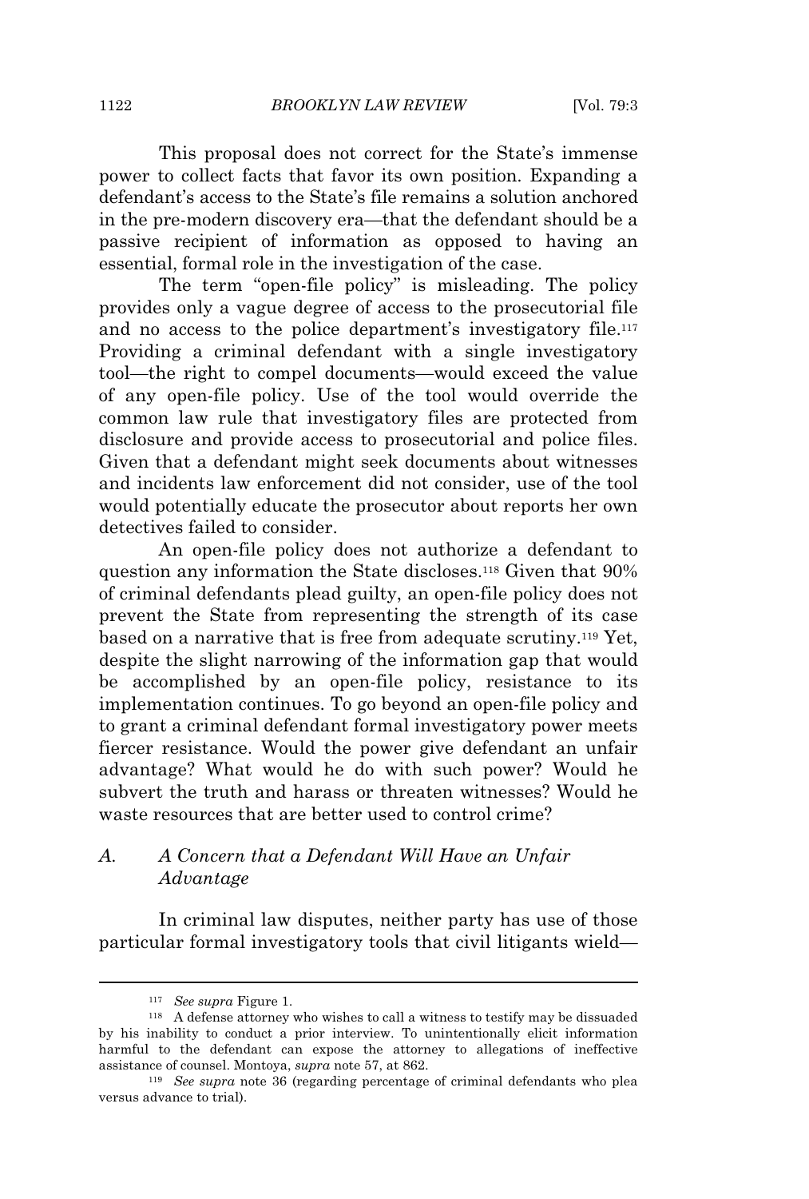This proposal does not correct for the State's immense power to collect facts that favor its own position. Expanding a defendant's access to the State's file remains a solution anchored in the pre-modern discovery era—that the defendant should be a passive recipient of information as opposed to having an essential, formal role in the investigation of the case.

The term "open-file policy" is misleading. The policy provides only a vague degree of access to the prosecutorial file and no access to the police department's investigatory file.[117] Providing a criminal defendant with a single investigatory tool—the right to compel documents—would exceed the value of any open-file policy. Use of the tool would override the common law rule that investigatory files are protected from disclosure and provide access to prosecutorial and police files. Given that a defendant might seek documents about witnesses and incidents law enforcement did not consider, use of the tool would potentially educate the prosecutor about reports her own detectives failed to consider.

An open-file policy does not authorize a defendant to question any information the State discloses.[118] Given that 90% of criminal defendants plead guilty, an open-file policy does not prevent the State from representing the strength of its case based on a narrative that is free from adequate scrutiny.[119] Yet, despite the slight narrowing of the information gap that would be accomplished by an open-file policy, resistance to its implementation continues. To go beyond an open-file policy and to grant a criminal defendant formal investigatory power meets fiercer resistance. Would the power give defendant an unfair advantage? What would he do with such power? Would he subvert the truth and harass or threaten witnesses? Would he waste resources that are better used to control crime?

### A. *A Concern that a Defendant Will Have an Unfair Advantage*

In criminal law disputes, neither party has use of those particular formal investigatory tools that civil litigants wield—

---

[117] *See supra* Figure 1.

[118] A defense attorney who wishes to call a witness to testify may be dissuaded by his inability to conduct a prior interview. To unintentionally elicit information harmful to the defendant can expose the attorney to allegations of ineffective assistance of counsel. Montoya, *supra* note 57, at 862.

[119] *See supra* note 36 (regarding percentage of criminal defendants who plea versus advance to trial).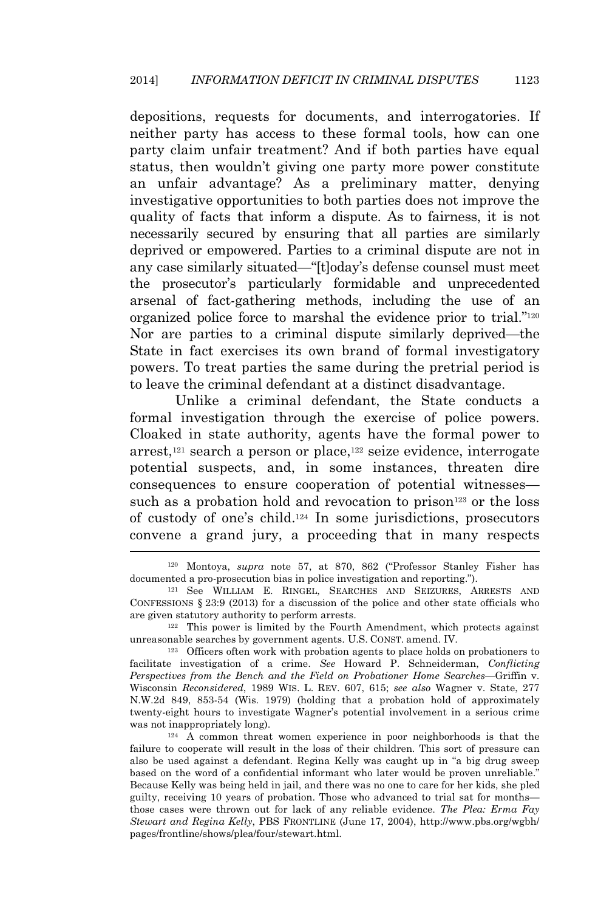depositions, requests for documents, and interrogatories. If neither party has access to these formal tools, how can one party claim unfair treatment? And if both parties have equal status, then wouldn't giving one party more power constitute an unfair advantage? As a preliminary matter, denying investigative opportunities to both parties does not improve the quality of facts that inform a dispute. As to fairness, it is not necessarily secured by ensuring that all parties are similarly deprived or empowered. Parties to a criminal dispute are not in any case similarly situated—"[t]oday's defense counsel must meet the prosecutor's particularly formidable and unprecedented arsenal of fact-gathering methods, including the use of an organized police force to marshal the evidence prior to trial."[120] Nor are parties to a criminal dispute similarly deprived—the State in fact exercises its own brand of formal investigatory powers. To treat parties the same during the pretrial period is to leave the criminal defendant at a distinct disadvantage.

Unlike a criminal defendant, the State conducts a formal investigation through the exercise of police powers. Cloaked in state authority, agents have the formal power to arrest,[121] search a person or place,[122] seize evidence, interrogate potential suspects, and, in some instances, threaten dire consequences to ensure cooperation of potential witnesses—such as a probation hold and revocation to prison[123] or the loss of custody of one's child.[124] In some jurisdictions, prosecutors convene a grand jury, a proceeding that in many respects

---

[120] Montoya, *supra* note 57, at 870, 862 ("Professor Stanley Fisher has documented a pro-prosecution bias in police investigation and reporting.").

[121] See WILLIAM E. RINGEL, SEARCHES AND SEIZURES, ARRESTS AND CONFESSIONS § 23:9 (2013) for a discussion of the police and other state officials who are given statutory authority to perform arrests.

[122] This power is limited by the Fourth Amendment, which protects against unreasonable searches by government agents. U.S. CONST. amend. IV.

[123] Officers often work with probation agents to place holds on probationers to facilitate investigation of a crime. *See* Howard P. Schneiderman, *Conflicting Perspectives from the Bench and the Field on Probationer Home Searches*—Griffin v. Wisconsin *Reconsidered*, 1989 WIS. L. REV. 607, 615; *see also* Wagner v. State, 277 N.W.2d 849, 853-54 (Wis. 1979) (holding that a probation hold of approximately twenty-eight hours to investigate Wagner's potential involvement in a serious crime was not inappropriately long).

[124] A common threat women experience in poor neighborhoods is that the failure to cooperate will result in the loss of their children. This sort of pressure can also be used against a defendant. Regina Kelly was caught up in "a big drug sweep based on the word of a confidential informant who later would be proven unreliable." Because Kelly was being held in jail, and there was no one to care for her kids, she pled guilty, receiving 10 years of probation. Those who advanced to trial sat for months—those cases were thrown out for lack of any reliable evidence. *The Plea: Erma Fay Stewart and Regina Kelly*, PBS FRONTLINE (June 17, 2004), http://www.pbs.org/wgbh/pages/frontline/shows/plea/four/stewart.html.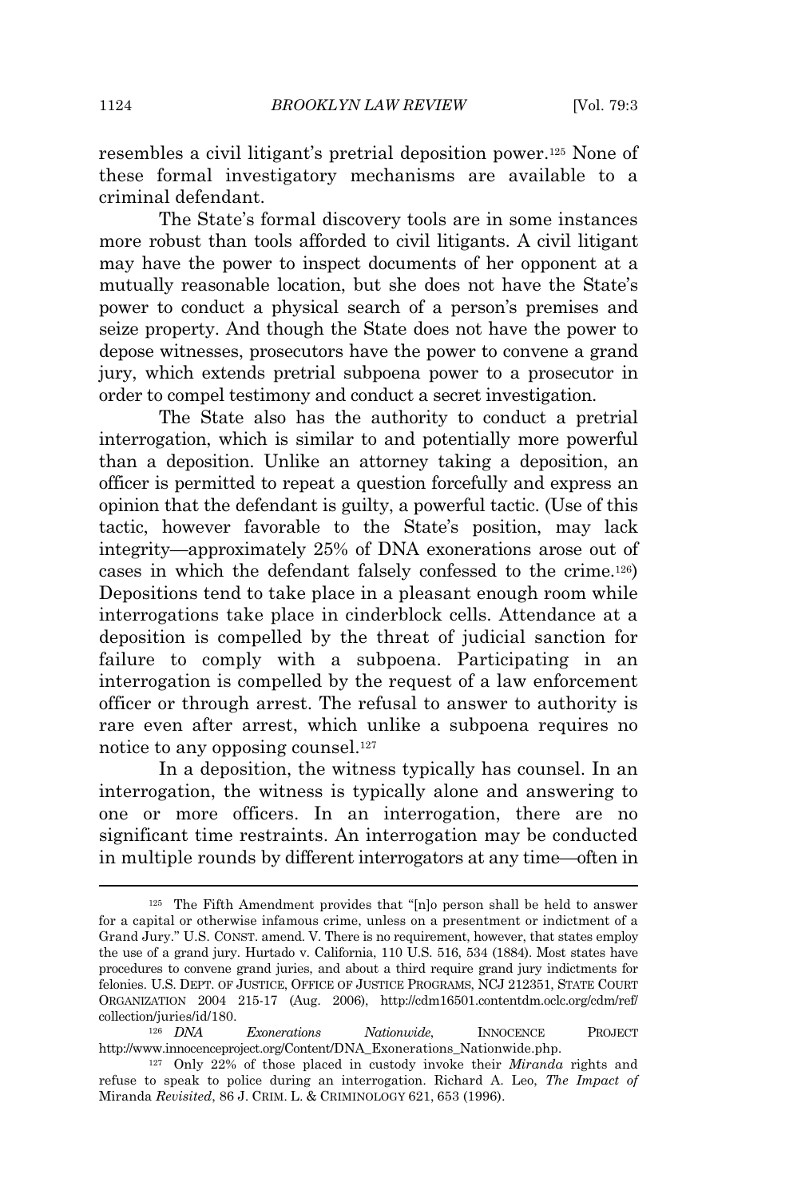resembles a civil litigant's pretrial deposition power.[125] None of these formal investigatory mechanisms are available to a criminal defendant.

The State's formal discovery tools are in some instances more robust than tools afforded to civil litigants. A civil litigant may have the power to inspect documents of her opponent at a mutually reasonable location, but she does not have the State's power to conduct a physical search of a person's premises and seize property. And though the State does not have the power to depose witnesses, prosecutors have the power to convene a grand jury, which extends pretrial subpoena power to a prosecutor in order to compel testimony and conduct a secret investigation.

The State also has the authority to conduct a pretrial interrogation, which is similar to and potentially more powerful than a deposition. Unlike an attorney taking a deposition, an officer is permitted to repeat a question forcefully and express an opinion that the defendant is guilty, a powerful tactic. (Use of this tactic, however favorable to the State's position, may lack integrity—approximately 25% of DNA exonerations arose out of cases in which the defendant falsely confessed to the crime.[126]) Depositions tend to take place in a pleasant enough room while interrogations take place in cinderblock cells. Attendance at a deposition is compelled by the threat of judicial sanction for failure to comply with a subpoena. Participating in an interrogation is compelled by the request of a law enforcement officer or through arrest. The refusal to answer to authority is rare even after arrest, which unlike a subpoena requires no notice to any opposing counsel.[127]

In a deposition, the witness typically has counsel. In an interrogation, the witness is typically alone and answering to one or more officers. In an interrogation, there are no significant time restraints. An interrogation may be conducted in multiple rounds by different interrogators at any time—often in

---

[125] The Fifth Amendment provides that "[n]o person shall be held to answer for a capital or otherwise infamous crime, unless on a presentment or indictment of a Grand Jury." U.S. CONST. amend. V. There is no requirement, however, that states employ the use of a grand jury. Hurtado v. California, 110 U.S. 516, 534 (1884). Most states have procedures to convene grand juries, and about a third require grand jury indictments for felonies. U.S. DEPT. OF JUSTICE, OFFICE OF JUSTICE PROGRAMS, NCJ 212351, STATE COURT ORGANIZATION 2004 215-17 (Aug. 2006), http://cdm16501.contentdm.oclc.org/cdm/ref/collection/juries/id/180.

[126] *DNA Exonerations Nationwide*, INNOCENCE PROJECT http://www.innocenceproject.org/Content/DNA_Exonerations_Nationwide.php.

[127] Only 22% of those placed in custody invoke their *Miranda* rights and refuse to speak to police during an interrogation. Richard A. Leo, *The Impact of* Miranda *Revisited*, 86 J. CRIM. L. & CRIMINOLOGY 621, 653 (1996).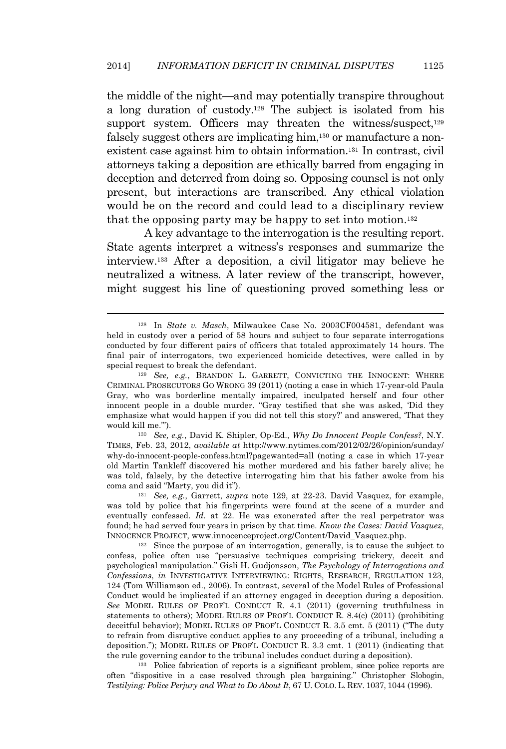the middle of the night—and may potentially transpire throughout a long duration of custody.[128] The subject is isolated from his support system. Officers may threaten the witness/suspect,[129] falsely suggest others are implicating him,[130] or manufacture a non-existent case against him to obtain information.[131] In contrast, civil attorneys taking a deposition are ethically barred from engaging in deception and deterred from doing so. Opposing counsel is not only present, but interactions are transcribed. Any ethical violation would be on the record and could lead to a disciplinary review that the opposing party may be happy to set into motion.[132]

A key advantage to the interrogation is the resulting report. State agents interpret a witness's responses and summarize the interview.[133] After a deposition, a civil litigator may believe he neutralized a witness. A later review of the transcript, however, might suggest his line of questioning proved something less or

---

[128] In *State v. Masch*, Milwaukee Case No. 2003CF004581, defendant was held in custody over a period of 58 hours and subject to four separate interrogations conducted by four different pairs of officers that totaled approximately 14 hours. The final pair of interrogators, two experienced homicide detectives, were called in by special request to break the defendant.

[129] *See, e.g.*, BRANDON L. GARRETT, CONVICTING THE INNOCENT: WHERE CRIMINAL PROSECUTORS GO WRONG 39 (2011) (noting a case in which 17-year-old Paula Gray, who was borderline mentally impaired, inculpated herself and four other innocent people in a double murder. "Gray testified that she was asked, 'Did they emphasize what would happen if you did not tell this story?' and answered, 'That they would kill me.'").

[130] *See, e.g.*, David K. Shipler, Op-Ed., *Why Do Innocent People Confess?*, N.Y. TIMES, Feb. 23, 2012, *available at* http://www.nytimes.com/2012/02/26/opinion/sunday/why-do-innocent-people-confess.html?pagewanted=all (noting a case in which 17-year old Martin Tankleff discovered his mother murdered and his father barely alive; he was told, falsely, by the detective interrogating him that his father awoke from his coma and said "Marty, you did it").

[131] *See, e.g.*, Garrett, *supra* note 129, at 22-23. David Vasquez, for example, was told by police that his fingerprints were found at the scene of a murder and eventually confessed. *Id.* at 22. He was exonerated after the real perpetrator was found; he had served four years in prison by that time. *Know the Cases: David Vasquez*, INNOCENCE PROJECT, www.innocenceproject.org/Content/David_Vasquez.php.

[132] Since the purpose of an interrogation, generally, is to cause the subject to confess, police often use "persuasive techniques comprising trickery, deceit and psychological manipulation." Gisli H. Gudjonsson, *The Psychology of Interrogations and Confessions*, *in* INVESTIGATIVE INTERVIEWING: RIGHTS, RESEARCH, REGULATION 123, 124 (Tom Williamson ed., 2006). In contrast, several of the Model Rules of Professional Conduct would be implicated if an attorney engaged in deception during a deposition. *See* MODEL RULES OF PROF'L CONDUCT R. 4.1 (2011) (governing truthfulness in statements to others); MODEL RULES OF PROF'L CONDUCT R. 8.4(c) (2011) (prohibiting deceitful behavior); MODEL RULES OF PROF'L CONDUCT R. 3.5 cmt. 5 (2011) ("The duty to refrain from disruptive conduct applies to any proceeding of a tribunal, including a deposition."); MODEL RULES OF PROF'L CONDUCT R. 3.3 cmt. 1 (2011) (indicating that the rule governing candor to the tribunal includes conduct during a deposition).

[133] Police fabrication of reports is a significant problem, since police reports are often "dispositive in a case resolved through plea bargaining." Christopher Slobogin, *Testilying: Police Perjury and What to Do About It*, 67 U. COLO. L. REV. 1037, 1044 (1996).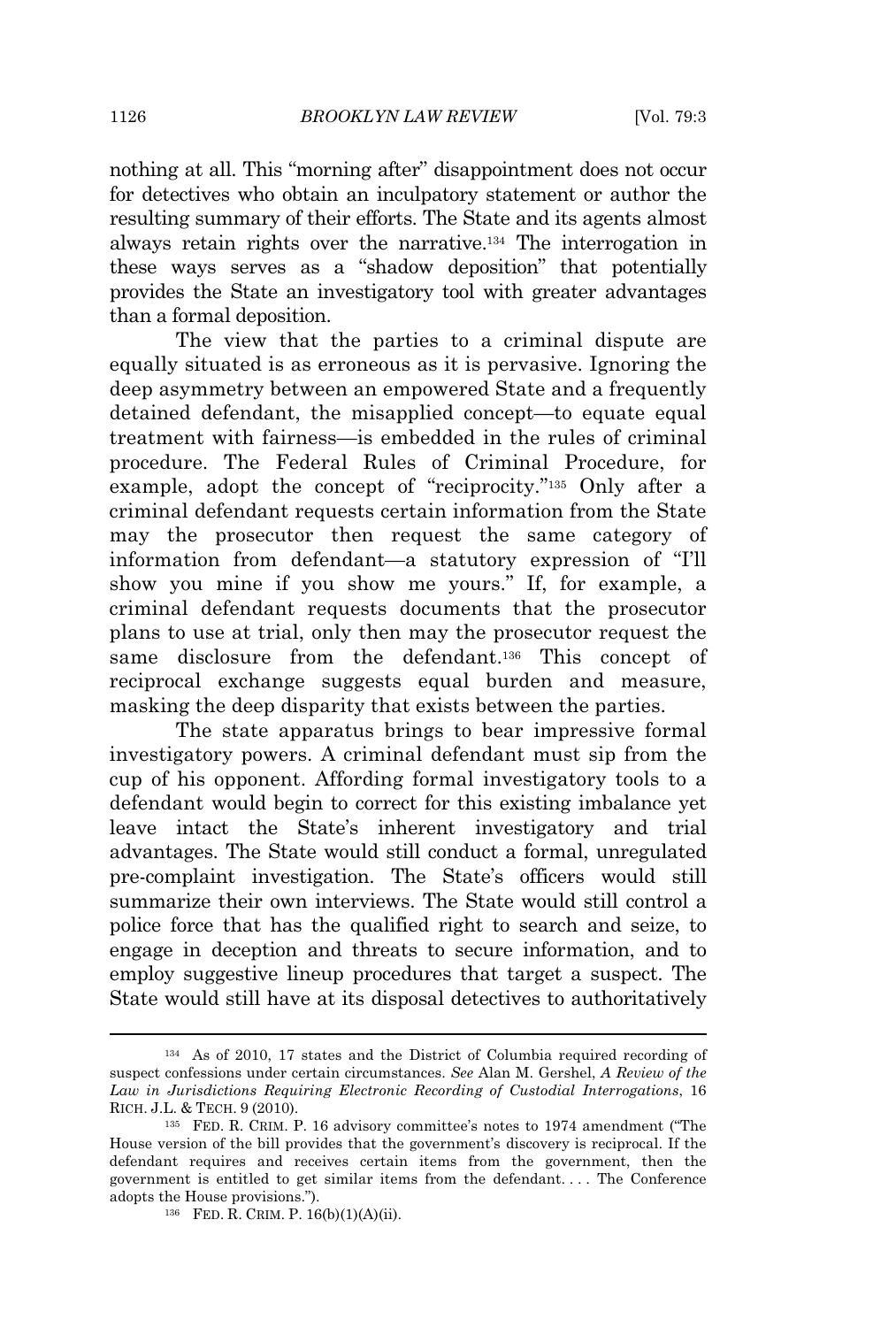nothing at all. This "morning after" disappointment does not occur for detectives who obtain an inculpatory statement or author the resulting summary of their efforts. The State and its agents almost always retain rights over the narrative.[134] The interrogation in these ways serves as a "shadow deposition" that potentially provides the State an investigatory tool with greater advantages than a formal deposition.

The view that the parties to a criminal dispute are equally situated is as erroneous as it is pervasive. Ignoring the deep asymmetry between an empowered State and a frequently detained defendant, the misapplied concept—to equate equal treatment with fairness—is embedded in the rules of criminal procedure. The Federal Rules of Criminal Procedure, for example, adopt the concept of "reciprocity."[135] Only after a criminal defendant requests certain information from the State may the prosecutor then request the same category of information from defendant—a statutory expression of "I'll show you mine if you show me yours." If, for example, a criminal defendant requests documents that the prosecutor plans to use at trial, only then may the prosecutor request the same disclosure from the defendant.[136] This concept of reciprocal exchange suggests equal burden and measure, masking the deep disparity that exists between the parties.

The state apparatus brings to bear impressive formal investigatory powers. A criminal defendant must sip from the cup of his opponent. Affording formal investigatory tools to a defendant would begin to correct for this existing imbalance yet leave intact the State's inherent investigatory and trial advantages. The State would still conduct a formal, unregulated pre-complaint investigation. The State's officers would still summarize their own interviews. The State would still control a police force that has the qualified right to search and seize, to engage in deception and threats to secure information, and to employ suggestive lineup procedures that target a suspect. The State would still have at its disposal detectives to authoritatively

---

[134] As of 2010, 17 states and the District of Columbia required recording of suspect confessions under certain circumstances. *See* Alan M. Gershel, *A Review of the Law in Jurisdictions Requiring Electronic Recording of Custodial Interrogations*, 16 RICH. J.L. & TECH. 9 (2010).

[135] FED. R. CRIM. P. 16 advisory committee's notes to 1974 amendment ("The House version of the bill provides that the government's discovery is reciprocal. If the defendant requires and receives certain items from the government, then the government is entitled to get similar items from the defendant. . . . The Conference adopts the House provisions.").

[136] FED. R. CRIM. P. 16(b)(1)(A)(ii).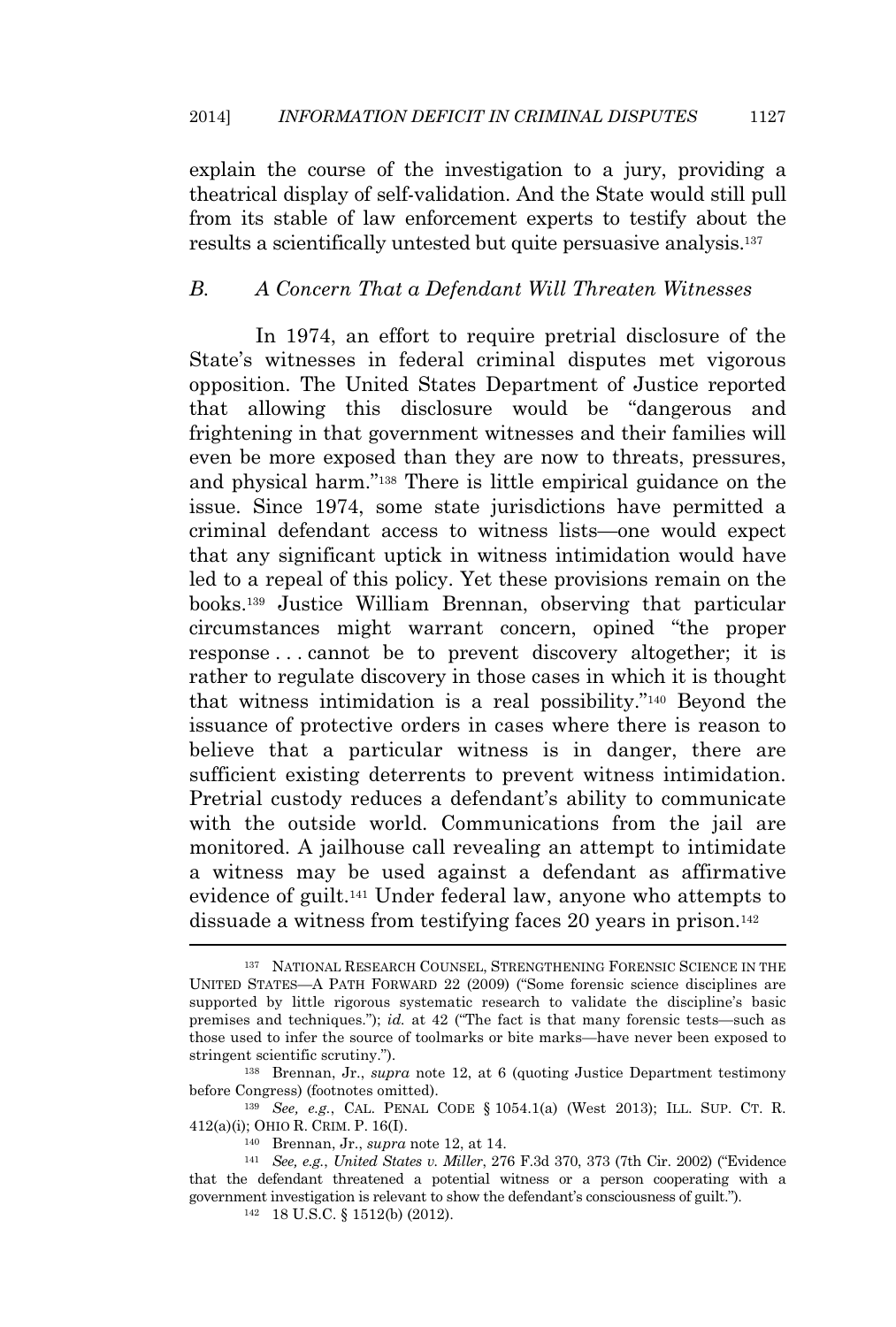explain the course of the investigation to a jury, providing a theatrical display of self-validation. And the State would still pull from its stable of law enforcement experts to testify about the results a scientifically untested but quite persuasive analysis.[137]

### B. A Concern That a Defendant Will Threaten Witnesses

In 1974, an effort to require pretrial disclosure of the State's witnesses in federal criminal disputes met vigorous opposition. The United States Department of Justice reported that allowing this disclosure would be "dangerous and frightening in that government witnesses and their families will even be more exposed than they are now to threats, pressures, and physical harm."[138] There is little empirical guidance on the issue. Since 1974, some state jurisdictions have permitted a criminal defendant access to witness lists—one would expect that any significant uptick in witness intimidation would have led to a repeal of this policy. Yet these provisions remain on the books.[139] Justice William Brennan, observing that particular circumstances might warrant concern, opined "the proper response . . . cannot be to prevent discovery altogether; it is rather to regulate discovery in those cases in which it is thought that witness intimidation is a real possibility."[140] Beyond the issuance of protective orders in cases where there is reason to believe that a particular witness is in danger, there are sufficient existing deterrents to prevent witness intimidation. Pretrial custody reduces a defendant's ability to communicate with the outside world. Communications from the jail are monitored. A jailhouse call revealing an attempt to intimidate a witness may be used against a defendant as affirmative evidence of guilt.[141] Under federal law, anyone who attempts to dissuade a witness from testifying faces 20 years in prison.[142]

---

[137] NATIONAL RESEARCH COUNSEL, STRENGTHENING FORENSIC SCIENCE IN THE UNITED STATES—A PATH FORWARD 22 (2009) ("Some forensic science disciplines are supported by little rigorous systematic research to validate the discipline's basic premises and techniques."); *id.* at 42 ("The fact is that many forensic tests—such as those used to infer the source of toolmarks or bite marks—have never been exposed to stringent scientific scrutiny.").

[138] Brennan, Jr., *supra* note 12, at 6 (quoting Justice Department testimony before Congress) (footnotes omitted).

[139] *See, e.g.*, CAL. PENAL CODE § 1054.1(a) (West 2013); ILL. SUP. CT. R. 412(a)(i); OHIO R. CRIM. P. 16(I).

[140] Brennan, Jr., *supra* note 12, at 14.

[141] *See, e.g.*, *United States v. Miller*, 276 F.3d 370, 373 (7th Cir. 2002) ("Evidence that the defendant threatened a potential witness or a person cooperating with a government investigation is relevant to show the defendant's consciousness of guilt.").

[142] 18 U.S.C. § 1512(b) (2012).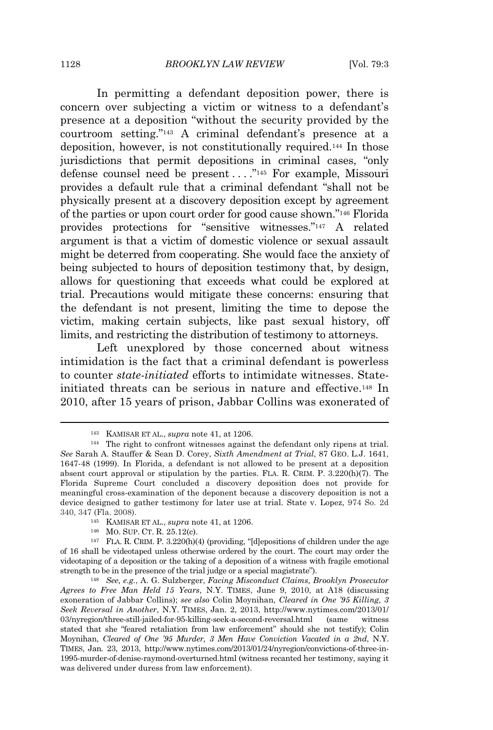In permitting a defendant deposition power, there is concern over subjecting a victim or witness to a defendant's presence at a deposition "without the security provided by the courtroom setting."[143] A criminal defendant's presence at a deposition, however, is not constitutionally required.[144] In those jurisdictions that permit depositions in criminal cases, "only defense counsel need be present . . . ."[145] For example, Missouri provides a default rule that a criminal defendant "shall not be physically present at a discovery deposition except by agreement of the parties or upon court order for good cause shown."[146] Florida provides protections for "sensitive witnesses."[147] A related argument is that a victim of domestic violence or sexual assault might be deterred from cooperating. She would face the anxiety of being subjected to hours of deposition testimony that, by design, allows for questioning that exceeds what could be explored at trial. Precautions would mitigate these concerns: ensuring that the defendant is not present, limiting the time to depose the victim, making certain subjects, like past sexual history, off limits, and restricting the distribution of testimony to attorneys.

Left unexplored by those concerned about witness intimidation is the fact that a criminal defendant is powerless to counter *state-initiated* efforts to intimidate witnesses. State-initiated threats can be serious in nature and effective.[148] In 2010, after 15 years of prison, Jabbar Collins was exonerated of

---

[143] KAMISAR ET AL., *supra* note 41, at 1206.

[144] The right to confront witnesses against the defendant only ripens at trial. *See* Sarah A. Stauffer & Sean D. Corey, *Sixth Amendment at Trial*, 87 GEO. L.J. 1641, 1647-48 (1999). In Florida, a defendant is not allowed to be present at a deposition absent court approval or stipulation by the parties. FLA. R. CRIM. P. 3.220(h)(7). The Florida Supreme Court concluded a discovery deposition does not provide for meaningful cross-examination of the deponent because a discovery deposition is not a device designed to gather testimony for later use at trial. State v. Lopez, 974 So. 2d 340, 347 (Fla. 2008).

[145] KAMISAR ET AL., *supra* note 41, at 1206.

[146] MO. SUP. CT. R. 25.12(c).

[147] FLA. R. CRIM. P. 3.220(h)(4) (providing, "[d]epositions of children under the age of 16 shall be videotaped unless otherwise ordered by the court. The court may order the videotaping of a deposition or the taking of a deposition of a witness with fragile emotional strength to be in the presence of the trial judge or a special magistrate").

[148] *See, e.g.*, A. G. Sulzberger, *Facing Misconduct Claims, Brooklyn Prosecutor Agrees to Free Man Held 15 Years*, N.Y. TIMES, June 9, 2010, at A18 (discussing exoneration of Jabbar Collins); *see also* Colin Moynihan, *Cleared in One '95 Killing, 3 Seek Reversal in Another*, N.Y. TIMES, Jan. 2, 2013, http://www.nytimes.com/2013/01/03/nyregion/three-still-jailed-for-95-killing-seek-a-second-reversal.html (same witness stated that she "feared retaliation from law enforcement" should she not testify); Colin Moynihan, *Cleared of One '95 Murder, 3 Men Have Conviction Vacated in a 2nd*, N.Y. TIMES, Jan. 23, 2013, http://www.nytimes.com/2013/01/24/nyregion/convictions-of-three-in-1995-murder-of-denise-raymond-overturned.html (witness recanted her testimony, saying it was delivered under duress from law enforcement).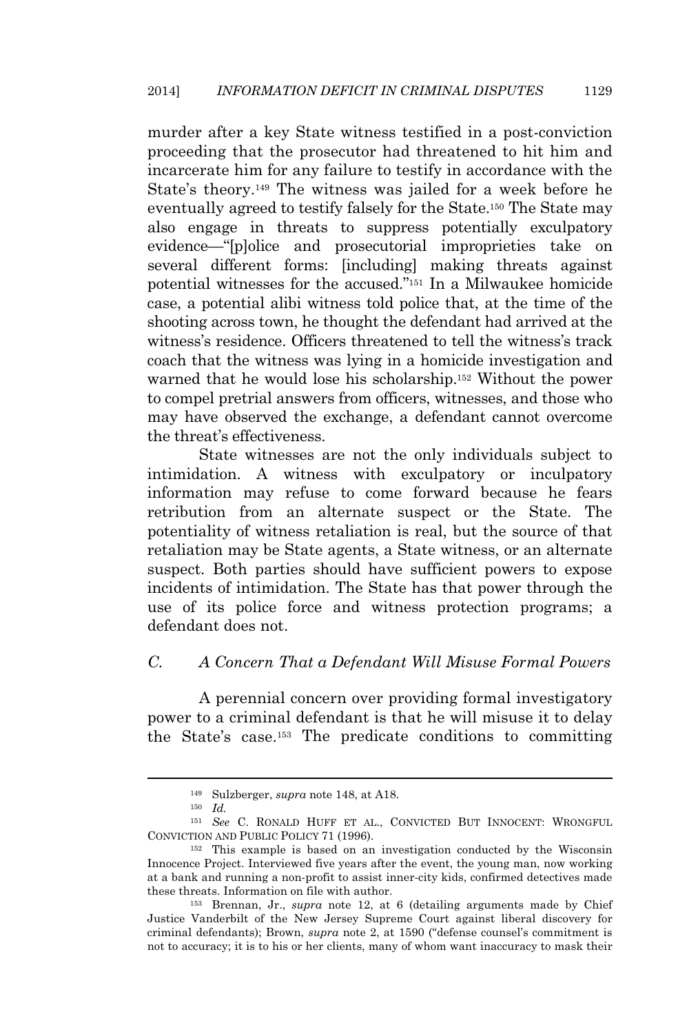murder after a key State witness testified in a post-conviction proceeding that the prosecutor had threatened to hit him and incarcerate him for any failure to testify in accordance with the State's theory.[149] The witness was jailed for a week before he eventually agreed to testify falsely for the State.[150] The State may also engage in threats to suppress potentially exculpatory evidence—"[p]olice and prosecutorial improprieties take on several different forms: [including] making threats against potential witnesses for the accused."[151] In a Milwaukee homicide case, a potential alibi witness told police that, at the time of the shooting across town, he thought the defendant had arrived at the witness's residence. Officers threatened to tell the witness's track coach that the witness was lying in a homicide investigation and warned that he would lose his scholarship.[152] Without the power to compel pretrial answers from officers, witnesses, and those who may have observed the exchange, a defendant cannot overcome the threat's effectiveness.

State witnesses are not the only individuals subject to intimidation. A witness with exculpatory or inculpatory information may refuse to come forward because he fears retribution from an alternate suspect or the State. The potentiality of witness retaliation is real, but the source of that retaliation may be State agents, a State witness, or an alternate suspect. Both parties should have sufficient powers to expose incidents of intimidation. The State has that power through the use of its police force and witness protection programs; a defendant does not.

### *C. A Concern That a Defendant Will Misuse Formal Powers*

A perennial concern over providing formal investigatory power to a criminal defendant is that he will misuse it to delay the State's case.[153] The predicate conditions to committing

---

[149] Sulzberger, *supra* note 148, at A18.

[150] *Id.*

[151] *See* C. RONALD HUFF ET AL., CONVICTED BUT INNOCENT: WRONGFUL CONVICTION AND PUBLIC POLICY 71 (1996).

[152] This example is based on an investigation conducted by the Wisconsin Innocence Project. Interviewed five years after the event, the young man, now working at a bank and running a non-profit to assist inner-city kids, confirmed detectives made these threats. Information on file with author.

[153] Brennan, Jr., *supra* note 12, at 6 (detailing arguments made by Chief Justice Vanderbilt of the New Jersey Supreme Court against liberal discovery for criminal defendants); Brown, *supra* note 2, at 1590 ("defense counsel's commitment is not to accuracy; it is to his or her clients, many of whom want inaccuracy to mask their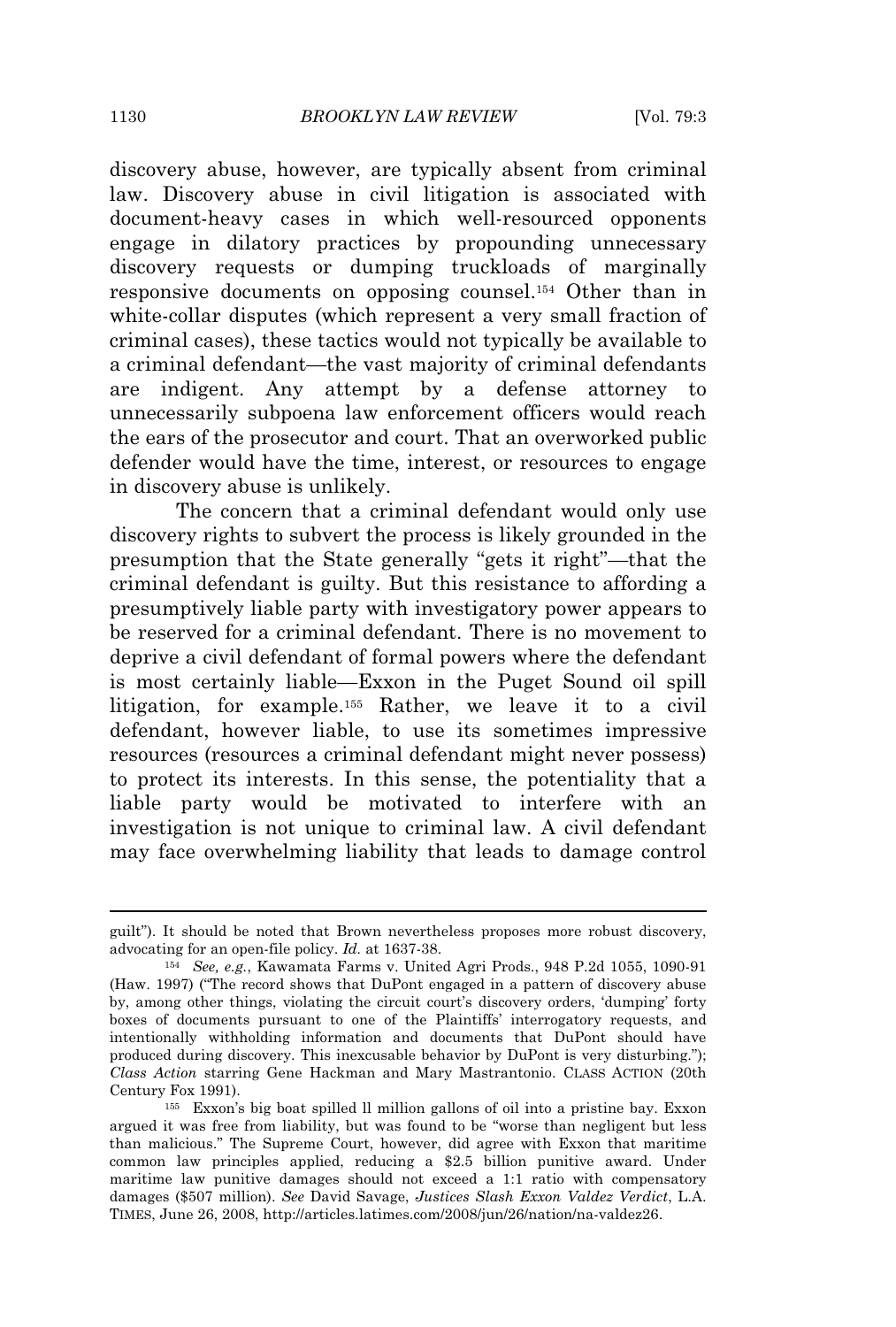discovery abuse, however, are typically absent from criminal law. Discovery abuse in civil litigation is associated with document-heavy cases in which well-resourced opponents engage in dilatory practices by propounding unnecessary discovery requests or dumping truckloads of marginally responsive documents on opposing counsel.[154] Other than in white-collar disputes (which represent a very small fraction of criminal cases), these tactics would not typically be available to a criminal defendant—the vast majority of criminal defendants are indigent. Any attempt by a defense attorney to unnecessarily subpoena law enforcement officers would reach the ears of the prosecutor and court. That an overworked public defender would have the time, interest, or resources to engage in discovery abuse is unlikely.

The concern that a criminal defendant would only use discovery rights to subvert the process is likely grounded in the presumption that the State generally "gets it right"—that the criminal defendant is guilty. But this resistance to affording a presumptively liable party with investigatory power appears to be reserved for a criminal defendant. There is no movement to deprive a civil defendant of formal powers where the defendant is most certainly liable—Exxon in the Puget Sound oil spill litigation, for example.[155] Rather, we leave it to a civil defendant, however liable, to use its sometimes impressive resources (resources a criminal defendant might never possess) to protect its interests. In this sense, the potentiality that a liable party would be motivated to interfere with an investigation is not unique to criminal law. A civil defendant may face overwhelming liability that leads to damage control

---

guilt"). It should be noted that Brown nevertheless proposes more robust discovery, advocating for an open-file policy. *Id.* at 1637-38.

[154] *See, e.g.*, Kawamata Farms v. United Agri Prods., 948 P.2d 1055, 1090-91 (Haw. 1997) ("The record shows that DuPont engaged in a pattern of discovery abuse by, among other things, violating the circuit court's discovery orders, 'dumping' forty boxes of documents pursuant to one of the Plaintiffs' interrogatory requests, and intentionally withholding information and documents that DuPont should have produced during discovery. This inexcusable behavior by DuPont is very disturbing."); *Class Action* starring Gene Hackman and Mary Mastrantonio. CLASS ACTION (20th Century Fox 1991).

[155] Exxon's big boat spilled ll million gallons of oil into a pristine bay. Exxon argued it was free from liability, but was found to be "worse than negligent but less than malicious." The Supreme Court, however, did agree with Exxon that maritime common law principles applied, reducing a $2.5 billion punitive award. Under maritime law punitive damages should not exceed a 1:1 ratio with compensatory damages ($507 million). *See* David Savage, *Justices Slash Exxon Valdez Verdict*, L.A. TIMES, June 26, 2008, http://articles.latimes.com/2008/jun/26/nation/na-valdez26.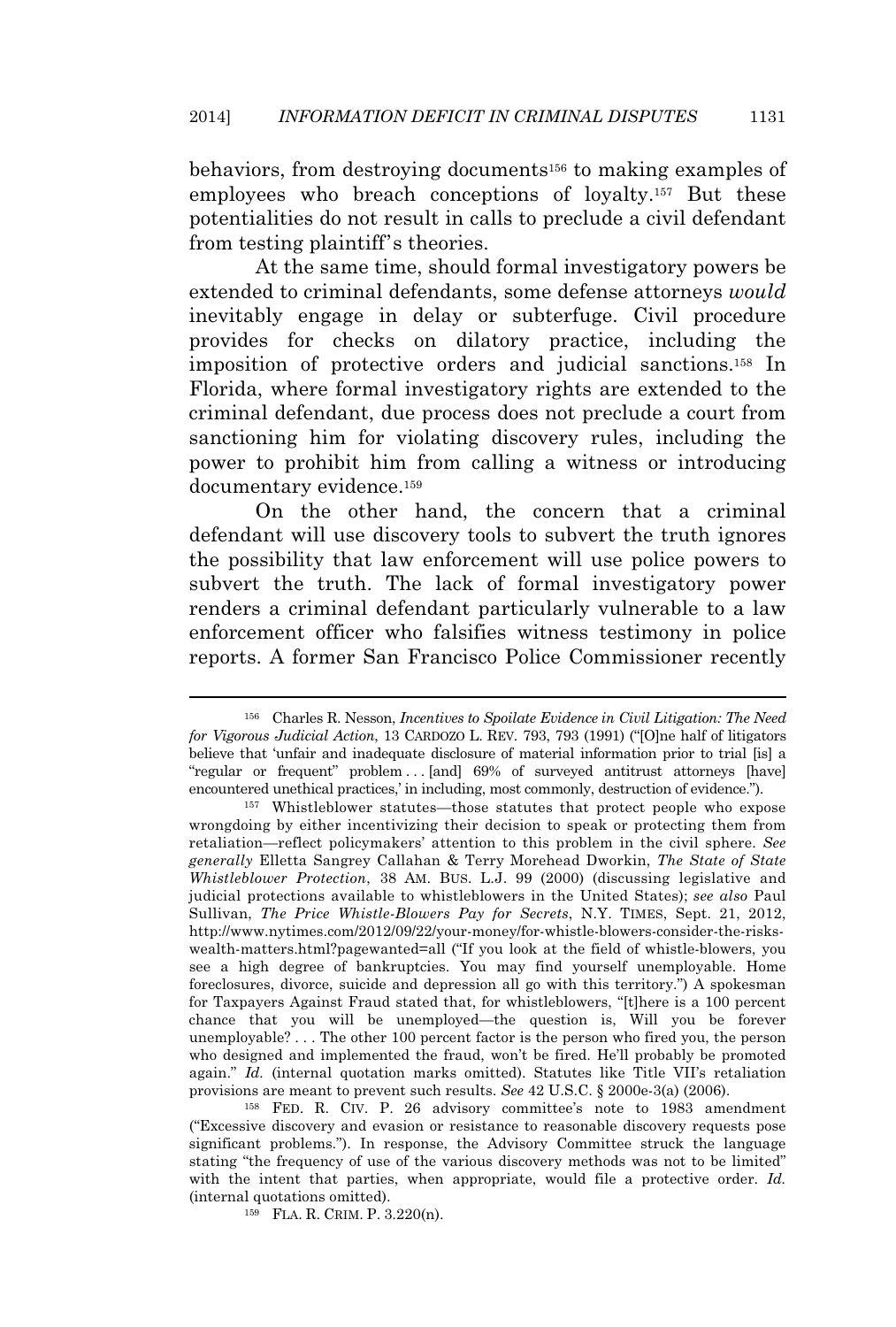behaviors, from destroying documents[156] to making examples of employees who breach conceptions of loyalty.[157] But these potentialities do not result in calls to preclude a civil defendant from testing plaintiff's theories.

At the same time, should formal investigatory powers be extended to criminal defendants, some defense attorneys *would* inevitably engage in delay or subterfuge. Civil procedure provides for checks on dilatory practice, including the imposition of protective orders and judicial sanctions.[158] In Florida, where formal investigatory rights are extended to the criminal defendant, due process does not preclude a court from sanctioning him for violating discovery rules, including the power to prohibit him from calling a witness or introducing documentary evidence.[159]

On the other hand, the concern that a criminal defendant will use discovery tools to subvert the truth ignores the possibility that law enforcement will use police powers to subvert the truth. The lack of formal investigatory power renders a criminal defendant particularly vulnerable to a law enforcement officer who falsifies witness testimony in police reports. A former San Francisco Police Commissioner recently

---

[156] Charles R. Nesson, *Incentives to Spoilate Evidence in Civil Litigation: The Need for Vigorous Judicial Action*, 13 CARDOZO L. REV. 793, 793 (1991) ("[O]ne half of litigators believe that 'unfair and inadequate disclosure of material information prior to trial [is] a "regular or frequent" problem . . . [and] 69% of surveyed antitrust attorneys [have] encountered unethical practices,' in including, most commonly, destruction of evidence.").

[157] Whistleblower statutes—those statutes that protect people who expose wrongdoing by either incentivizing their decision to speak or protecting them from retaliation—reflect policymakers' attention to this problem in the civil sphere. *See generally* Elletta Sangrey Callahan & Terry Morehead Dworkin, *The State of State Whistleblower Protection*, 38 AM. BUS. L.J. 99 (2000) (discussing legislative and judicial protections available to whistleblowers in the United States); *see also* Paul Sullivan, *The Price Whistle-Blowers Pay for Secrets*, N.Y. TIMES, Sept. 21, 2012, http://www.nytimes.com/2012/09/22/your-money/for-whistle-blowers-consider-the-risks-wealth-matters.html?pagewanted=all ("If you look at the field of whistle-blowers, you see a high degree of bankruptcies. You may find yourself unemployable. Home foreclosures, divorce, suicide and depression all go with this territory.") A spokesman for Taxpayers Against Fraud stated that, for whistleblowers, "[t]here is a 100 percent chance that you will be unemployed—the question is, Will you be forever unemployable? . . . The other 100 percent factor is the person who fired you, the person who designed and implemented the fraud, won't be fired. He'll probably be promoted again." *Id.* (internal quotation marks omitted). Statutes like Title VII's retaliation provisions are meant to prevent such results. *See* 42 U.S.C. § 2000e-3(a) (2006).

[158] FED. R. CIV. P. 26 advisory committee's note to 1983 amendment ("Excessive discovery and evasion or resistance to reasonable discovery requests pose significant problems."). In response, the Advisory Committee struck the language stating "the frequency of use of the various discovery methods was not to be limited" with the intent that parties, when appropriate, would file a protective order. *Id.* (internal quotations omitted).

[159] FLA. R. CRIM. P. 3.220(n).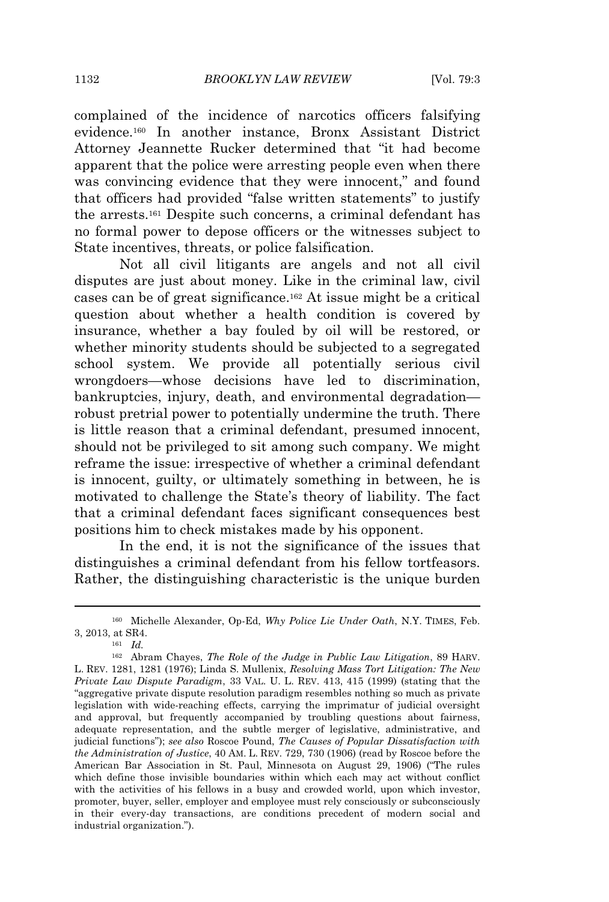complained of the incidence of narcotics officers falsifying evidence.[160] In another instance, Bronx Assistant District Attorney Jeannette Rucker determined that "it had become apparent that the police were arresting people even when there was convincing evidence that they were innocent," and found that officers had provided "false written statements" to justify the arrests.[161] Despite such concerns, a criminal defendant has no formal power to depose officers or the witnesses subject to State incentives, threats, or police falsification.

Not all civil litigants are angels and not all civil disputes are just about money. Like in the criminal law, civil cases can be of great significance.[162] At issue might be a critical question about whether a health condition is covered by insurance, whether a bay fouled by oil will be restored, or whether minority students should be subjected to a segregated school system. We provide all potentially serious civil wrongdoers—whose decisions have led to discrimination, bankruptcies, injury, death, and environmental degradation—robust pretrial power to potentially undermine the truth. There is little reason that a criminal defendant, presumed innocent, should not be privileged to sit among such company. We might reframe the issue: irrespective of whether a criminal defendant is innocent, guilty, or ultimately something in between, he is motivated to challenge the State's theory of liability. The fact that a criminal defendant faces significant consequences best positions him to check mistakes made by his opponent.

In the end, it is not the significance of the issues that distinguishes a criminal defendant from his fellow tortfeasors. Rather, the distinguishing characteristic is the unique burden

---

[160] Michelle Alexander, Op-Ed, *Why Police Lie Under Oath*, N.Y. TIMES, Feb. 3, 2013, at SR4.

[161] *Id.*

[162] Abram Chayes, *The Role of the Judge in Public Law Litigation*, 89 HARV. L. REV. 1281, 1281 (1976); Linda S. Mullenix, *Resolving Mass Tort Litigation: The New Private Law Dispute Paradigm*, 33 VAL. U. L. REV. 413, 415 (1999) (stating that the "aggregative private dispute resolution paradigm resembles nothing so much as private legislation with wide-reaching effects, carrying the imprimatur of judicial oversight and approval, but frequently accompanied by troubling questions about fairness, adequate representation, and the subtle merger of legislative, administrative, and judicial functions"); *see also* Roscoe Pound, *The Causes of Popular Dissatisfaction with the Administration of Justice*, 40 AM. L. REV. 729, 730 (1906) (read by Roscoe before the American Bar Association in St. Paul, Minnesota on August 29, 1906) ("The rules which define those invisible boundaries within which each may act without conflict with the activities of his fellows in a busy and crowded world, upon which investor, promoter, buyer, seller, employer and employee must rely consciously or subconsciously in their every-day transactions, are conditions precedent of modern social and industrial organization.").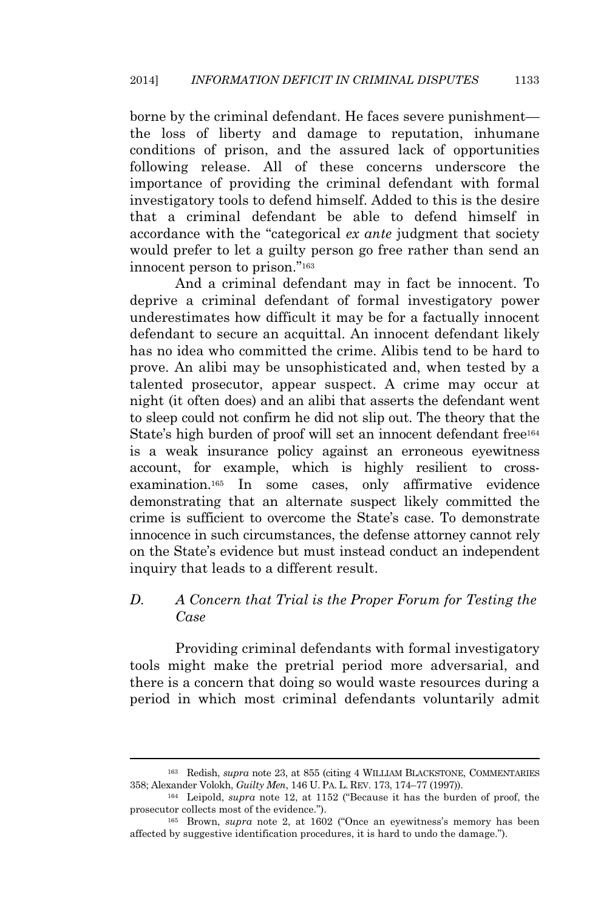borne by the criminal defendant. He faces severe punishment—the loss of liberty and damage to reputation, inhumane conditions of prison, and the assured lack of opportunities following release. All of these concerns underscore the importance of providing the criminal defendant with formal investigatory tools to defend himself. Added to this is the desire that a criminal defendant be able to defend himself in accordance with the "categorical *ex ante* judgment that society would prefer to let a guilty person go free rather than send an innocent person to prison."[163]

And a criminal defendant may in fact be innocent. To deprive a criminal defendant of formal investigatory power underestimates how difficult it may be for a factually innocent defendant to secure an acquittal. An innocent defendant likely has no idea who committed the crime. Alibis tend to be hard to prove. An alibi may be unsophisticated and, when tested by a talented prosecutor, appear suspect. A crime may occur at night (it often does) and an alibi that asserts the defendant went to sleep could not confirm he did not slip out. The theory that the State's high burden of proof will set an innocent defendant free[164] is a weak insurance policy against an erroneous eyewitness account, for example, which is highly resilient to cross-examination.[165] In some cases, only affirmative evidence demonstrating that an alternate suspect likely committed the crime is sufficient to overcome the State's case. To demonstrate innocence in such circumstances, the defense attorney cannot rely on the State's evidence but must instead conduct an independent inquiry that leads to a different result.

### *D. A Concern that Trial is the Proper Forum for Testing the Case*

Providing criminal defendants with formal investigatory tools might make the pretrial period more adversarial, and there is a concern that doing so would waste resources during a period in which most criminal defendants voluntarily admit

---

[163] Redish, *supra* note 23, at 855 (citing 4 WILLIAM BLACKSTONE, COMMENTARIES 358; Alexander Volokh, *Guilty Men*, 146 U. PA. L. REV. 173, 174–77 (1997)).

[164] Leipold, *supra* note 12, at 1152 ("Because it has the burden of proof, the prosecutor collects most of the evidence.").

[165] Brown, *supra* note 2, at 1602 ("Once an eyewitness's memory has been affected by suggestive identification procedures, it is hard to undo the damage.").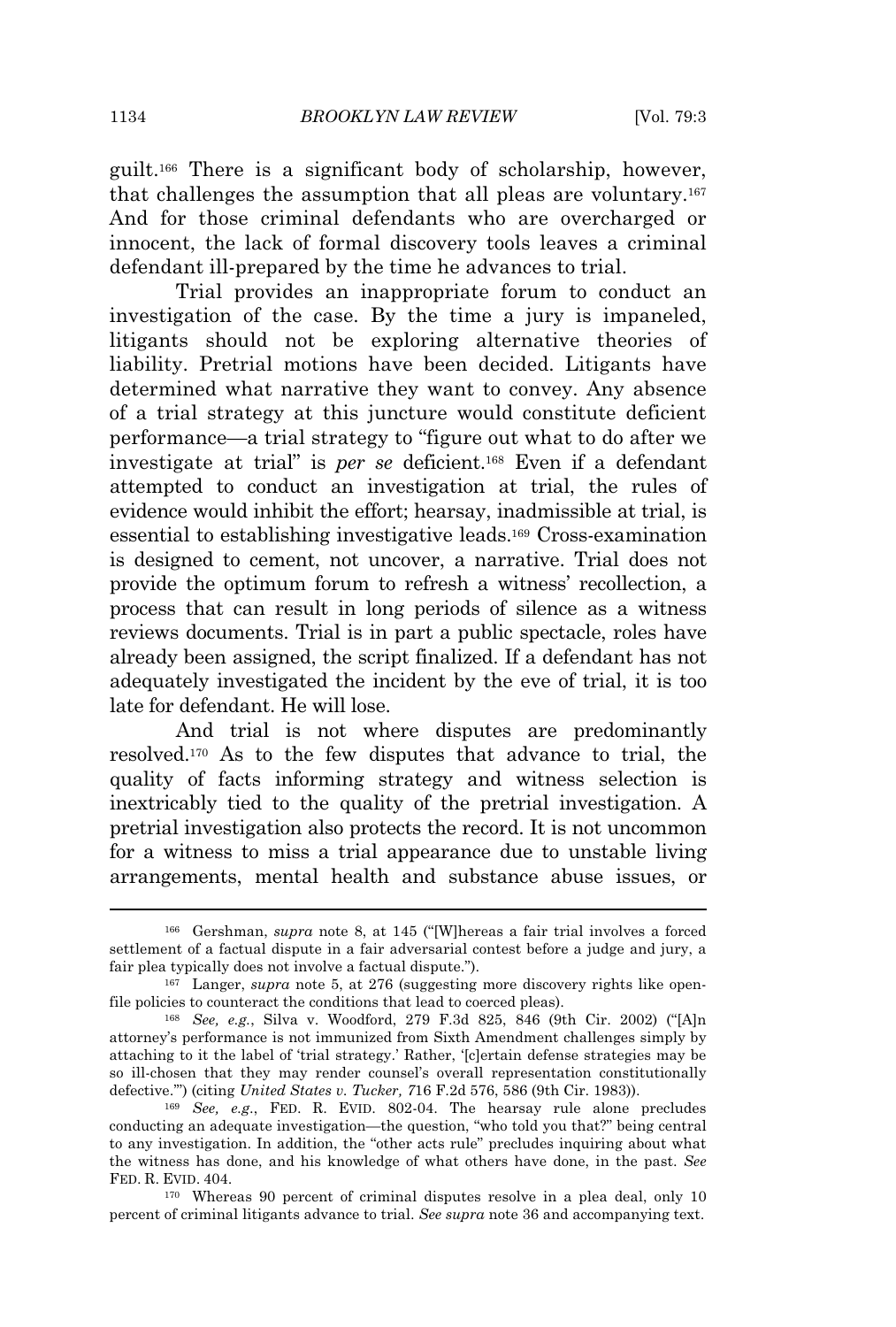guilt.[166] There is a significant body of scholarship, however, that challenges the assumption that all pleas are voluntary.[167] And for those criminal defendants who are overcharged or innocent, the lack of formal discovery tools leaves a criminal defendant ill-prepared by the time he advances to trial.

Trial provides an inappropriate forum to conduct an investigation of the case. By the time a jury is impaneled, litigants should not be exploring alternative theories of liability. Pretrial motions have been decided. Litigants have determined what narrative they want to convey. Any absence of a trial strategy at this juncture would constitute deficient performance—a trial strategy to "figure out what to do after we investigate at trial" is *per se* deficient.[168] Even if a defendant attempted to conduct an investigation at trial, the rules of evidence would inhibit the effort; hearsay, inadmissible at trial, is essential to establishing investigative leads.[169] Cross-examination is designed to cement, not uncover, a narrative. Trial does not provide the optimum forum to refresh a witness' recollection, a process that can result in long periods of silence as a witness reviews documents. Trial is in part a public spectacle, roles have already been assigned, the script finalized. If a defendant has not adequately investigated the incident by the eve of trial, it is too late for defendant. He will lose.

And trial is not where disputes are predominantly resolved.[170] As to the few disputes that advance to trial, the quality of facts informing strategy and witness selection is inextricably tied to the quality of the pretrial investigation. A pretrial investigation also protects the record. It is not uncommon for a witness to miss a trial appearance due to unstable living arrangements, mental health and substance abuse issues, or

---

[166] Gershman, *supra* note 8, at 145 ("[W]hereas a fair trial involves a forced settlement of a factual dispute in a fair adversarial contest before a judge and jury, a fair plea typically does not involve a factual dispute.").

[167] Langer, *supra* note 5, at 276 (suggesting more discovery rights like open-file policies to counteract the conditions that lead to coerced pleas).

[168] *See, e.g.*, Silva v. Woodford, 279 F.3d 825, 846 (9th Cir. 2002) ("[A]n attorney's performance is not immunized from Sixth Amendment challenges simply by attaching to it the label of 'trial strategy.' Rather, '[c]ertain defense strategies may be so ill-chosen that they may render counsel's overall representation constitutionally defective.'") (citing *United States v. Tucker,* 716 F.2d 576, 586 (9th Cir. 1983)).

[169] *See, e.g.*, FED. R. EVID. 802-04. The hearsay rule alone precludes conducting an adequate investigation—the question, "who told you that?" being central to any investigation. In addition, the "other acts rule" precludes inquiring about what the witness has done, and his knowledge of what others have done, in the past. *See* FED. R. EVID. 404.

[170] Whereas 90 percent of criminal disputes resolve in a plea deal, only 10 percent of criminal litigants advance to trial. *See supra* note 36 and accompanying text.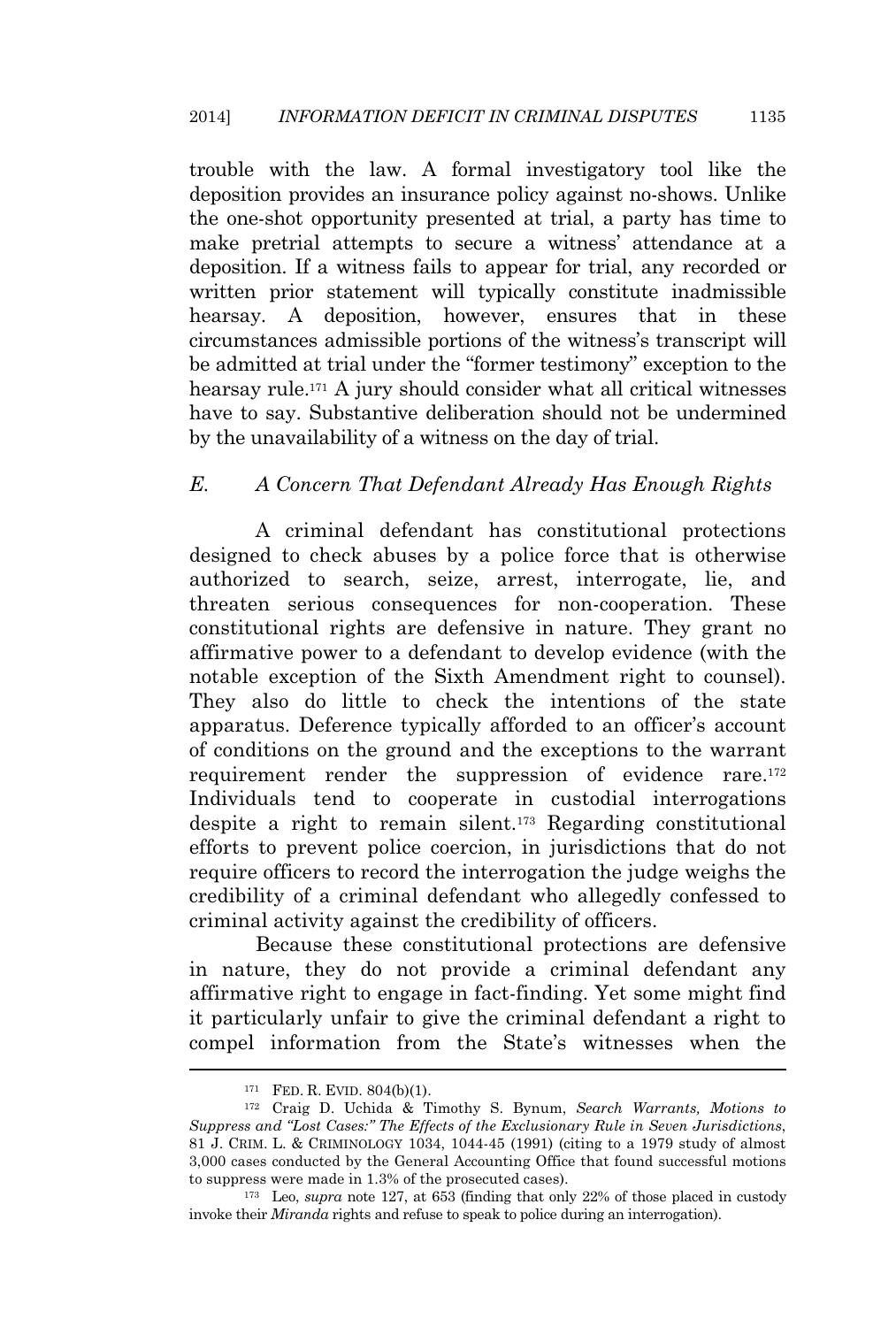trouble with the law. A formal investigatory tool like the deposition provides an insurance policy against no-shows. Unlike the one-shot opportunity presented at trial, a party has time to make pretrial attempts to secure a witness' attendance at a deposition. If a witness fails to appear for trial, any recorded or written prior statement will typically constitute inadmissible hearsay. A deposition, however, ensures that in these circumstances admissible portions of the witness's transcript will be admitted at trial under the "former testimony" exception to the hearsay rule.[171] A jury should consider what all critical witnesses have to say. Substantive deliberation should not be undermined by the unavailability of a witness on the day of trial.

### *E. A Concern That Defendant Already Has Enough Rights*

A criminal defendant has constitutional protections designed to check abuses by a police force that is otherwise authorized to search, seize, arrest, interrogate, lie, and threaten serious consequences for non-cooperation. These constitutional rights are defensive in nature. They grant no affirmative power to a defendant to develop evidence (with the notable exception of the Sixth Amendment right to counsel). They also do little to check the intentions of the state apparatus. Deference typically afforded to an officer's account of conditions on the ground and the exceptions to the warrant requirement render the suppression of evidence rare.[172] Individuals tend to cooperate in custodial interrogations despite a right to remain silent.[173] Regarding constitutional efforts to prevent police coercion, in jurisdictions that do not require officers to record the interrogation the judge weighs the credibility of a criminal defendant who allegedly confessed to criminal activity against the credibility of officers.

Because these constitutional protections are defensive in nature, they do not provide a criminal defendant any affirmative right to engage in fact-finding. Yet some might find it particularly unfair to give the criminal defendant a right to compel information from the State's witnesses when the

---

[171] FED. R. EVID. 804(b)(1).

[172] Craig D. Uchida & Timothy S. Bynum, *Search Warrants, Motions to Suppress and "Lost Cases:" The Effects of the Exclusionary Rule in Seven Jurisdictions*, 81 J. CRIM. L. & CRIMINOLOGY 1034, 1044-45 (1991) (citing to a 1979 study of almost 3,000 cases conducted by the General Accounting Office that found successful motions to suppress were made in 1.3% of the prosecuted cases).

[173] Leo, *supra* note 127, at 653 (finding that only 22% of those placed in custody invoke their *Miranda* rights and refuse to speak to police during an interrogation).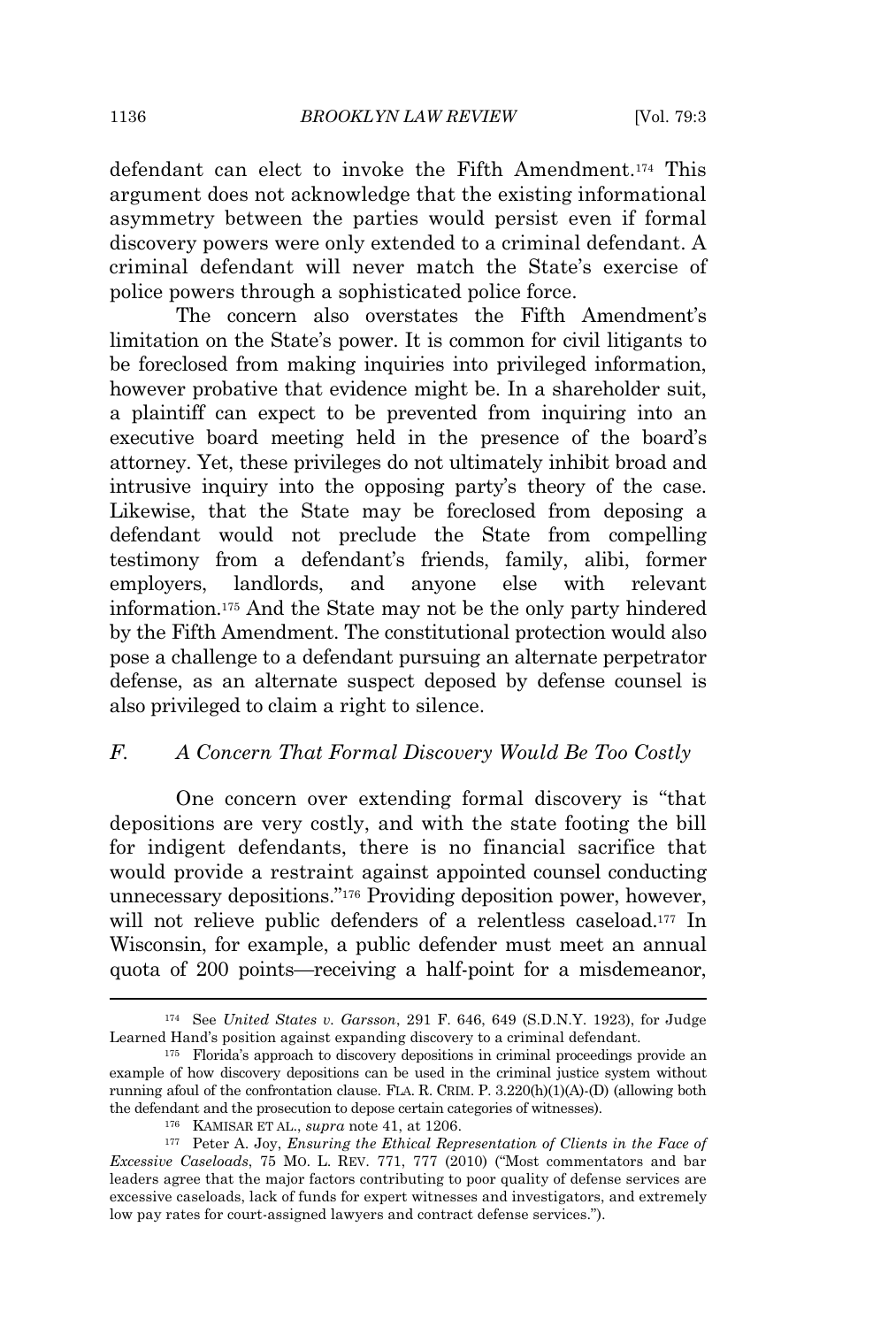defendant can elect to invoke the Fifth Amendment.[174] This argument does not acknowledge that the existing informational asymmetry between the parties would persist even if formal discovery powers were only extended to a criminal defendant. A criminal defendant will never match the State's exercise of police powers through a sophisticated police force.

The concern also overstates the Fifth Amendment's limitation on the State's power. It is common for civil litigants to be foreclosed from making inquiries into privileged information, however probative that evidence might be. In a shareholder suit, a plaintiff can expect to be prevented from inquiring into an executive board meeting held in the presence of the board's attorney. Yet, these privileges do not ultimately inhibit broad and intrusive inquiry into the opposing party's theory of the case. Likewise, that the State may be foreclosed from deposing a defendant would not preclude the State from compelling testimony from a defendant's friends, family, alibi, former employers, landlords, and anyone else with relevant information.[175] And the State may not be the only party hindered by the Fifth Amendment. The constitutional protection would also pose a challenge to a defendant pursuing an alternate perpetrator defense, as an alternate suspect deposed by defense counsel is also privileged to claim a right to silence.

### *F. A Concern That Formal Discovery Would Be Too Costly*

One concern over extending formal discovery is "that depositions are very costly, and with the state footing the bill for indigent defendants, there is no financial sacrifice that would provide a restraint against appointed counsel conducting unnecessary depositions."[176] Providing deposition power, however, will not relieve public defenders of a relentless caseload.[177] In Wisconsin, for example, a public defender must meet an annual quota of 200 points—receiving a half-point for a misdemeanor,

---

[174] See *United States v. Garsson*, 291 F. 646, 649 (S.D.N.Y. 1923), for Judge Learned Hand's position against expanding discovery to a criminal defendant.

[175] Florida's approach to discovery depositions in criminal proceedings provide an example of how discovery depositions can be used in the criminal justice system without running afoul of the confrontation clause. FLA. R. CRIM. P. 3.220(h)(1)(A)-(D) (allowing both the defendant and the prosecution to depose certain categories of witnesses).

[176] KAMISAR ET AL., *supra* note 41, at 1206.

[177] Peter A. Joy, *Ensuring the Ethical Representation of Clients in the Face of Excessive Caseloads*, 75 MO. L. REV. 771, 777 (2010) ("Most commentators and bar leaders agree that the major factors contributing to poor quality of defense services are excessive caseloads, lack of funds for expert witnesses and investigators, and extremely low pay rates for court-assigned lawyers and contract defense services.").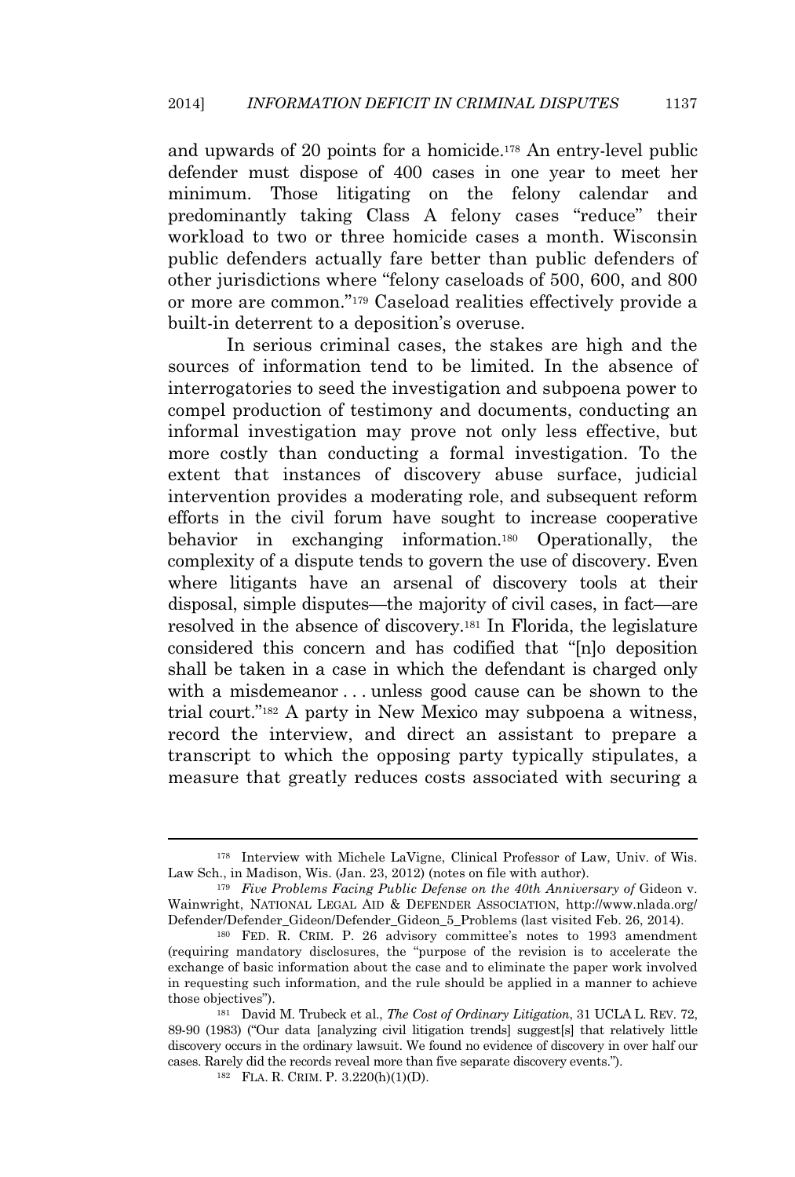and upwards of 20 points for a homicide.[178] An entry-level public defender must dispose of 400 cases in one year to meet her minimum. Those litigating on the felony calendar and predominantly taking Class A felony cases "reduce" their workload to two or three homicide cases a month. Wisconsin public defenders actually fare better than public defenders of other jurisdictions where "felony caseloads of 500, 600, and 800 or more are common."[179] Caseload realities effectively provide a built-in deterrent to a deposition's overuse.

In serious criminal cases, the stakes are high and the sources of information tend to be limited. In the absence of interrogatories to seed the investigation and subpoena power to compel production of testimony and documents, conducting an informal investigation may prove not only less effective, but more costly than conducting a formal investigation. To the extent that instances of discovery abuse surface, judicial intervention provides a moderating role, and subsequent reform efforts in the civil forum have sought to increase cooperative behavior in exchanging information.[180] Operationally, the complexity of a dispute tends to govern the use of discovery. Even where litigants have an arsenal of discovery tools at their disposal, simple disputes—the majority of civil cases, in fact—are resolved in the absence of discovery.[181] In Florida, the legislature considered this concern and has codified that "[n]o deposition shall be taken in a case in which the defendant is charged only with a misdemeanor . . . unless good cause can be shown to the trial court."[182] A party in New Mexico may subpoena a witness, record the interview, and direct an assistant to prepare a transcript to which the opposing party typically stipulates, a measure that greatly reduces costs associated with securing a

---

[178] Interview with Michele LaVigne, Clinical Professor of Law, Univ. of Wis. Law Sch., in Madison, Wis. (Jan. 23, 2012) (notes on file with author).

[179] *Five Problems Facing Public Defense on the 40th Anniversary of* Gideon v. Wainwright, NATIONAL LEGAL AID & DEFENDER ASSOCIATION, http://www.nlada.org/Defender/Defender_Gideon/Defender_Gideon_5_Problems (last visited Feb. 26, 2014).

[180] FED. R. CRIM. P. 26 advisory committee's notes to 1993 amendment (requiring mandatory disclosures, the "purpose of the revision is to accelerate the exchange of basic information about the case and to eliminate the paper work involved in requesting such information, and the rule should be applied in a manner to achieve those objectives").

[181] David M. Trubeck et al., *The Cost of Ordinary Litigation*, 31 UCLA L. REV. 72, 89-90 (1983) ("Our data [analyzing civil litigation trends] suggest[s] that relatively little discovery occurs in the ordinary lawsuit. We found no evidence of discovery in over half our cases. Rarely did the records reveal more than five separate discovery events.").

[182] FLA. R. CRIM. P. 3.220(h)(1)(D).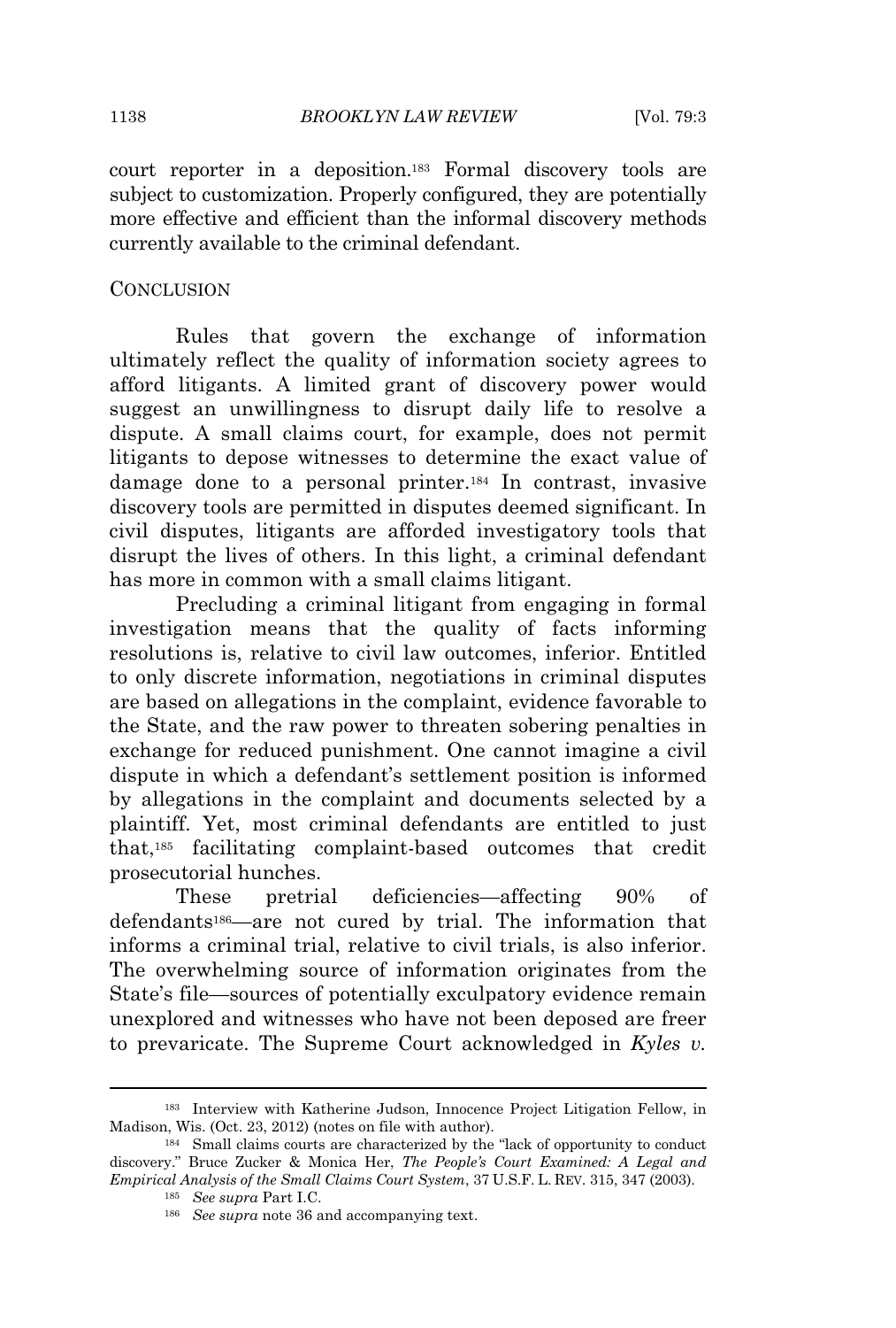court reporter in a deposition.[183] Formal discovery tools are subject to customization. Properly configured, they are potentially more effective and efficient than the informal discovery methods currently available to the criminal defendant.

## CONCLUSION

Rules that govern the exchange of information ultimately reflect the quality of information society agrees to afford litigants. A limited grant of discovery power would suggest an unwillingness to disrupt daily life to resolve a dispute. A small claims court, for example, does not permit litigants to depose witnesses to determine the exact value of damage done to a personal printer.[184] In contrast, invasive discovery tools are permitted in disputes deemed significant. In civil disputes, litigants are afforded investigatory tools that disrupt the lives of others. In this light, a criminal defendant has more in common with a small claims litigant.

Precluding a criminal litigant from engaging in formal investigation means that the quality of facts informing resolutions is, relative to civil law outcomes, inferior. Entitled to only discrete information, negotiations in criminal disputes are based on allegations in the complaint, evidence favorable to the State, and the raw power to threaten sobering penalties in exchange for reduced punishment. One cannot imagine a civil dispute in which a defendant's settlement position is informed by allegations in the complaint and documents selected by a plaintiff. Yet, most criminal defendants are entitled to just that,[185] facilitating complaint-based outcomes that credit prosecutorial hunches.

These pretrial deficiencies—affecting 90% of defendants[186]—are not cured by trial. The information that informs a criminal trial, relative to civil trials, is also inferior. The overwhelming source of information originates from the State's file—sources of potentially exculpatory evidence remain unexplored and witnesses who have not been deposed are freer to prevaricate. The Supreme Court acknowledged in *Kyles v.*

---

[183] Interview with Katherine Judson, Innocence Project Litigation Fellow, in Madison, Wis. (Oct. 23, 2012) (notes on file with author).

[184] Small claims courts are characterized by the "lack of opportunity to conduct discovery." Bruce Zucker & Monica Her, *The People's Court Examined: A Legal and Empirical Analysis of the Small Claims Court System*, 37 U.S.F. L. REV. 315, 347 (2003).

[185] *See supra* Part I.C.

[186] *See supra* note 36 and accompanying text.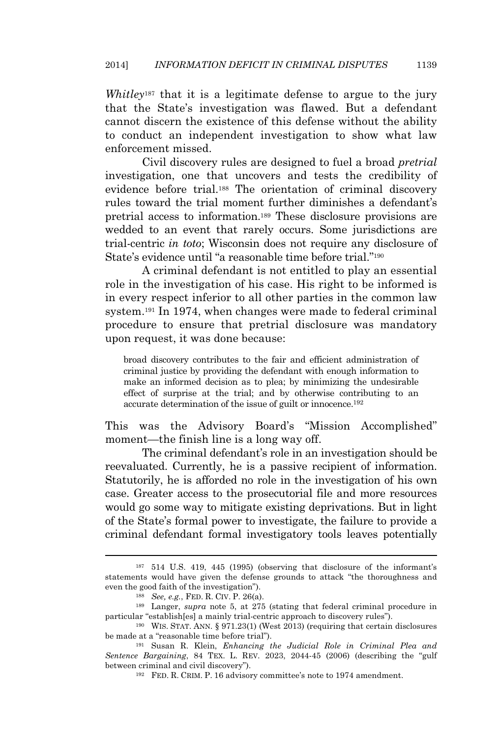*Whitley*[187] that it is a legitimate defense to argue to the jury that the State's investigation was flawed. But a defendant cannot discern the existence of this defense without the ability to conduct an independent investigation to show what law enforcement missed.

Civil discovery rules are designed to fuel a broad *pretrial* investigation, one that uncovers and tests the credibility of evidence before trial.[188] The orientation of criminal discovery rules toward the trial moment further diminishes a defendant's pretrial access to information.[189] These disclosure provisions are wedded to an event that rarely occurs. Some jurisdictions are trial-centric *in toto*; Wisconsin does not require any disclosure of State's evidence until "a reasonable time before trial."[190]

A criminal defendant is not entitled to play an essential role in the investigation of his case. His right to be informed is in every respect inferior to all other parties in the common law system.[191] In 1974, when changes were made to federal criminal procedure to ensure that pretrial disclosure was mandatory upon request, it was done because:

> broad discovery contributes to the fair and efficient administration of criminal justice by providing the defendant with enough information to make an informed decision as to plea; by minimizing the undesirable effect of surprise at the trial; and by otherwise contributing to an accurate determination of the issue of guilt or innocence.[192]

This was the Advisory Board's "Mission Accomplished" moment—the finish line is a long way off.

The criminal defendant's role in an investigation should be reevaluated. Currently, he is a passive recipient of information. Statutorily, he is afforded no role in the investigation of his own case. Greater access to the prosecutorial file and more resources would go some way to mitigate existing deprivations. But in light of the State's formal power to investigate, the failure to provide a criminal defendant formal investigatory tools leaves potentially

---

[187] 514 U.S. 419, 445 (1995) (observing that disclosure of the informant's statements would have given the defense grounds to attack "the thoroughness and even the good faith of the investigation").

[188] *See, e.g.*, FED. R. CIV. P. 26(a).

[189] Langer, *supra* note 5, at 275 (stating that federal criminal procedure in particular "establish[es] a mainly trial-centric approach to discovery rules").

[190] WIS. STAT. ANN. § 971.23(1) (West 2013) (requiring that certain disclosures be made at a "reasonable time before trial").

[191] Susan R. Klein, *Enhancing the Judicial Role in Criminal Plea and Sentence Bargaining*, 84 TEX. L. REV. 2023, 2044-45 (2006) (describing the "gulf between criminal and civil discovery").

[192] FED. R. CRIM. P. 16 advisory committee's note to 1974 amendment.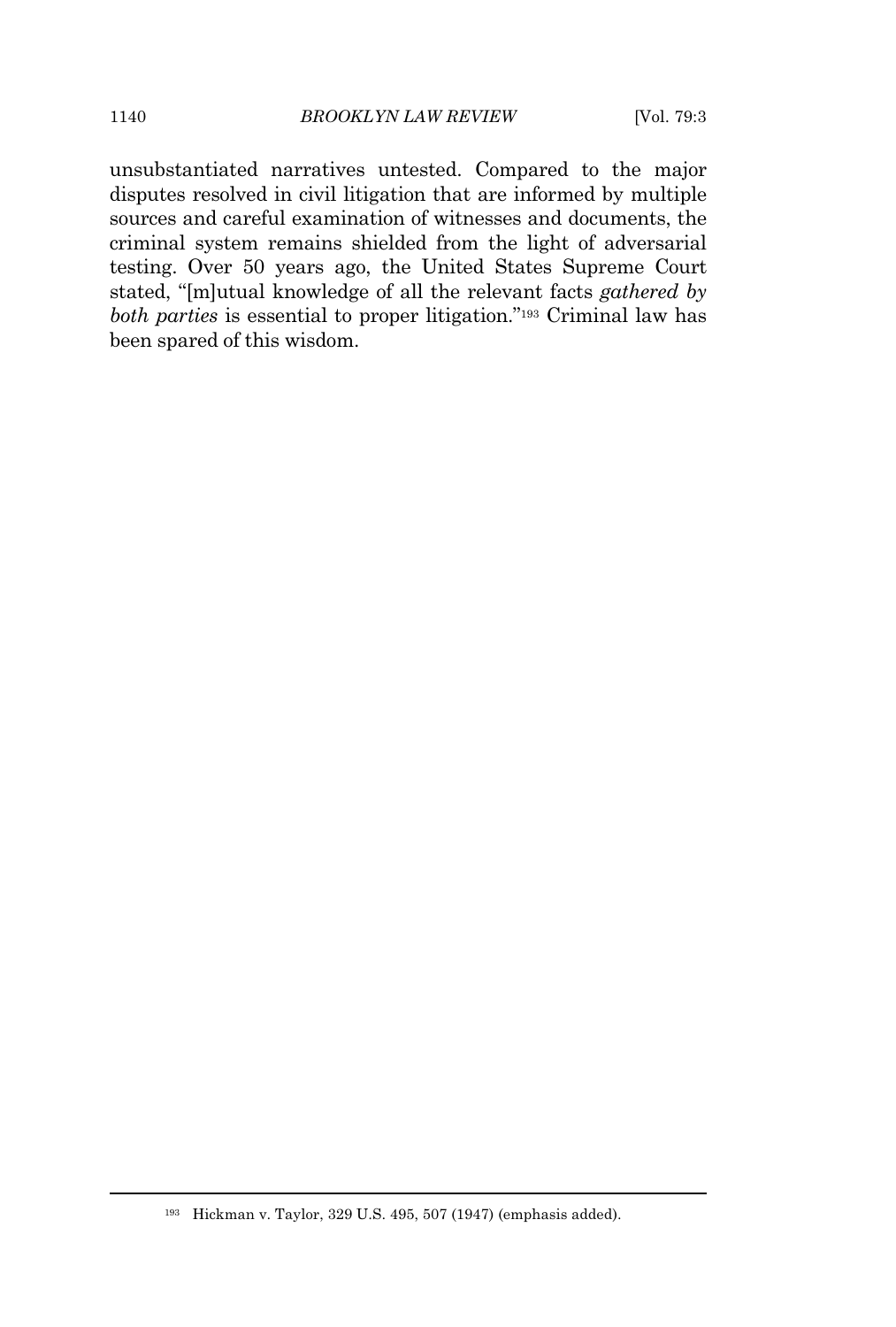unsubstantiated narratives untested. Compared to the major disputes resolved in civil litigation that are informed by multiple sources and careful examination of witnesses and documents, the criminal system remains shielded from the light of adversarial testing. Over 50 years ago, the United States Supreme Court stated, "[m]utual knowledge of all the relevant facts *gathered by both parties* is essential to proper litigation."[193] Criminal law has been spared of this wisdom.

---

[193] Hickman v. Taylor, 329 U.S. 495, 507 (1947) (emphasis added).